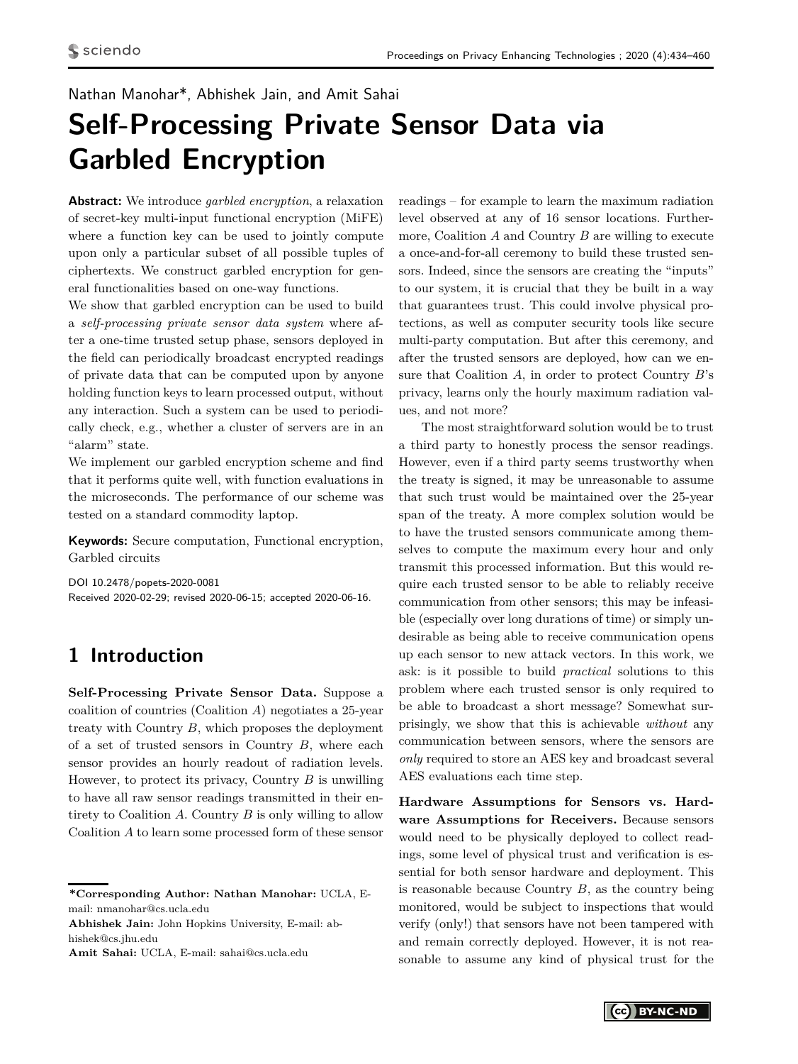Nathan Manohar*, Abhishek Jain, and Amit Sahai

# Self-Processing Private Sensor Data via Garbled Encryption

**Abstract:** We introduce *garbled encryption*, a relaxation of secret-key multi-input functional encryption (MiFE) where a function key can be used to jointly compute upon only a particular subset of all possible tuples of ciphertexts. We construct garbled encryption for general functionalities based on one-way functions.

We show that garbled encryption can be used to build a *self-processing private sensor data system* where after a one-time trusted setup phase, sensors deployed in the field can periodically broadcast encrypted readings of private data that can be computed upon by anyone holding function keys to learn processed output, without any interaction. Such a system can be used to periodically check, e.g., whether a cluster of servers are in an "alarm" state.

We implement our garbled encryption scheme and find that it performs quite well, with function evaluations in the microseconds. The performance of our scheme was tested on a standard commodity laptop.

**Keywords:** Secure computation, Functional encryption, Garbled circuits

DOI 10.2478/popets-2020-0081
Received 2020-02-29; revised 2020-06-15; accepted 2020-06-16.

## 1 Introduction

**Self-Processing Private Sensor Data.** Suppose a coalition of countries (Coalition $A$) negotiates a 25-year treaty with Country $B$, which proposes the deployment of a set of trusted sensors in Country $B$, where each sensor provides an hourly readout of radiation levels. However, to protect its privacy, Country $B$ is unwilling to have all raw sensor readings transmitted in their entirety to Coalition $A$. Country $B$ is only willing to allow Coalition $A$ to learn some processed form of these sensor readings – for example to learn the maximum radiation level observed at any of 16 sensor locations. Furthermore, Coalition $A$ and Country $B$ are willing to execute a once-and-for-all ceremony to build these trusted sensors. Indeed, since the sensors are creating the "inputs" to our system, it is crucial that they be built in a way that guarantees trust. This could involve physical protections, as well as computer security tools like secure multi-party computation. But after this ceremony, and after the trusted sensors are deployed, how can we ensure that Coalition $A$, in order to protect Country $B$'s privacy, learns only the hourly maximum radiation values, and not more?

The most straightforward solution would be to trust a third party to honestly process the sensor readings. However, even if a third party seems trustworthy when the treaty is signed, it may be unreasonable to assume that such trust would be maintained over the 25-year span of the treaty. A more complex solution would be to have the trusted sensors communicate among themselves to compute the maximum every hour and only transmit this processed information. But this would require each trusted sensor to be able to reliably receive communication from other sensors; this may be infeasible (especially over long durations of time) or simply undesirable as being able to receive communication opens up each sensor to new attack vectors. In this work, we ask: is it possible to build *practical* solutions to this problem where each trusted sensor is only required to be able to broadcast a short message? Somewhat surprisingly, we show that this is achievable *without* any communication between sensors, where the sensors are *only* required to store an AES key and broadcast several AES evaluations each time step.

**Hardware Assumptions for Sensors vs. Hardware Assumptions for Receivers.** Because sensors would need to be physically deployed to collect readings, some level of physical trust and verification is essential for both sensor hardware and deployment. This is reasonable because Country $B$, as the country being monitored, would be subject to inspections that would verify (only!) that sensors have not been tampered with and remain correctly deployed. However, it is not reasonable to assume any kind of physical trust for the

---

**\*Corresponding Author: Nathan Manohar:** UCLA, E-mail: nmanohar@cs.ucla.edu
**Abhishek Jain:** John Hopkins University, E-mail: abhishek@cs.jhu.edu
**Amit Sahai:** UCLA, E-mail: sahai@cs.ucla.edu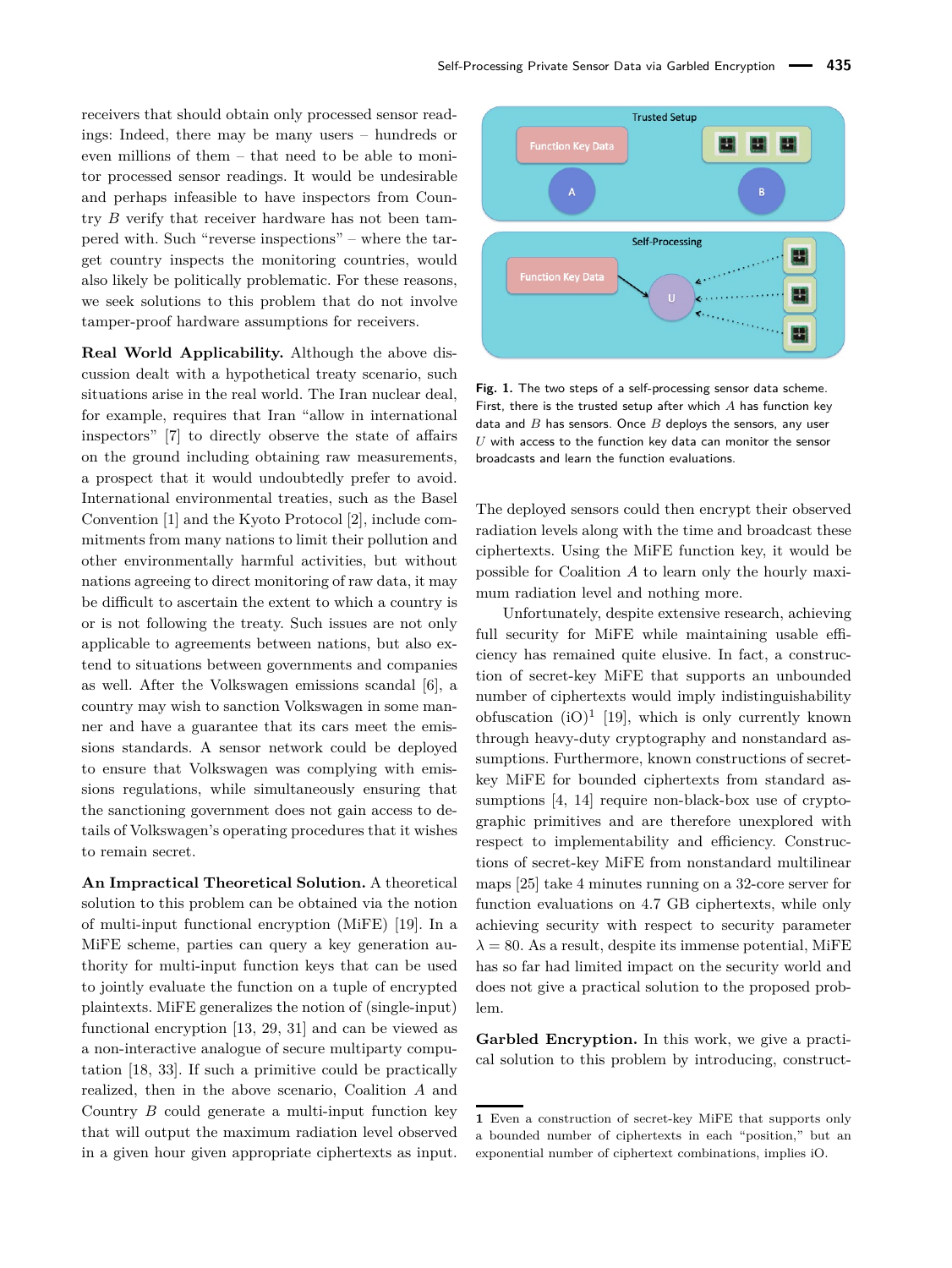receivers that should obtain only processed sensor readings: Indeed, there may be many users – hundreds or even millions of them – that need to be able to monitor processed sensor readings. It would be undesirable and perhaps infeasible to have inspectors from Country $B$ verify that receiver hardware has not been tampered with. Such "reverse inspections" – where the target country inspects the monitoring countries, would also likely be politically problematic. For these reasons, we seek solutions to this problem that do not involve tamper-proof hardware assumptions for receivers.

**Real World Applicability.** Although the above discussion dealt with a hypothetical treaty scenario, such situations arise in the real world. The Iran nuclear deal, for example, requires that Iran "allow in international inspectors" [7] to directly observe the state of affairs on the ground including obtaining raw measurements, a prospect that it would undoubtedly prefer to avoid. International environmental treaties, such as the Basel Convention [1] and the Kyoto Protocol [2], include commitments from many nations to limit their pollution and other environmentally harmful activities, but without nations agreeing to direct monitoring of raw data, it may be difficult to ascertain the extent to which a country is or is not following the treaty. Such issues are not only applicable to agreements between nations, but also extend to situations between governments and companies as well. After the Volkswagen emissions scandal [6], a country may wish to sanction Volkswagen in some manner and have a guarantee that its cars meet the emissions standards. A sensor network could be deployed to ensure that Volkswagen was complying with emissions regulations, while simultaneously ensuring that the sanctioning government does not gain access to details of Volkswagen's operating procedures that it wishes to remain secret.

**An Impractical Theoretical Solution.** A theoretical solution to this problem can be obtained via the notion of multi-input functional encryption (MiFE) [19]. In a MiFE scheme, parties can query a key generation authority for multi-input function keys that can be used to jointly evaluate the function on a tuple of encrypted plaintexts. MiFE generalizes the notion of (single-input) functional encryption [13, 29, 31] and can be viewed as a non-interactive analogue of secure multiparty computation [18, 33]. If such a primitive could be practically realized, then in the above scenario, Coalition $A$ and Country $B$ could generate a multi-input function key that will output the maximum radiation level observed in a given hour given appropriate ciphertexts as input.

**Fig. 1.** The two steps of a self-processing sensor data scheme. First, there is the trusted setup after which $A$ has function key data and $B$ has sensors. Once $B$ deploys the sensors, any user $U$ with access to the function key data can monitor the sensor broadcasts and learn the function evaluations.

The deployed sensors could then encrypt their observed radiation levels along with the time and broadcast these ciphertexts. Using the MiFE function key, it would be possible for Coalition $A$ to learn only the hourly maximum radiation level and nothing more.

Unfortunately, despite extensive research, achieving full security for MiFE while maintaining usable efficiency has remained quite elusive. In fact, a construction of secret-key MiFE that supports an unbounded number of ciphertexts would imply indistinguishability obfuscation (iO)[1] [19], which is only currently known through heavy-duty cryptography and nonstandard assumptions. Furthermore, known constructions of secret-key MiFE for bounded ciphertexts from standard assumptions [4, 14] require non-black-box use of cryptographic primitives and are therefore unexplored with respect to implementability and efficiency. Constructions of secret-key MiFE from nonstandard multilinear maps [25] take 4 minutes running on a 32-core server for function evaluations on 4.7 GB ciphertexts, while only achieving security with respect to security parameter $\lambda = 80$. As a result, despite its immense potential, MiFE has so far had limited impact on the security world and does not give a practical solution to the proposed problem.

**Garbled Encryption.** In this work, we give a practical solution to this problem by introducing, construct-

1 Even a construction of secret-key MiFE that supports only a bounded number of ciphertexts in each "position," but an exponential number of ciphertext combinations, implies iO.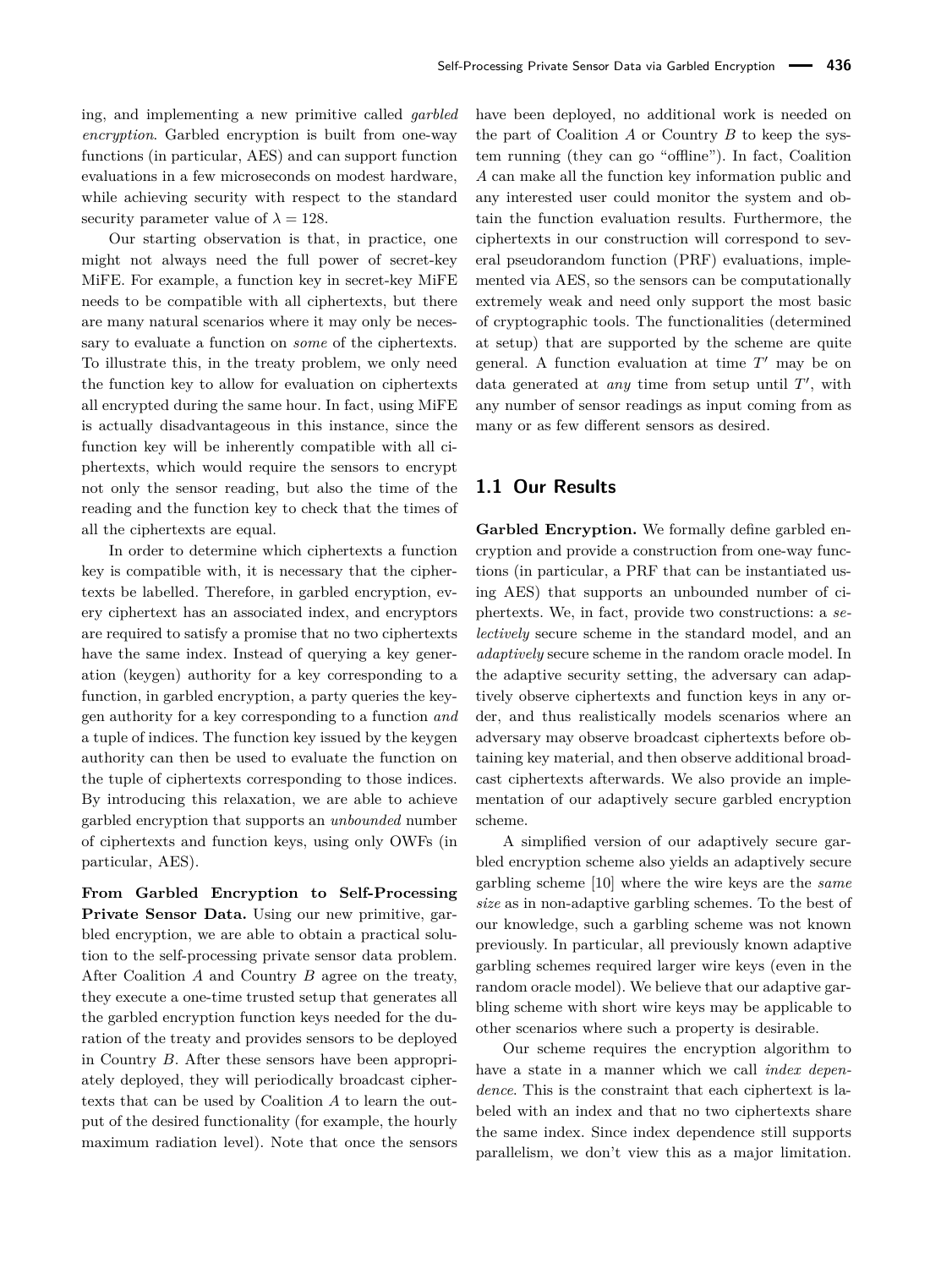ing, and implementing a new primitive called *garbled encryption*. Garbled encryption is built from one-way functions (in particular, AES) and can support function evaluations in a few microseconds on modest hardware, while achieving security with respect to the standard security parameter value of $\lambda = 128$.

Our starting observation is that, in practice, one might not always need the full power of secret-key MiFE. For example, a function key in secret-key MiFE needs to be compatible with all ciphertexts, but there are many natural scenarios where it may only be necessary to evaluate a function on *some* of the ciphertexts. To illustrate this, in the treaty problem, we only need the function key to allow for evaluation on ciphertexts all encrypted during the same hour. In fact, using MiFE is actually disadvantageous in this instance, since the function key will be inherently compatible with all ciphertexts, which would require the sensors to encrypt not only the sensor reading, but also the time of the reading and the function key to check that the times of all the ciphertexts are equal.

In order to determine which ciphertexts a function key is compatible with, it is necessary that the ciphertexts be labelled. Therefore, in garbled encryption, every ciphertext has an associated index, and encryptors are required to satisfy a promise that no two ciphertexts have the same index. Instead of querying a key generation (keygen) authority for a key corresponding to a function, in garbled encryption, a party queries the keygen authority for a key corresponding to a function *and* a tuple of indices. The function key issued by the keygen authority can then be used to evaluate the function on the tuple of ciphertexts corresponding to those indices. By introducing this relaxation, we are able to achieve garbled encryption that supports an *unbounded* number of ciphertexts and function keys, using only OWFs (in particular, AES).

**From Garbled Encryption to Self-Processing Private Sensor Data.** Using our new primitive, garbled encryption, we are able to obtain a practical solution to the self-processing private sensor data problem. After Coalition $A$ and Country $B$ agree on the treaty, they execute a one-time trusted setup that generates all the garbled encryption function keys needed for the duration of the treaty and provides sensors to be deployed in Country $B$. After these sensors have been appropriately deployed, they will periodically broadcast ciphertexts that can be used by Coalition $A$ to learn the output of the desired functionality (for example, the hourly maximum radiation level). Note that once the sensors have been deployed, no additional work is needed on the part of Coalition $A$ or Country $B$ to keep the system running (they can go "offline"). In fact, Coalition $A$ can make all the function key information public and any interested user could monitor the system and obtain the function evaluation results. Furthermore, the ciphertexts in our construction will correspond to several pseudorandom function (PRF) evaluations, implemented via AES, so the sensors can be computationally extremely weak and need only support the most basic of cryptographic tools. The functionalities (determined at setup) that are supported by the scheme are quite general. A function evaluation at time $T'$ may be on data generated at *any* time from setup until $T'$, with any number of sensor readings as input coming from as many or as few different sensors as desired.

## 1.1 Our Results

**Garbled Encryption.** We formally define garbled encryption and provide a construction from one-way functions (in particular, a PRF that can be instantiated using AES) that supports an unbounded number of ciphertexts. We, in fact, provide two constructions: a *selectively* secure scheme in the standard model, and an *adaptively* secure scheme in the random oracle model. In the adaptive security setting, the adversary can adaptively observe ciphertexts and function keys in any order, and thus realistically models scenarios where an adversary may observe broadcast ciphertexts before obtaining key material, and then observe additional broadcast ciphertexts afterwards. We also provide an implementation of our adaptively secure garbled encryption scheme.

A simplified version of our adaptively secure garbled encryption scheme also yields an adaptively secure garbling scheme [10] where the wire keys are the *same size* as in non-adaptive garbling schemes. To the best of our knowledge, such a garbling scheme was not known previously. In particular, all previously known adaptive garbling schemes required larger wire keys (even in the random oracle model). We believe that our adaptive garbling scheme with short wire keys may be applicable to other scenarios where such a property is desirable.

Our scheme requires the encryption algorithm to have a state in a manner which we call *index dependence*. This is the constraint that each ciphertext is labeled with an index and that no two ciphertexts share the same index. Since index dependence still supports parallelism, we don't view this as a major limitation.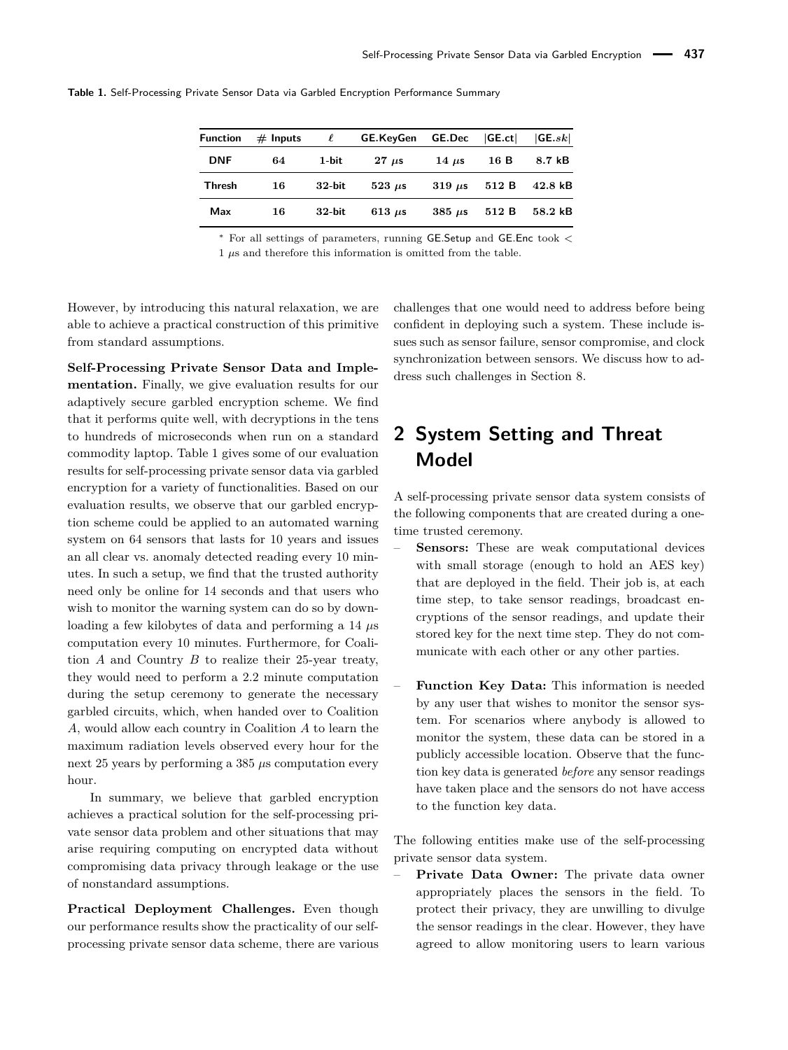**Table 1.** Self-Processing Private Sensor Data via Garbled Encryption Performance Summary

| Function | # Inputs | $\ell$ | GE.KeyGen | GE.Dec | \|GE.ct\| | \|GE.$sk$\| |
|---|---|---|---|---|---|---|
| DNF | 64 | 1-bit | 27 $\mu$s | 14 $\mu$s | 16 B | 8.7 kB |
| Thresh | 16 | 32-bit | 523 $\mu$s | 319 $\mu$s | 512 B | 42.8 kB |
| Max | 16 | 32-bit | 613 $\mu$s | 385 $\mu$s | 512 B | 58.2 kB |

* For all settings of parameters, running GE.Setup and GE.Enc took < 1 $\mu$s and therefore this information is omitted from the table.

However, by introducing this natural relaxation, we are able to achieve a practical construction of this primitive from standard assumptions.

**Self-Processing Private Sensor Data and Implementation.** Finally, we give evaluation results for our adaptively secure garbled encryption scheme. We find that it performs quite well, with decryptions in the tens to hundreds of microseconds when run on a standard commodity laptop. Table 1 gives some of our evaluation results for self-processing private sensor data via garbled encryption for a variety of functionalities. Based on our evaluation results, we observe that our garbled encryption scheme could be applied to an automated warning system on 64 sensors that lasts for 10 years and issues an all clear vs. anomaly detected reading every 10 minutes. In such a setup, we find that the trusted authority need only be online for 14 seconds and that users who wish to monitor the warning system can do so by downloading a few kilobytes of data and performing a 14 $\mu$s computation every 10 minutes. Furthermore, for Coalition $A$ and Country $B$ to realize their 25-year treaty, they would need to perform a 2.2 minute computation during the setup ceremony to generate the necessary garbled circuits, which, when handed over to Coalition $A$, would allow each country in Coalition $A$ to learn the maximum radiation levels observed every hour for the next 25 years by performing a 385 $\mu$s computation every hour.

In summary, we believe that garbled encryption achieves a practical solution for the self-processing private sensor data problem and other situations that may arise requiring computing on encrypted data without compromising data privacy through leakage or the use of nonstandard assumptions.

**Practical Deployment Challenges.** Even though our performance results show the practicality of our self-processing private sensor data scheme, there are various challenges that one would need to address before being confident in deploying such a system. These include issues such as sensor failure, sensor compromise, and clock synchronization between sensors. We discuss how to address such challenges in Section 8.

## 2 System Setting and Threat Model

A self-processing private sensor data system consists of the following components that are created during a one-time trusted ceremony.

- **Sensors:** These are weak computational devices with small storage (enough to hold an AES key) that are deployed in the field. Their job is, at each time step, to take sensor readings, broadcast encryptions of the sensor readings, and update their stored key for the next time step. They do not communicate with each other or any other parties.

- **Function Key Data:** This information is needed by any user that wishes to monitor the sensor system. For scenarios where anybody is allowed to monitor the system, these data can be stored in a publicly accessible location. Observe that the function key data is generated *before* any sensor readings have taken place and the sensors do not have access to the function key data.

The following entities make use of the self-processing private sensor data system.

- **Private Data Owner:** The private data owner appropriately places the sensors in the field. To protect their privacy, they are unwilling to divulge the sensor readings in the clear. However, they have agreed to allow monitoring users to learn various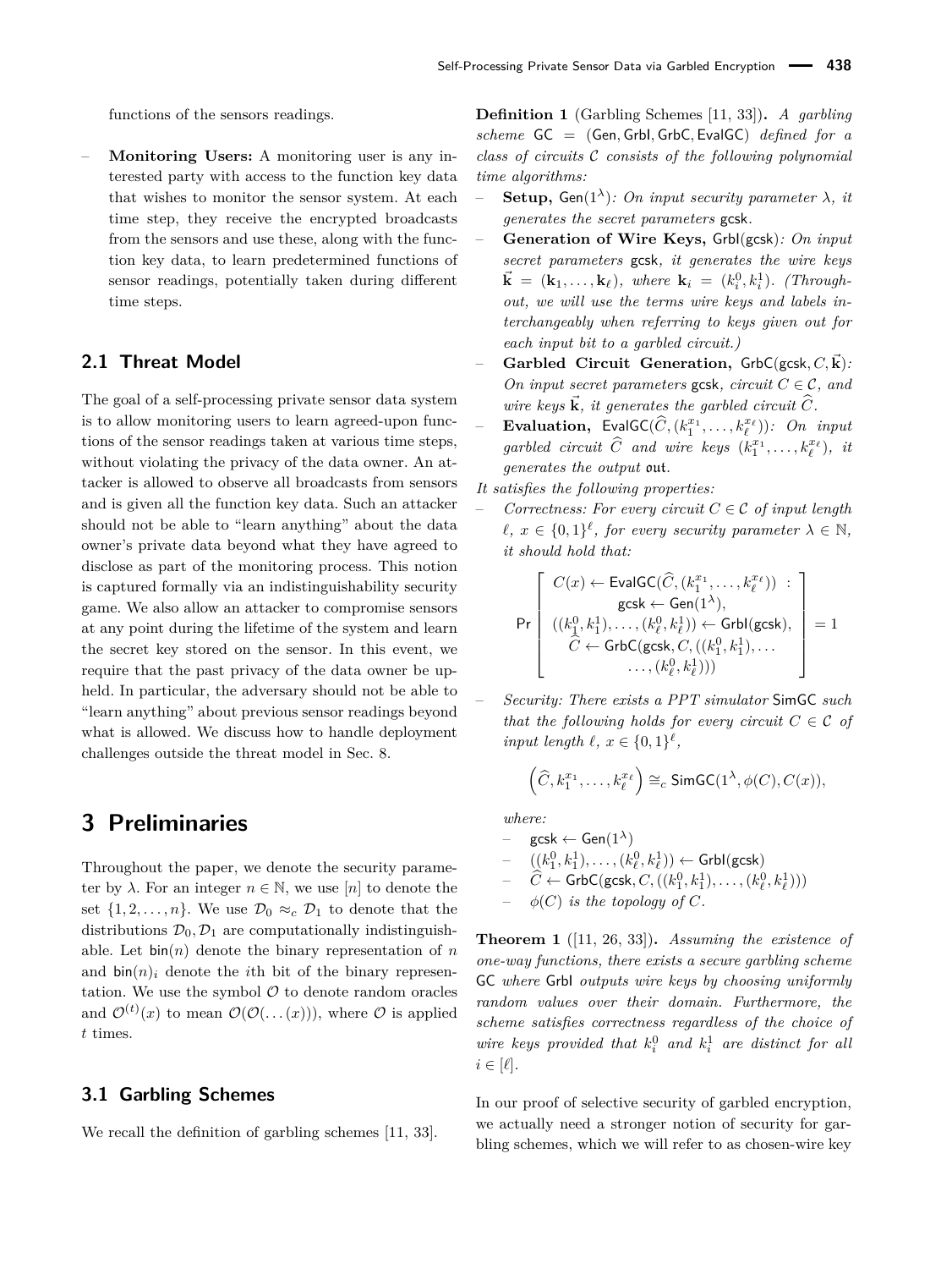functions of the sensors readings.

- **Monitoring Users:** A monitoring user is any interested party with access to the function key data that wishes to monitor the sensor system. At each time step, they receive the encrypted broadcasts from the sensors and use these, along with the function key data, to learn predetermined functions of sensor readings, potentially taken during different time steps.

## 2.1 Threat Model

The goal of a self-processing private sensor data system is to allow monitoring users to learn agreed-upon functions of the sensor readings taken at various time steps, without violating the privacy of the data owner. An attacker is allowed to observe all broadcasts from sensors and is given all the function key data. Such an attacker should not be able to "learn anything" about the data owner's private data beyond what they have agreed to disclose as part of the monitoring process. This notion is captured formally via an indistinguishability security game. We also allow an attacker to compromise sensors at any point during the lifetime of the system and learn the secret key stored on the sensor. In this event, we require that the past privacy of the data owner be upheld. In particular, the adversary should not be able to "learn anything" about previous sensor readings beyond what is allowed. We discuss how to handle deployment challenges outside the threat model in Sec. 8.

# 3 Preliminaries

Throughout the paper, we denote the security parameter by $\lambda$. For an integer $n \in \mathbb{N}$, we use $[n]$ to denote the set $\{1, 2, \ldots, n\}$. We use $\mathcal{D}_0 \approx_c \mathcal{D}_1$ to denote that the distributions $\mathcal{D}_0, \mathcal{D}_1$ are computationally indistinguishable. Let $\mathsf{bin}(n)$ denote the binary representation of $n$ and $\mathsf{bin}(n)_i$ denote the $i$th bit of the binary representation. We use the symbol $\mathcal{O}$ to denote random oracles and $\mathcal{O}^{(t)}(x)$ to mean $\mathcal{O}(\mathcal{O}(\ldots(x)))$, where $\mathcal{O}$ is applied $t$ times.

## 3.1 Garbling Schemes

We recall the definition of garbling schemes [11, 33].

**Definition 1** (Garbling Schemes [11, 33])**.** *A garbling scheme* $\mathsf{GC} = (\mathsf{Gen}, \mathsf{Grbl}, \mathsf{GrbC}, \mathsf{EvalGC})$ *defined for a class of circuits* $\mathcal{C}$ *consists of the following polynomial time algorithms:*

- **Setup,** $\mathsf{Gen}(1^\lambda)$*: On input security parameter* $\lambda$*, it generates the secret parameters* $\mathsf{gcsk}$*.*
- **Generation of Wire Keys,** $\mathsf{Grbl}(\mathsf{gcsk})$*: On input secret parameters* $\mathsf{gcsk}$*, it generates the wire keys* $\vec{\mathbf{k}} = (\mathbf{k}_1, \ldots, \mathbf{k}_\ell)$*, where* $\mathbf{k}_i = (k_i^0, k_i^1)$*. (Throughout, we will use the terms wire keys and labels interchangeably when referring to keys given out for each input bit to a garbled circuit.)*
- **Garbled Circuit Generation,** $\mathsf{GrbC}(\mathsf{gcsk}, C, \vec{\mathbf{k}})$*: On input secret parameters* $\mathsf{gcsk}$*, circuit* $C \in \mathcal{C}$*, and wire keys* $\vec{\mathbf{k}}$*, it generates the garbled circuit* $\widehat{C}$*.*
- **Evaluation,** $\mathsf{EvalGC}(\widehat{C}, (k_1^{x_1}, \ldots, k_\ell^{x_\ell}))$*: On input garbled circuit* $\widehat{C}$ *and wire keys* $(k_1^{x_1}, \ldots, k_\ell^{x_\ell})$*, it generates the output* $\mathfrak{out}$*.*

*It satisfies the following properties:*

- *Correctness: For every circuit* $C \in \mathcal{C}$ *of input length* $\ell$*,* $x \in \{0,1\}^\ell$*, for every security parameter* $\lambda \in \mathbb{N}$*, it should hold that:*

$$\Pr\left[\begin{array}{c} C(x) \leftarrow \mathsf{EvalGC}(\widehat{C}, (k_1^{x_1}, \ldots, k_\ell^{x_\ell})) \;: \\ \mathsf{gcsk} \leftarrow \mathsf{Gen}(1^\lambda), \\ ((k_1^0, k_1^1), \ldots, (k_\ell^0, k_\ell^1)) \leftarrow \mathsf{Grbl}(\mathsf{gcsk}), \\ \widehat{C} \leftarrow \mathsf{GrbC}(\mathsf{gcsk}, C, ((k_1^0, k_1^1), \ldots \\ \ldots, (k_\ell^0, k_\ell^1))) \end{array}\right] = 1$$

- *Security: There exists a PPT simulator* $\mathsf{SimGC}$ *such that the following holds for every circuit* $C \in \mathcal{C}$ *of input length* $\ell$*,* $x \in \{0,1\}^\ell$*,*

$$\left(\widehat{C}, k_1^{x_1}, \ldots, k_\ell^{x_\ell}\right) \cong_c \mathsf{SimGC}(1^\lambda, \phi(C), C(x)),$$

*where:*

- $\mathsf{gcsk} \leftarrow \mathsf{Gen}(1^\lambda)$
- $((k_1^0, k_1^1), \ldots, (k_\ell^0, k_\ell^1)) \leftarrow \mathsf{Grbl}(\mathsf{gcsk})$
- $\widehat{C} \leftarrow \mathsf{GrbC}(\mathsf{gcsk}, C, ((k_1^0, k_1^1), \ldots, (k_\ell^0, k_\ell^1)))$
- $\phi(C)$ *is the topology of* $C$*.*

**Theorem 1** ([11, 26, 33])**.** *Assuming the existence of one-way functions, there exists a secure garbling scheme* $\mathsf{GC}$ *where* $\mathsf{Grbl}$ *outputs wire keys by choosing uniformly random values over their domain. Furthermore, the scheme satisfies correctness regardless of the choice of wire keys provided that* $k_i^0$ *and* $k_i^1$ *are distinct for all* $i \in [\ell]$*.*

In our proof of selective security of garbled encryption, we actually need a stronger notion of security for garbling schemes, which we will refer to as chosen-wire key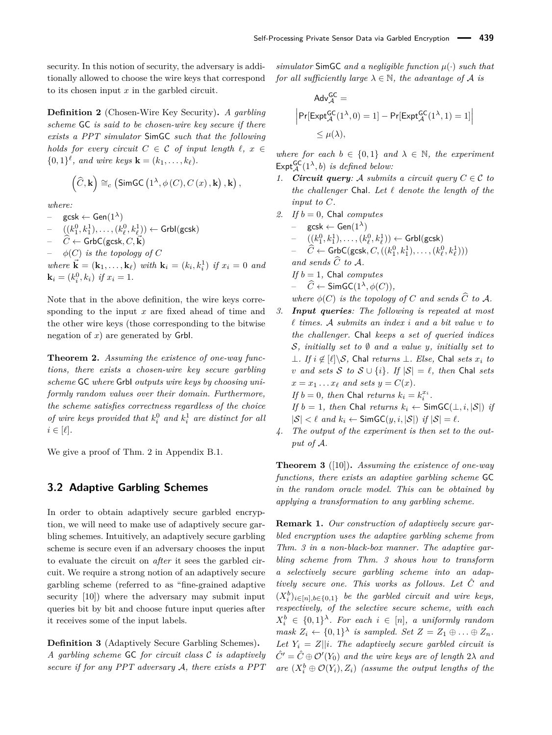security. In this notion of security, the adversary is additionally allowed to choose the wire keys that correspond to its chosen input $x$ in the garbled circuit.

**Definition 2** (Chosen-Wire Key Security)**.** *A garbling scheme* GC *is said to be chosen-wire key secure if there exists a PPT simulator* SimGC *such that the following holds for every circuit $C \in \mathcal{C}$ of input length $\ell$, $x \in \{0,1\}^\ell$, and wire keys $\mathbf{k} = (k_1, \ldots, k_\ell)$.*

$$\left(\widehat{C}, \mathbf{k}\right) \cong_c \left(\mathsf{SimGC}\left(1^\lambda, \phi\left(C\right), C\left(x\right), \mathbf{k}\right), \mathbf{k}\right),$$

*where:*

- $\mathsf{gcsk} \leftarrow \mathsf{Gen}(1^\lambda)$
- $((k_1^0, k_1^1), \ldots, (k_\ell^0, k_\ell^1)) \leftarrow \mathsf{Grbl}(\mathsf{gcsk})$
- $\widehat{C} \leftarrow \mathsf{GrbC}(\mathsf{gcsk}, C, \vec{\mathbf{k}})$
- $\phi(C)$ *is the topology of* $C$

*where* $\vec{\mathbf{k}} = (\mathbf{k}_1, \ldots, \mathbf{k}_\ell)$ *with* $\mathbf{k}_i = (k_i, k_i^1)$ *if* $x_i = 0$ *and* $\mathbf{k}_i = (k_i^0, k_i)$ *if* $x_i = 1$.

Note that in the above definition, the wire keys corresponding to the input $x$ are fixed ahead of time and the other wire keys (those corresponding to the bitwise negation of $x$) are generated by Grbl.

**Theorem 2.** *Assuming the existence of one-way functions, there exists a chosen-wire key secure garbling scheme* GC *where* Grbl *outputs wire keys by choosing uniformly random values over their domain. Furthermore, the scheme satisfies correctness regardless of the choice of wire keys provided that $k_i^0$ and $k_i^1$ are distinct for all $i \in [\ell]$.*

We give a proof of Thm. 2 in Appendix B.1.

## 3.2 Adaptive Garbling Schemes

In order to obtain adaptively secure garbled encryption, we will need to make use of adaptively secure garbling schemes. Intuitively, an adaptively secure garbling scheme is secure even if an adversary chooses the input to evaluate the circuit on *after* it sees the garbled circuit. We require a strong notion of an adaptively secure garbling scheme (referred to as "fine-grained adaptive security [10]) where the adversary may submit input queries bit by bit and choose future input queries after it receives some of the input labels.

**Definition 3** (Adaptively Secure Garbling Schemes)**.** *A garbling scheme* GC *for circuit class $\mathcal{C}$ is adaptively secure if for any PPT adversary $\mathcal{A}$, there exists a PPT simulator* SimGC *and a negligible function $\mu(\cdot)$ such that for all sufficiently large $\lambda \in \mathbb{N}$, the advantage of $\mathcal{A}$ is*

$$\mathsf{Adv}_{\mathcal{A}}^{\mathsf{GC}} = \left|\Pr[\mathsf{Expt}_{\mathcal{A}}^{\mathsf{GC}}(1^\lambda, 0) = 1] - \Pr[\mathsf{Expt}_{\mathcal{A}}^{\mathsf{GC}}(1^\lambda, 1) = 1]\right| \leq \mu(\lambda),$$

*where for each $b \in \{0,1\}$ and $\lambda \in \mathbb{N}$, the experiment $\mathsf{Expt}_{\mathcal{A}}^{\mathsf{GC}}(1^\lambda, b)$ is defined below:*

1. ***Circuit query**: $\mathcal{A}$ submits a circuit query $C \in \mathcal{C}$ to the challenger* Chal*. Let $\ell$ denote the length of the input to $C$.*
2. *If $b = 0$,* Chal *computes*
   - $\mathsf{gcsk} \leftarrow \mathsf{Gen}(1^\lambda)$
   - $((k_1^0, k_1^1), \ldots, (k_\ell^0, k_\ell^1)) \leftarrow \mathsf{Grbl}(\mathsf{gcsk})$
   - $\widehat{C} \leftarrow \mathsf{GrbC}(\mathsf{gcsk}, C, ((k_1^0, k_1^1), \ldots, (k_\ell^0, k_\ell^1)))$

   *and sends $\widehat{C}$ to $\mathcal{A}$.*

   *If $b = 1$,* Chal *computes*
   - $\widehat{C} \leftarrow \mathsf{SimGC}(1^\lambda, \phi(C))$,

   *where $\phi(C)$ is the topology of $C$ and sends $\widehat{C}$ to $\mathcal{A}$.*
3. ***Input queries**: The following is repeated at most $\ell$ times. $\mathcal{A}$ submits an index $i$ and a bit value $v$ to the challenger.* Chal *keeps a set of queried indices $\mathcal{S}$, initially set to $\emptyset$ and a value $y$, initially set to $\perp$. If $i \notin [\ell] \backslash \mathcal{S}$,* Chal *returns $\perp$. Else,* Chal *sets $x_i$ to $v$ and sets $\mathcal{S}$ to $\mathcal{S} \cup \{i\}$. If $|\mathcal{S}| = \ell$, then* Chal *sets $x = x_1 \ldots x_\ell$ and sets $y = C(x)$.*

   *If $b = 0$, then* Chal *returns $k_i = k_i^{x_i}$.*

   *If $b = 1$, then* Chal *returns $k_i \leftarrow \mathsf{SimGC}(\perp, i, |\mathcal{S}|)$ if $|\mathcal{S}| < \ell$ and $k_i \leftarrow \mathsf{SimGC}(y, i, |\mathcal{S}|)$ if $|\mathcal{S}| = \ell$.*
4. *The output of the experiment is then set to the output of $\mathcal{A}$.*

**Theorem 3** ([10])**.** *Assuming the existence of one-way functions, there exists an adaptive garbling scheme* GC *in the random oracle model. This can be obtained by applying a transformation to any garbling scheme.*

**Remark 1.** *Our construction of adaptively secure garbled encryption uses the adaptive garbling scheme from Thm. 3 in a non-black-box manner. The adaptive garbling scheme from Thm. 3 shows how to transform a selectively secure garbling scheme into an adaptively secure one. This works as follows. Let $\hat{C}$ and $(X_i^b)_{i \in [n], b \in \{0,1\}}$ be the garbled circuit and wire keys, respectively, of the selective secure scheme, with each $X_i^b \in \{0,1\}^\lambda$. For each $i \in [n]$, a uniformly random mask $Z_i \leftarrow \{0,1\}^\lambda$ is sampled. Set $Z = Z_1 \oplus \ldots \oplus Z_n$. Let $Y_i = Z || i$. The adaptively secure garbled circuit is $\hat{C}' = \hat{C} \oplus \mathcal{O}'(Y_0)$ and the wire keys are of length $2\lambda$ and are $(X_i^b \oplus \mathcal{O}(Y_i), Z_i)$ (assume the output lengths of the*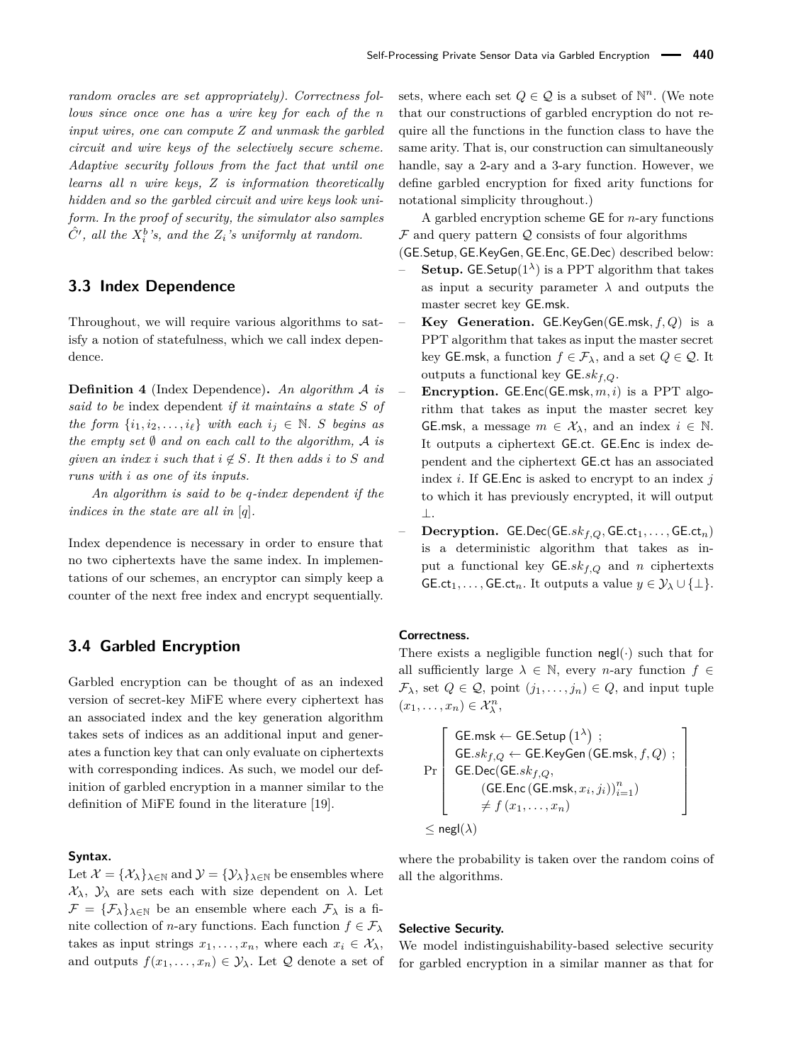*random oracles are set appropriately). Correctness follows since once one has a wire key for each of the $n$ input wires, one can compute $Z$ and unmask the garbled circuit and wire keys of the selectively secure scheme. Adaptive security follows from the fact that until one learns all $n$ wire keys, $Z$ is information theoretically hidden and so the garbled circuit and wire keys look uniform. In the proof of security, the simulator also samples $\hat{C}'$, all the $X_i^b$'s, and the $Z_i$'s uniformly at random.*

## 3.3 Index Dependence

Throughout, we will require various algorithms to satisfy a notion of statefulness, which we call index dependence.

**Definition 4** (Index Dependence)**.** *An algorithm $\mathcal{A}$ is said to be* index dependent *if it maintains a state $S$ of the form $\{i_1, i_2, \ldots, i_\ell\}$ with each $i_j \in \mathbb{N}$. $S$ begins as the empty set $\emptyset$ and on each call to the algorithm, $\mathcal{A}$ is given an index $i$ such that $i \notin S$. It then adds $i$ to $S$ and runs with $i$ as one of its inputs.*

*An algorithm is said to be $q$-index dependent if the indices in the state are all in $[q]$.*

Index dependence is necessary in order to ensure that no two ciphertexts have the same index. In implementations of our schemes, an encryptor can simply keep a counter of the next free index and encrypt sequentially.

## 3.4 Garbled Encryption

Garbled encryption can be thought of as an indexed version of secret-key MiFE where every ciphertext has an associated index and the key generation algorithm takes sets of indices as an additional input and generates a function key that can only evaluate on ciphertexts with corresponding indices. As such, we model our definition of garbled encryption in a manner similar to the definition of MiFE found in the literature [19].

#### Syntax.

Let $\mathcal{X} = \{\mathcal{X}_\lambda\}_{\lambda \in \mathbb{N}}$ and $\mathcal{Y} = \{\mathcal{Y}_\lambda\}_{\lambda \in \mathbb{N}}$ be ensembles where $\mathcal{X}_\lambda$, $\mathcal{Y}_\lambda$ are sets each with size dependent on $\lambda$. Let $\mathcal{F} = \{\mathcal{F}_\lambda\}_{\lambda \in \mathbb{N}}$ be an ensemble where each $\mathcal{F}_\lambda$ is a finite collection of $n$-ary functions. Each function $f \in \mathcal{F}_\lambda$ takes as input strings $x_1, \ldots, x_n$, where each $x_i \in \mathcal{X}_\lambda$, and outputs $f(x_1, \ldots, x_n) \in \mathcal{Y}_\lambda$. Let $\mathcal{Q}$ denote a set of sets, where each set $Q \in \mathcal{Q}$ is a subset of $\mathbb{N}^n$. (We note that our constructions of garbled encryption do not require all the functions in the function class to have the same arity. That is, our construction can simultaneously handle, say a 2-ary and a 3-ary function. However, we define garbled encryption for fixed arity functions for notational simplicity throughout.)

A garbled encryption scheme $\mathsf{GE}$ for $n$-ary functions $\mathcal{F}$ and query pattern $\mathcal{Q}$ consists of four algorithms ($\mathsf{GE.Setup}$, $\mathsf{GE.KeyGen}$, $\mathsf{GE.Enc}$, $\mathsf{GE.Dec}$) described below:

- **Setup.** $\mathsf{GE.Setup}(1^\lambda)$ is a PPT algorithm that takes as input a security parameter $\lambda$ and outputs the master secret key $\mathsf{GE.msk}$.
- **Key Generation.** $\mathsf{GE.KeyGen}(\mathsf{GE.msk}, f, Q)$ is a PPT algorithm that takes as input the master secret key $\mathsf{GE.msk}$, a function $f \in \mathcal{F}_\lambda$, and a set $Q \in \mathcal{Q}$. It outputs a functional key $\mathsf{GE}.sk_{f,Q}$.
- **Encryption.** $\mathsf{GE.Enc}(\mathsf{GE.msk}, m, i)$ is a PPT algorithm that takes as input the master secret key $\mathsf{GE.msk}$, a message $m \in \mathcal{X}_\lambda$, and an index $i \in \mathbb{N}$. It outputs a ciphertext $\mathsf{GE.ct}$. $\mathsf{GE.Enc}$ is index dependent and the ciphertext $\mathsf{GE.ct}$ has an associated index $i$. If $\mathsf{GE.Enc}$ is asked to encrypt to an index $j$ to which it has previously encrypted, it will output $\perp$.
- **Decryption.** $\mathsf{GE.Dec}(\mathsf{GE}.sk_{f,Q}, \mathsf{GE.ct}_1, \ldots, \mathsf{GE.ct}_n)$ is a deterministic algorithm that takes as input a functional key $\mathsf{GE}.sk_{f,Q}$ and $n$ ciphertexts $\mathsf{GE.ct}_1, \ldots, \mathsf{GE.ct}_n$. It outputs a value $y \in \mathcal{Y}_\lambda \cup \{\perp\}$.

#### Correctness.

There exists a negligible function $\mathsf{negl}(\cdot)$ such that for all sufficiently large $\lambda \in \mathbb{N}$, every $n$-ary function $f \in \mathcal{F}_\lambda$, set $Q \in \mathcal{Q}$, point $(j_1, \ldots, j_n) \in Q$, and input tuple $(x_1, \ldots, x_n) \in \mathcal{X}_\lambda^n$,

$$\Pr\left[\begin{array}{l} \mathsf{GE.msk} \leftarrow \mathsf{GE.Setup}\left(1^\lambda\right) ; \\ \mathsf{GE}.sk_{f,Q} \leftarrow \mathsf{GE.KeyGen}\left(\mathsf{GE.msk}, f, Q\right) ; \\ \mathsf{GE.Dec}(\mathsf{GE}.sk_{f,Q}, \\ \quad \left(\mathsf{GE.Enc}\left(\mathsf{GE.msk}, x_i, j_i\right)\right)_{i=1}^n) \\ \quad \neq f\left(x_1, \ldots, x_n\right) \end{array}\right] \leq \mathsf{negl}(\lambda)$$

where the probability is taken over the random coins of all the algorithms.

#### Selective Security.

We model indistinguishability-based selective security for garbled encryption in a similar manner as that for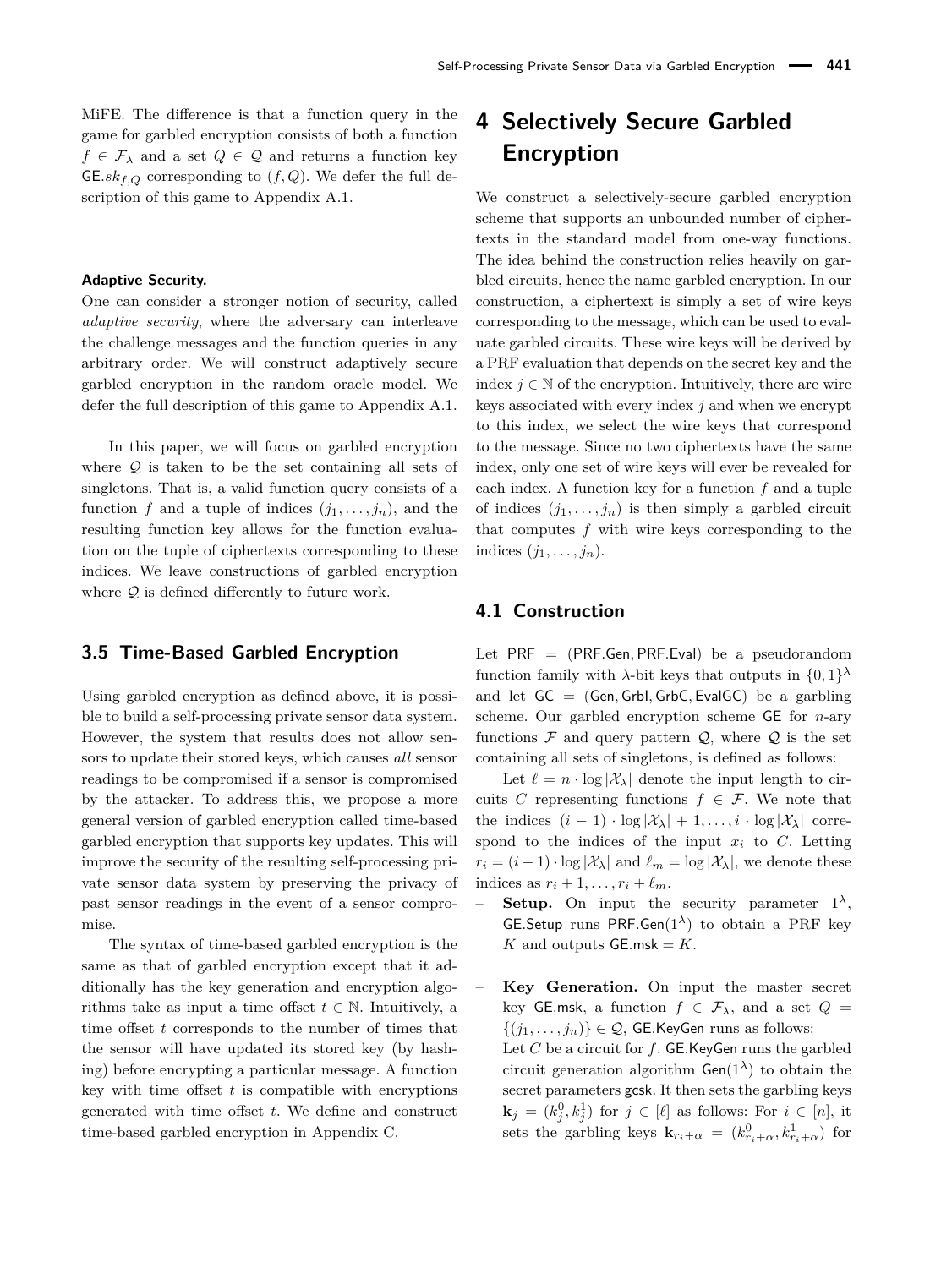MiFE. The difference is that a function query in the game for garbled encryption consists of both a function $f \in \mathcal{F}_\lambda$ and a set $Q \in \mathcal{Q}$ and returns a function key $\mathsf{GE}.sk_{f,Q}$ corresponding to $(f, Q)$. We defer the full description of this game to Appendix A.1.

**Adaptive Security.**

One can consider a stronger notion of security, called *adaptive security*, where the adversary can interleave the challenge messages and the function queries in any arbitrary order. We will construct adaptively secure garbled encryption in the random oracle model. We defer the full description of this game to Appendix A.1.

In this paper, we will focus on garbled encryption where $\mathcal{Q}$ is taken to be the set containing all sets of singletons. That is, a valid function query consists of a function $f$ and a tuple of indices $(j_1, \ldots, j_n)$, and the resulting function key allows for the function evaluation on the tuple of ciphertexts corresponding to these indices. We leave constructions of garbled encryption where $\mathcal{Q}$ is defined differently to future work.

### 3.5 Time-Based Garbled Encryption

Using garbled encryption as defined above, it is possible to build a self-processing private sensor data system. However, the system that results does not allow sensors to update their stored keys, which causes *all* sensor readings to be compromised if a sensor is compromised by the attacker. To address this, we propose a more general version of garbled encryption called time-based garbled encryption that supports key updates. This will improve the security of the resulting self-processing private sensor data system by preserving the privacy of past sensor readings in the event of a sensor compromise.

The syntax of time-based garbled encryption is the same as that of garbled encryption except that it additionally has the key generation and encryption algorithms take as input a time offset $t \in \mathbb{N}$. Intuitively, a time offset $t$ corresponds to the number of times that the sensor will have updated its stored key (by hashing) before encrypting a particular message. A function key with time offset $t$ is compatible with encryptions generated with time offset $t$. We define and construct time-based garbled encryption in Appendix C.

## 4 Selectively Secure Garbled Encryption

We construct a selectively-secure garbled encryption scheme that supports an unbounded number of ciphertexts in the standard model from one-way functions. The idea behind the construction relies heavily on garbled circuits, hence the name garbled encryption. In our construction, a ciphertext is simply a set of wire keys corresponding to the message, which can be used to evaluate garbled circuits. These wire keys will be derived by a PRF evaluation that depends on the secret key and the index $j \in \mathbb{N}$ of the encryption. Intuitively, there are wire keys associated with every index $j$ and when we encrypt to this index, we select the wire keys that correspond to the message. Since no two ciphertexts have the same index, only one set of wire keys will ever be revealed for each index. A function key for a function $f$ and a tuple of indices $(j_1, \ldots, j_n)$ is then simply a garbled circuit that computes $f$ with wire keys corresponding to the indices $(j_1, \ldots, j_n)$.

### 4.1 Construction

Let $\mathsf{PRF} = (\mathsf{PRF.Gen}, \mathsf{PRF.Eval})$ be a pseudorandom function family with $\lambda$-bit keys that outputs in $\{0,1\}^\lambda$ and let $\mathsf{GC} = (\mathsf{Gen}, \mathsf{Grbl}, \mathsf{GrbC}, \mathsf{EvalGC})$ be a garbling scheme. Our garbled encryption scheme $\mathsf{GE}$ for $n$-ary functions $\mathcal{F}$ and query pattern $\mathcal{Q}$, where $\mathcal{Q}$ is the set containing all sets of singletons, is defined as follows:

Let $\ell = n \cdot \log |\mathcal{X}_\lambda|$ denote the input length to circuits $C$ representing functions $f \in \mathcal{F}$. We note that the indices $(i-1) \cdot \log |\mathcal{X}_\lambda| + 1, \ldots, i \cdot \log |\mathcal{X}_\lambda|$ correspond to the indices of the input $x_i$ to $C$. Letting $r_i = (i-1) \cdot \log |\mathcal{X}_\lambda|$ and $\ell_m = \log |\mathcal{X}_\lambda|$, we denote these indices as $r_i + 1, \ldots, r_i + \ell_m$.

- **Setup.** On input the security parameter $1^\lambda$, $\mathsf{GE.Setup}$ runs $\mathsf{PRF.Gen}(1^\lambda)$ to obtain a PRF key $K$ and outputs $\mathsf{GE.msk} = K$.
- **Key Generation.** On input the master secret key $\mathsf{GE.msk}$, a function $f \in \mathcal{F}_\lambda$, and a set $Q = \{(j_1, \ldots, j_n)\} \in \mathcal{Q}$, $\mathsf{GE.KeyGen}$ runs as follows:
  Let $C$ be a circuit for $f$. $\mathsf{GE.KeyGen}$ runs the garbled circuit generation algorithm $\mathsf{Gen}(1^\lambda)$ to obtain the secret parameters $\mathsf{gcsk}$. It then sets the garbling keys $\mathbf{k}_j = (k_j^0, k_j^1)$ for $j \in [\ell]$ as follows: For $i \in [n]$, it sets the garbling keys $\mathbf{k}_{r_i+\alpha} = (k_{r_i+\alpha}^0, k_{r_i+\alpha}^1)$ for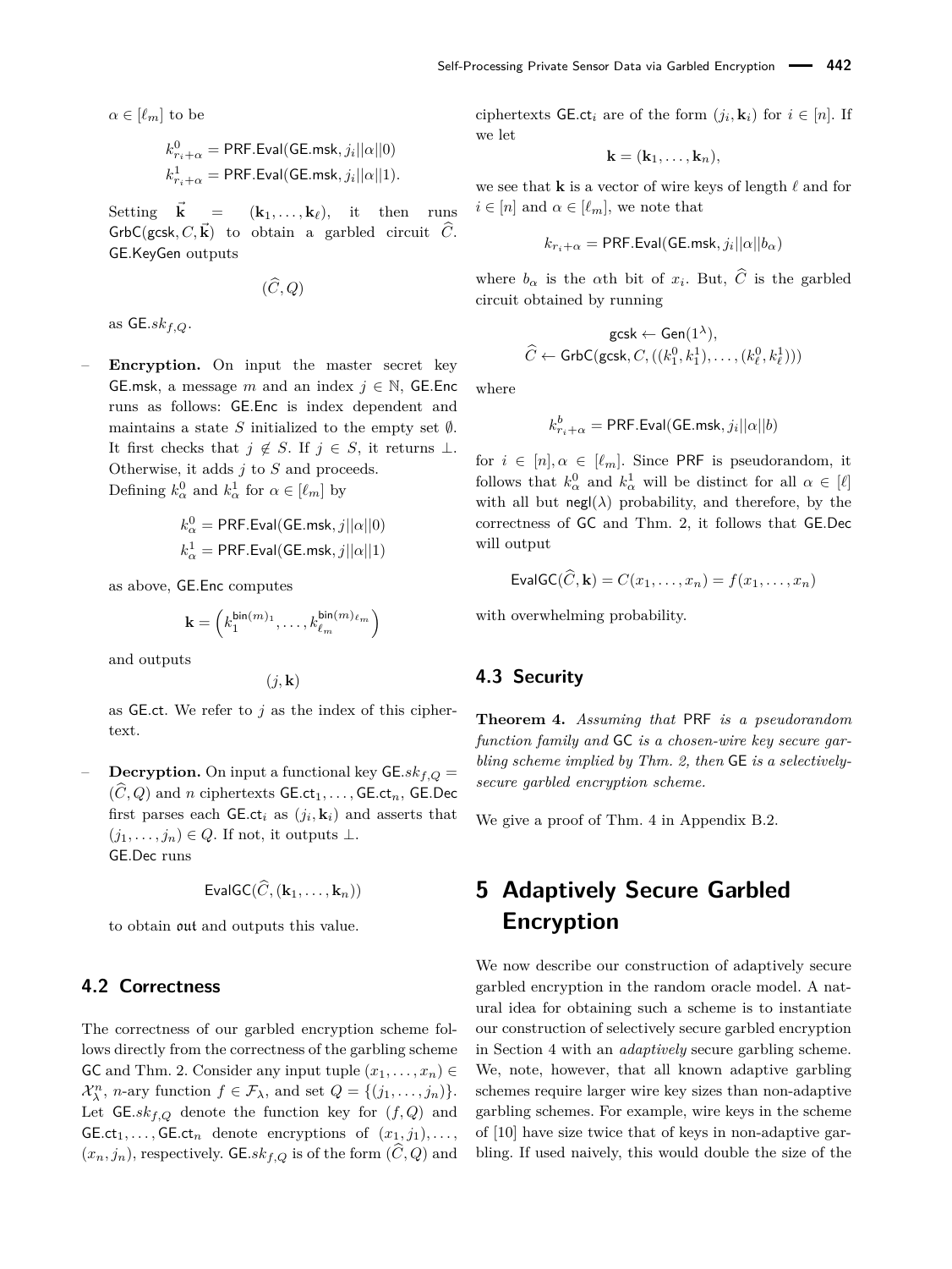$\alpha \in [\ell_m]$ to be

$$k^0_{r_i+\alpha} = \mathsf{PRF.Eval}(\mathsf{GE.msk}, j_i||\alpha||0)$$
$$k^1_{r_i+\alpha} = \mathsf{PRF.Eval}(\mathsf{GE.msk}, j_i||\alpha||1).$$

Setting $\vec{\mathbf{k}} = (\mathbf{k}_1, \ldots, \mathbf{k}_\ell)$, it then runs $\mathsf{GrbC}(\mathsf{gcsk}, C, \vec{\mathbf{k}})$ to obtain a garbled circuit $\widehat{C}$. $\mathsf{GE.KeyGen}$ outputs

$$(\widehat{C}, Q)$$

as $\mathsf{GE}.sk_{f,Q}$.

- **Encryption.** On input the master secret key $\mathsf{GE.msk}$, a message $m$ and an index $j \in \mathbb{N}$, $\mathsf{GE.Enc}$ runs as follows: $\mathsf{GE.Enc}$ is index dependent and maintains a state $S$ initialized to the empty set $\emptyset$. It first checks that $j \notin S$. If $j \in S$, it returns $\perp$. Otherwise, it adds $j$ to $S$ and proceeds. Defining $k^0_\alpha$ and $k^1_\alpha$ for $\alpha \in [\ell_m]$ by

$$k^0_\alpha = \mathsf{PRF.Eval}(\mathsf{GE.msk}, j||\alpha||0)$$
$$k^1_\alpha = \mathsf{PRF.Eval}(\mathsf{GE.msk}, j||\alpha||1)$$

as above, $\mathsf{GE.Enc}$ computes

$$\mathbf{k} = \left(k_1^{\mathsf{bin}(m)_1}, \ldots, k_{\ell_m}^{\mathsf{bin}(m)_{\ell_m}}\right)$$

and outputs

$$(j, \mathbf{k})$$

as $\mathsf{GE.ct}$. We refer to $j$ as the index of this ciphertext.

- **Decryption.** On input a functional key $\mathsf{GE}.sk_{f,Q} = (\widehat{C}, Q)$ and $n$ ciphertexts $\mathsf{GE.ct}_1, \ldots, \mathsf{GE.ct}_n$, $\mathsf{GE.Dec}$ first parses each $\mathsf{GE.ct}_i$ as $(j_i, \mathbf{k}_i)$ and asserts that $(j_1, \ldots, j_n) \in Q$. If not, it outputs $\perp$. $\mathsf{GE.Dec}$ runs

$$\mathsf{EvalGC}(\widehat{C}, (\mathbf{k}_1, \ldots, \mathbf{k}_n))$$

to obtain $\mathfrak{out}$ and outputs this value.

## 4.2 Correctness

The correctness of our garbled encryption scheme follows directly from the correctness of the garbling scheme $\mathsf{GC}$ and Thm. 2. Consider any input tuple $(x_1, \ldots, x_n) \in \mathcal{X}^n_\lambda$, $n$-ary function $f \in \mathcal{F}_\lambda$, and set $Q = \{(j_1, \ldots, j_n)\}$. Let $\mathsf{GE}.sk_{f,Q}$ denote the function key for $(f, Q)$ and $\mathsf{GE.ct}_1, \ldots, \mathsf{GE.ct}_n$ denote encryptions of $(x_1, j_1), \ldots, (x_n, j_n)$, respectively. $\mathsf{GE}.sk_{f,Q}$ is of the form $(\widehat{C}, Q)$ and ciphertexts $\mathsf{GE.ct}_i$ are of the form $(j_i, \mathbf{k}_i)$ for $i \in [n]$. If we let

$$\mathbf{k} = (\mathbf{k}_1, \ldots, \mathbf{k}_n),$$

we see that $\mathbf{k}$ is a vector of wire keys of length $\ell$ and for $i \in [n]$ and $\alpha \in [\ell_m]$, we note that

$$k_{r_i+\alpha} = \mathsf{PRF.Eval}(\mathsf{GE.msk}, j_i||\alpha||b_\alpha)$$

where $b_\alpha$ is the $\alpha$th bit of $x_i$. But, $\widehat{C}$ is the garbled circuit obtained by running

$$\mathsf{gcsk} \leftarrow \mathsf{Gen}(1^\lambda),$$
$$\widehat{C} \leftarrow \mathsf{GrbC}(\mathsf{gcsk}, C, ((k^0_1, k^1_1), \ldots, (k^0_\ell, k^1_\ell)))$$

where

$$k^b_{r_i+\alpha} = \mathsf{PRF.Eval}(\mathsf{GE.msk}, j_i||\alpha||b)$$

for $i \in [n], \alpha \in [\ell_m]$. Since $\mathsf{PRF}$ is pseudorandom, it follows that $k^0_\alpha$ and $k^1_\alpha$ will be distinct for all $\alpha \in [\ell]$ with all but $\mathsf{negl}(\lambda)$ probability, and therefore, by the correctness of $\mathsf{GC}$ and Thm. 2, it follows that $\mathsf{GE.Dec}$ will output

$$\mathsf{EvalGC}(\widehat{C}, \mathbf{k}) = C(x_1, \ldots, x_n) = f(x_1, \ldots, x_n)$$

with overwhelming probability.

## 4.3 Security

**Theorem 4.** *Assuming that* $\mathsf{PRF}$ *is a pseudorandom function family and* $\mathsf{GC}$ *is a chosen-wire key secure garbling scheme implied by Thm. 2, then* $\mathsf{GE}$ *is a selectively-secure garbled encryption scheme.*

We give a proof of Thm. 4 in Appendix B.2.

# 5 Adaptively Secure Garbled Encryption

We now describe our construction of adaptively secure garbled encryption in the random oracle model. A natural idea for obtaining such a scheme is to instantiate our construction of selectively secure garbled encryption in Section 4 with an *adaptively* secure garbling scheme. We, note, however, that all known adaptive garbling schemes require larger wire key sizes than non-adaptive garbling schemes. For example, wire keys in the scheme of [10] have size twice that of keys in non-adaptive garbling. If used naively, this would double the size of the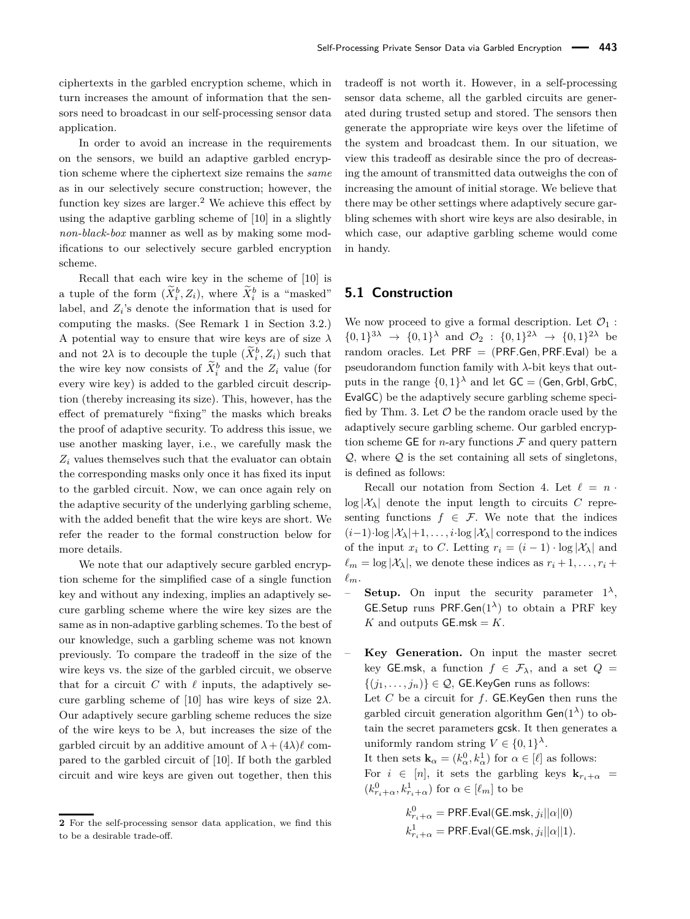ciphertexts in the garbled encryption scheme, which in turn increases the amount of information that the sensors need to broadcast in our self-processing sensor data application.

In order to avoid an increase in the requirements on the sensors, we build an adaptive garbled encryption scheme where the ciphertext size remains the *same* as in our selectively secure construction; however, the function key sizes are larger.[2] We achieve this effect by using the adaptive garbling scheme of [10] in a slightly *non-black-box* manner as well as by making some modifications to our selectively secure garbled encryption scheme.

Recall that each wire key in the scheme of [10] is a tuple of the form $(\widetilde{X}_i^b, Z_i)$, where $\widetilde{X}_i^b$ is a "masked" label, and $Z_i$'s denote the information that is used for computing the masks. (See Remark 1 in Section 3.2.) A potential way to ensure that wire keys are of size $\lambda$ and not $2\lambda$ is to decouple the tuple $(\widetilde{X}_i^b, Z_i)$ such that the wire key now consists of $\widetilde{X}_i^b$ and the $Z_i$ value (for every wire key) is added to the garbled circuit description (thereby increasing its size). This, however, has the effect of prematurely "fixing" the masks which breaks the proof of adaptive security. To address this issue, we use another masking layer, i.e., we carefully mask the $Z_i$ values themselves such that the evaluator can obtain the corresponding masks only once it has fixed its input to the garbled circuit. Now, we can once again rely on the adaptive security of the underlying garbling scheme, with the added benefit that the wire keys are short. We refer the reader to the formal construction below for more details.

We note that our adaptively secure garbled encryption scheme for the simplified case of a single function key and without any indexing, implies an adaptively secure garbling scheme where the wire key sizes are the same as in non-adaptive garbling schemes. To the best of our knowledge, such a garbling scheme was not known previously. To compare the tradeoff in the size of the wire keys vs. the size of the garbled circuit, we observe that for a circuit $C$ with $\ell$ inputs, the adaptively secure garbling scheme of [10] has wire keys of size $2\lambda$. Our adaptively secure garbling scheme reduces the size of the wire keys to be $\lambda$, but increases the size of the garbled circuit by an additive amount of $\lambda + (4\lambda)\ell$ compared to the garbled circuit of [10]. If both the garbled circuit and wire keys are given out together, then this tradeoff is not worth it. However, in a self-processing sensor data scheme, all the garbled circuits are generated during trusted setup and stored. The sensors then generate the appropriate wire keys over the lifetime of the system and broadcast them. In our situation, we view this tradeoff as desirable since the pro of decreasing the amount of transmitted data outweighs the con of increasing the amount of initial storage. We believe that there may be other settings where adaptively secure garbling schemes with short wire keys are also desirable, in which case, our adaptive garbling scheme would come in handy.

[2] For the self-processing sensor data application, we find this to be a desirable trade-off.

## 5.1 Construction

We now proceed to give a formal description. Let $\mathcal{O}_1 : \{0,1\}^{3\lambda} \rightarrow \{0,1\}^{\lambda}$ and $\mathcal{O}_2 : \{0,1\}^{2\lambda} \rightarrow \{0,1\}^{2\lambda}$ be random oracles. Let $\mathsf{PRF} = (\mathsf{PRF.Gen}, \mathsf{PRF.Eval})$ be a pseudorandom function family with $\lambda$-bit keys that outputs in the range $\{0,1\}^{\lambda}$ and let $\mathsf{GC} = (\mathsf{Gen}, \mathsf{GrbI}, \mathsf{GrbC}, \mathsf{EvalGC})$ be the adaptively secure garbling scheme specified by Thm. 3. Let $\mathcal{O}$ be the random oracle used by the adaptively secure garbling scheme. Our garbled encryption scheme $\mathsf{GE}$ for $n$-ary functions $\mathcal{F}$ and query pattern $\mathcal{Q}$, where $\mathcal{Q}$ is the set containing all sets of singletons, is defined as follows:

Recall our notation from Section 4. Let $\ell = n \cdot \log|\mathcal{X}_\lambda|$ denote the input length to circuits $C$ representing functions $f \in \mathcal{F}$. We note that the indices $(i-1)\cdot\log|\mathcal{X}_\lambda|+1, \ldots, i\cdot\log|\mathcal{X}_\lambda|$ correspond to the indices of the input $x_i$ to $C$. Letting $r_i = (i-1)\cdot\log|\mathcal{X}_\lambda|$ and $\ell_m = \log|\mathcal{X}_\lambda|$, we denote these indices as $r_i+1, \ldots, r_i+\ell_m$.

- **Setup.** On input the security parameter $1^\lambda$, $\mathsf{GE.Setup}$ runs $\mathsf{PRF.Gen}(1^\lambda)$ to obtain a PRF key $K$ and outputs $\mathsf{GE.msk} = K$.

- **Key Generation.** On input the master secret key $\mathsf{GE.msk}$, a function $f \in \mathcal{F}_\lambda$, and a set $Q = \{(j_1, \ldots, j_n)\} \in \mathcal{Q}$, $\mathsf{GE.KeyGen}$ runs as follows:
  Let $C$ be a circuit for $f$. $\mathsf{GE.KeyGen}$ then runs the garbled circuit generation algorithm $\mathsf{Gen}(1^\lambda)$ to obtain the secret parameters $\mathsf{gcsk}$. It then generates a uniformly random string $V \in \{0,1\}^\lambda$.
  It then sets $\mathbf{k}_\alpha = (k_\alpha^0, k_\alpha^1)$ for $\alpha \in [\ell]$ as follows:
  For $i \in [n]$, it sets the garbling keys $\mathbf{k}_{r_i+\alpha} = (k_{r_i+\alpha}^0, k_{r_i+\alpha}^1)$ for $\alpha \in [\ell_m]$ to be

$$k_{r_i+\alpha}^0 = \mathsf{PRF.Eval}(\mathsf{GE.msk}, j_i||\alpha||0)$$
$$k_{r_i+\alpha}^1 = \mathsf{PRF.Eval}(\mathsf{GE.msk}, j_i||\alpha||1).$$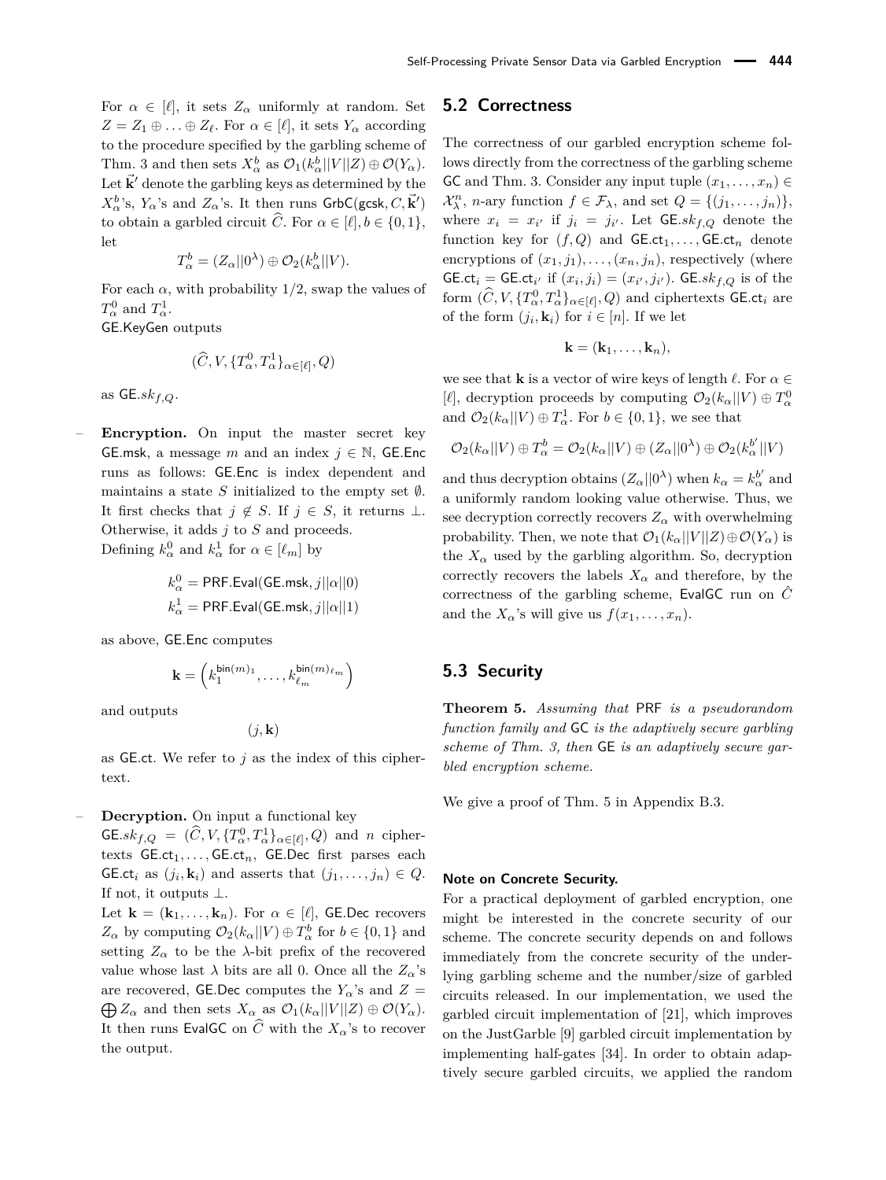For $\alpha \in [\ell]$, it sets $Z_\alpha$ uniformly at random. Set $Z = Z_1 \oplus \ldots \oplus Z_\ell$. For $\alpha \in [\ell]$, it sets $Y_\alpha$ according to the procedure specified by the garbling scheme of Thm. 3 and then sets $X^b_\alpha$ as $\mathcal{O}_1(k^b_\alpha||V||Z) \oplus \mathcal{O}(Y_\alpha)$. Let $\vec{\mathbf{k}}'$ denote the garbling keys as determined by the $X^b_\alpha$'s, $Y_\alpha$'s and $Z_\alpha$'s. It then runs $\mathsf{GrbC}(\mathsf{gcsk}, C, \vec{\mathbf{k}}')$ to obtain a garbled circuit $\widehat{C}$. For $\alpha \in [\ell], b \in \{0, 1\}$, let

$$T^b_\alpha = (Z_\alpha||0^\lambda) \oplus \mathcal{O}_2(k^b_\alpha||V).$$

For each $\alpha$, with probability 1/2, swap the values of $T^0_\alpha$ and $T^1_\alpha$.

$\mathsf{GE.KeyGen}$ outputs

$$(\widehat{C}, V, \{T^0_\alpha, T^1_\alpha\}_{\alpha\in[\ell]}, Q)$$

as $\mathsf{GE}.sk_{f,Q}$.

– **Encryption.** On input the master secret key $\mathsf{GE.msk}$, a message $m$ and an index $j \in \mathbb{N}$, $\mathsf{GE.Enc}$ runs as follows: $\mathsf{GE.Enc}$ is index dependent and maintains a state $S$ initialized to the empty set $\emptyset$. It first checks that $j \notin S$. If $j \in S$, it returns $\perp$. Otherwise, it adds $j$ to $S$ and proceeds.

Defining $k^0_\alpha$ and $k^1_\alpha$ for $\alpha \in [\ell_m]$ by

$$k^0_\alpha = \mathsf{PRF.Eval}(\mathsf{GE.msk}, j||\alpha||0)$$
$$k^1_\alpha = \mathsf{PRF.Eval}(\mathsf{GE.msk}, j||\alpha||1)$$

as above, $\mathsf{GE.Enc}$ computes

$$\mathbf{k} = \left(k_1^{\mathsf{bin}(m)_1}, \ldots, k_{\ell_m}^{\mathsf{bin}(m)_{\ell_m}}\right)$$

and outputs

$$(j, \mathbf{k})$$

as $\mathsf{GE.ct}$. We refer to $j$ as the index of this ciphertext.

– **Decryption.** On input a functional key $\mathsf{GE}.sk_{f,Q} = (\widehat{C}, V, \{T^0_\alpha, T^1_\alpha\}_{\alpha\in[\ell]}, Q)$ and $n$ ciphertexts $\mathsf{GE.ct}_1, \ldots, \mathsf{GE.ct}_n$, $\mathsf{GE.Dec}$ first parses each $\mathsf{GE.ct}_i$ as $(j_i, \mathbf{k}_i)$ and asserts that $(j_1, \ldots, j_n) \in Q$. If not, it outputs $\perp$.

Let $\mathbf{k} = (\mathbf{k}_1, \ldots, \mathbf{k}_n)$. For $\alpha \in [\ell]$, $\mathsf{GE.Dec}$ recovers $Z_\alpha$ by computing $\mathcal{O}_2(k_\alpha||V) \oplus T^b_\alpha$ for $b \in \{0, 1\}$ and setting $Z_\alpha$ to be the $\lambda$-bit prefix of the recovered value whose last $\lambda$ bits are all 0. Once all the $Z_\alpha$'s are recovered, $\mathsf{GE.Dec}$ computes the $Y_\alpha$'s and $Z = \bigoplus Z_\alpha$ and then sets $X_\alpha$ as $\mathcal{O}_1(k_\alpha||V||Z) \oplus \mathcal{O}(Y_\alpha)$. It then runs $\mathsf{EvalGC}$ on $\widehat{C}$ with the $X_\alpha$'s to recover the output.

## 5.2 Correctness

The correctness of our garbled encryption scheme follows directly from the correctness of the garbling scheme $\mathsf{GC}$ and Thm. 3. Consider any input tuple $(x_1, \ldots, x_n) \in \mathcal{X}^n_\lambda$, $n$-ary function $f \in \mathcal{F}_\lambda$, and set $Q = \{(j_1, \ldots, j_n)\}$, where $x_i = x_{i'}$ if $j_i = j_{i'}$. Let $\mathsf{GE}.sk_{f,Q}$ denote the function key for $(f, Q)$ and $\mathsf{GE.ct}_1, \ldots, \mathsf{GE.ct}_n$ denote encryptions of $(x_1, j_1), \ldots, (x_n, j_n)$, respectively (where $\mathsf{GE.ct}_i = \mathsf{GE.ct}_{i'}$ if $(x_i, j_i) = (x_{i'}, j_{i'})$. $\mathsf{GE}.sk_{f,Q}$ is of the form $(\widehat{C}, V, \{T^0_\alpha, T^1_\alpha\}_{\alpha\in[\ell]}, Q)$ and ciphertexts $\mathsf{GE.ct}_i$ are of the form $(j_i, \mathbf{k}_i)$ for $i \in [n]$. If we let

$$\mathbf{k} = (\mathbf{k}_1, \ldots, \mathbf{k}_n),$$

we see that $\mathbf{k}$ is a vector of wire keys of length $\ell$. For $\alpha \in [\ell]$, decryption proceeds by computing $\mathcal{O}_2(k_\alpha||V) \oplus T^0_\alpha$ and $\mathcal{O}_2(k_\alpha||V) \oplus T^1_\alpha$. For $b \in \{0, 1\}$, we see that

$$\mathcal{O}_2(k_\alpha||V) \oplus T^b_\alpha = \mathcal{O}_2(k_\alpha||V) \oplus (Z_\alpha||0^\lambda) \oplus \mathcal{O}_2(k^{b'}_\alpha||V)$$

and thus decryption obtains $(Z_\alpha||0^\lambda)$ when $k_\alpha = k^{b'}_\alpha$ and a uniformly random looking value otherwise. Thus, we see decryption correctly recovers $Z_\alpha$ with overwhelming probability. Then, we note that $\mathcal{O}_1(k_\alpha||V||Z) \oplus \mathcal{O}(Y_\alpha)$ is the $X_\alpha$ used by the garbling algorithm. So, decryption correctly recovers the labels $X_\alpha$ and therefore, by the correctness of the garbling scheme, $\mathsf{EvalGC}$ run on $\hat{C}$ and the $X_\alpha$'s will give us $f(x_1, \ldots, x_n)$.

## 5.3 Security

**Theorem 5.** *Assuming that* $\mathsf{PRF}$ *is a pseudorandom function family and* $\mathsf{GC}$ *is the adaptively secure garbling scheme of Thm. 3, then* $\mathsf{GE}$ *is an adaptively secure garbled encryption scheme.*

We give a proof of Thm. 5 in Appendix B.3.

#### Note on Concrete Security.

For a practical deployment of garbled encryption, one might be interested in the concrete security of our scheme. The concrete security depends on and follows immediately from the concrete security of the underlying garbling scheme and the number/size of garbled circuits released. In our implementation, we used the garbled circuit implementation of [21], which improves on the JustGarble [9] garbled circuit implementation by implementing half-gates [34]. In order to obtain adaptively secure garbled circuits, we applied the random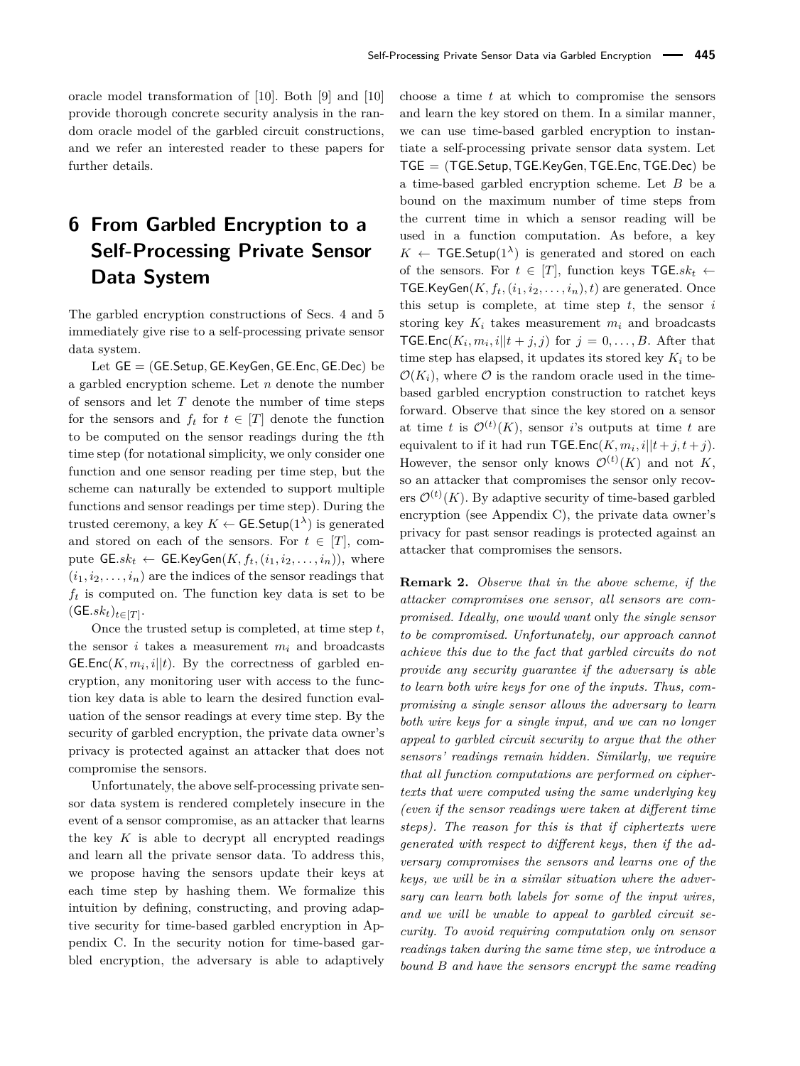oracle model transformation of [10]. Both [9] and [10] provide thorough concrete security analysis in the random oracle model of the garbled circuit constructions, and we refer an interested reader to these papers for further details.

# 6 From Garbled Encryption to a Self-Processing Private Sensor Data System

The garbled encryption constructions of Secs. 4 and 5 immediately give rise to a self-processing private sensor data system.

Let $\mathsf{GE} = (\mathsf{GE.Setup}, \mathsf{GE.KeyGen}, \mathsf{GE.Enc}, \mathsf{GE.Dec})$ be a garbled encryption scheme. Let $n$ denote the number of sensors and let $T$ denote the number of time steps for the sensors and $f_t$ for $t \in [T]$ denote the function to be computed on the sensor readings during the $t$th time step (for notational simplicity, we only consider one function and one sensor reading per time step, but the scheme can naturally be extended to support multiple functions and sensor readings per time step). During the trusted ceremony, a key $K \leftarrow \mathsf{GE.Setup}(1^\lambda)$ is generated and stored on each of the sensors. For $t \in [T]$, compute $\mathsf{GE}.sk_t \leftarrow \mathsf{GE.KeyGen}(K, f_t, (i_1, i_2, \ldots, i_n))$, where $(i_1, i_2, \ldots, i_n)$ are the indices of the sensor readings that $f_t$ is computed on. The function key data is set to be $(\mathsf{GE}.sk_t)_{t \in [T]}$.

Once the trusted setup is completed, at time step $t$, the sensor $i$ takes a measurement $m_i$ and broadcasts $\mathsf{GE.Enc}(K, m_i, i||t)$. By the correctness of garbled encryption, any monitoring user with access to the function key data is able to learn the desired function evaluation of the sensor readings at every time step. By the security of garbled encryption, the private data owner's privacy is protected against an attacker that does not compromise the sensors.

Unfortunately, the above self-processing private sensor data system is rendered completely insecure in the event of a sensor compromise, as an attacker that learns the key $K$ is able to decrypt all encrypted readings and learn all the private sensor data. To address this, we propose having the sensors update their keys at each time step by hashing them. We formalize this intuition by defining, constructing, and proving adaptive security for time-based garbled encryption in Appendix C. In the security notion for time-based garbled encryption, the adversary is able to adaptively choose a time $t$ at which to compromise the sensors and learn the key stored on them. In a similar manner, we can use time-based garbled encryption to instantiate a self-processing private sensor data system. Let $\mathsf{TGE} = (\mathsf{TGE.Setup}, \mathsf{TGE.KeyGen}, \mathsf{TGE.Enc}, \mathsf{TGE.Dec})$ be a time-based garbled encryption scheme. Let $B$ be a bound on the maximum number of time steps from the current time in which a sensor reading will be used in a function computation. As before, a key $K \leftarrow \mathsf{TGE.Setup}(1^\lambda)$ is generated and stored on each of the sensors. For $t \in [T]$, function keys $\mathsf{TGE}.sk_t \leftarrow \mathsf{TGE.KeyGen}(K, f_t, (i_1, i_2, \ldots, i_n), t)$ are generated. Once this setup is complete, at time step $t$, the sensor $i$ storing key $K_i$ takes measurement $m_i$ and broadcasts $\mathsf{TGE.Enc}(K_i, m_i, i||t+j, j)$ for $j = 0, \ldots, B$. After that time step has elapsed, it updates its stored key $K_i$ to be $\mathcal{O}(K_i)$, where $\mathcal{O}$ is the random oracle used in the time-based garbled encryption construction to ratchet keys forward. Observe that since the key stored on a sensor at time $t$ is $\mathcal{O}^{(t)}(K)$, sensor $i$'s outputs at time $t$ are equivalent to if it had run $\mathsf{TGE.Enc}(K, m_i, i||t+j, t+j)$. However, the sensor only knows $\mathcal{O}^{(t)}(K)$ and not $K$, so an attacker that compromises the sensor only recovers $\mathcal{O}^{(t)}(K)$. By adaptive security of time-based garbled encryption (see Appendix C), the private data owner's privacy for past sensor readings is protected against an attacker that compromises the sensors.

**Remark 2.** *Observe that in the above scheme, if the attacker compromises one sensor, all sensors are compromised. Ideally, one would want* only *the single sensor to be compromised. Unfortunately, our approach cannot achieve this due to the fact that garbled circuits do not provide any security guarantee if the adversary is able to learn both wire keys for one of the inputs. Thus, compromising a single sensor allows the adversary to learn both wire keys for a single input, and we can no longer appeal to garbled circuit security to argue that the other sensors' readings remain hidden. Similarly, we require that all function computations are performed on ciphertexts that were computed using the same underlying key (even if the sensor readings were taken at different time steps). The reason for this is that if ciphertexts were generated with respect to different keys, then if the adversary compromises the sensors and learns one of the keys, we will be in a similar situation where the adversary can learn both labels for some of the input wires, and we will be unable to appeal to garbled circuit security. To avoid requiring computation only on sensor readings taken during the same time step, we introduce a bound $B$ and have the sensors encrypt the same reading*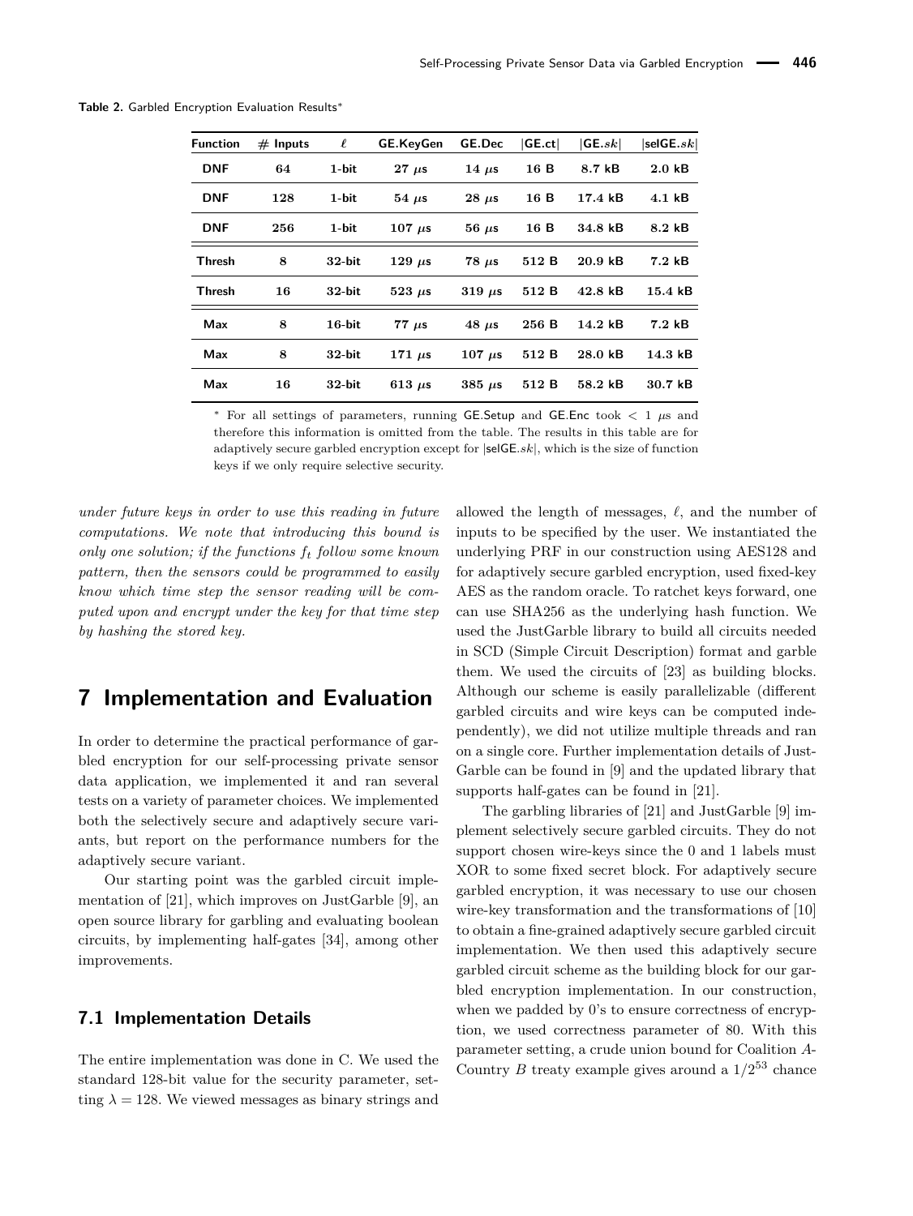**Table 2.** Garbled Encryption Evaluation Results*

| Function | # Inputs | $\ell$ | GE.KeyGen | GE.Dec | \|GE.ct\| | \|GE.$sk$\| | \|selGE.$sk$\| |
|---|---|---|---|---|---|---|---|
| DNF | 64 | 1-bit | 27 $\mu$s | 14 $\mu$s | 16 B | 8.7 kB | 2.0 kB |
| DNF | 128 | 1-bit | 54 $\mu$s | 28 $\mu$s | 16 B | 17.4 kB | 4.1 kB |
| DNF | 256 | 1-bit | 107 $\mu$s | 56 $\mu$s | 16 B | 34.8 kB | 8.2 kB |
| Thresh | 8 | 32-bit | 129 $\mu$s | 78 $\mu$s | 512 B | 20.9 kB | 7.2 kB |
| Thresh | 16 | 32-bit | 523 $\mu$s | 319 $\mu$s | 512 B | 42.8 kB | 15.4 kB |
| Max | 8 | 16-bit | 77 $\mu$s | 48 $\mu$s | 256 B | 14.2 kB | 7.2 kB |
| Max | 8 | 32-bit | 171 $\mu$s | 107 $\mu$s | 512 B | 28.0 kB | 14.3 kB |
| Max | 16 | 32-bit | 613 $\mu$s | 385 $\mu$s | 512 B | 58.2 kB | 30.7 kB |

* For all settings of parameters, running GE.Setup and GE.Enc took $< 1$ $\mu$s and therefore this information is omitted from the table. The results in this table are for adaptively secure garbled encryption except for |selGE.$sk$|, which is the size of function keys if we only require selective security.

*under future keys in order to use this reading in future computations. We note that introducing this bound is only one solution; if the functions $f_t$ follow some known pattern, then the sensors could be programmed to easily know which time step the sensor reading will be computed upon and encrypt under the key for that time step by hashing the stored key.*

## 7 Implementation and Evaluation

In order to determine the practical performance of garbled encryption for our self-processing private sensor data application, we implemented it and ran several tests on a variety of parameter choices. We implemented both the selectively secure and adaptively secure variants, but report on the performance numbers for the adaptively secure variant.

Our starting point was the garbled circuit implementation of [21], which improves on JustGarble [9], an open source library for garbling and evaluating boolean circuits, by implementing half-gates [34], among other improvements.

### 7.1 Implementation Details

The entire implementation was done in C. We used the standard 128-bit value for the security parameter, setting $\lambda = 128$. We viewed messages as binary strings and allowed the length of messages, $\ell$, and the number of inputs to be specified by the user. We instantiated the underlying PRF in our construction using AES128 and for adaptively secure garbled encryption, used fixed-key AES as the random oracle. To ratchet keys forward, one can use SHA256 as the underlying hash function. We used the JustGarble library to build all circuits needed in SCD (Simple Circuit Description) format and garble them. We used the circuits of [23] as building blocks. Although our scheme is easily parallelizable (different garbled circuits and wire keys can be computed independently), we did not utilize multiple threads and ran on a single core. Further implementation details of JustGarble can be found in [9] and the updated library that supports half-gates can be found in [21].

The garbling libraries of [21] and JustGarble [9] implement selectively secure garbled circuits. They do not support chosen wire-keys since the 0 and 1 labels must XOR to some fixed secret block. For adaptively secure garbled encryption, it was necessary to use our chosen wire-key transformation and the transformations of [10] to obtain a fine-grained adaptively secure garbled circuit implementation. We then used this adaptively secure garbled circuit scheme as the building block for our garbled encryption implementation. In our construction, when we padded by 0's to ensure correctness of encryption, we used correctness parameter of 80. With this parameter setting, a crude union bound for Coalition $A$-Country $B$ treaty example gives around a $1/2^{53}$ chance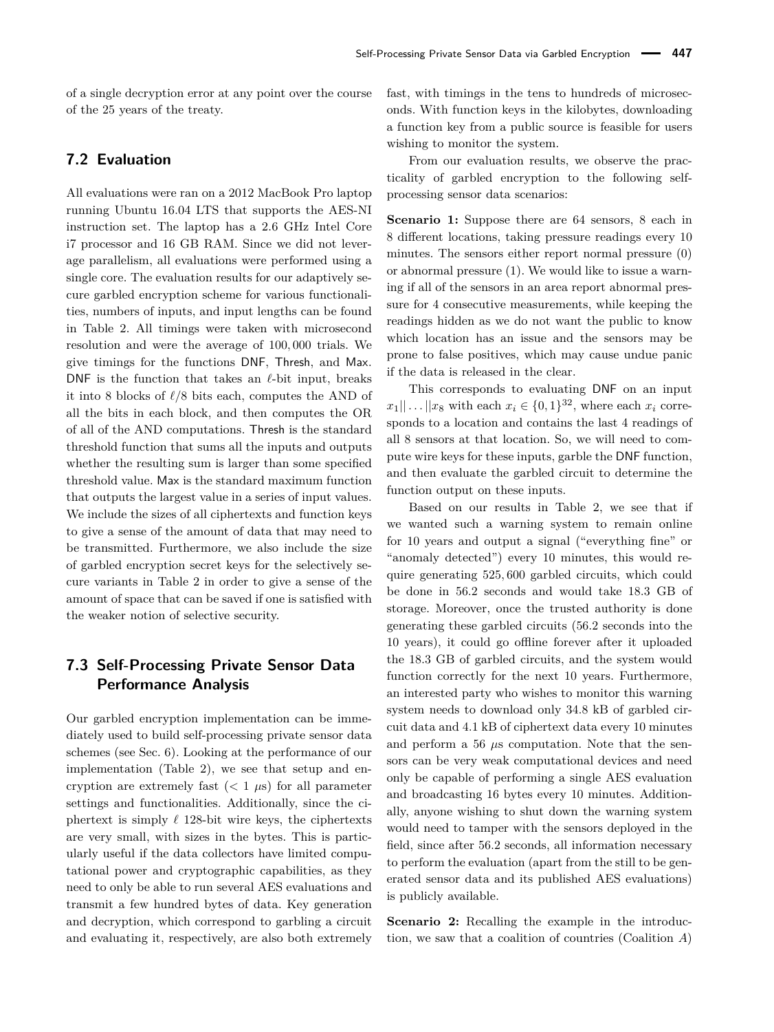of a single decryption error at any point over the course of the 25 years of the treaty.

## 7.2 Evaluation

All evaluations were ran on a 2012 MacBook Pro laptop running Ubuntu 16.04 LTS that supports the AES-NI instruction set. The laptop has a 2.6 GHz Intel Core i7 processor and 16 GB RAM. Since we did not leverage parallelism, all evaluations were performed using a single core. The evaluation results for our adaptively secure garbled encryption scheme for various functionalities, numbers of inputs, and input lengths can be found in Table 2. All timings were taken with microsecond resolution and were the average of 100,000 trials. We give timings for the functions DNF, Thresh, and Max. DNF is the function that takes an $\ell$-bit input, breaks it into 8 blocks of $\ell/8$ bits each, computes the AND of all the bits in each block, and then computes the OR of all of the AND computations. Thresh is the standard threshold function that sums all the inputs and outputs whether the resulting sum is larger than some specified threshold value. Max is the standard maximum function that outputs the largest value in a series of input values. We include the sizes of all ciphertexts and function keys to give a sense of the amount of data that may need to be transmitted. Furthermore, we also include the size of garbled encryption secret keys for the selectively secure variants in Table 2 in order to give a sense of the amount of space that can be saved if one is satisfied with the weaker notion of selective security.

## 7.3 Self-Processing Private Sensor Data Performance Analysis

Our garbled encryption implementation can be immediately used to build self-processing private sensor data schemes (see Sec. 6). Looking at the performance of our implementation (Table 2), we see that setup and encryption are extremely fast ($< 1$ $\mu$s) for all parameter settings and functionalities. Additionally, since the ciphertext is simply $\ell$ 128-bit wire keys, the ciphertexts are very small, with sizes in the bytes. This is particularly useful if the data collectors have limited computational power and cryptographic capabilities, as they need to only be able to run several AES evaluations and transmit a few hundred bytes of data. Key generation and decryption, which correspond to garbling a circuit and evaluating it, respectively, are also both extremely fast, with timings in the tens to hundreds of microseconds. With function keys in the kilobytes, downloading a function key from a public source is feasible for users wishing to monitor the system.

From our evaluation results, we observe the practicality of garbled encryption to the following self-processing sensor data scenarios:

**Scenario 1:** Suppose there are 64 sensors, 8 each in 8 different locations, taking pressure readings every 10 minutes. The sensors either report normal pressure (0) or abnormal pressure (1). We would like to issue a warning if all of the sensors in an area report abnormal pressure for 4 consecutive measurements, while keeping the readings hidden as we do not want the public to know which location has an issue and the sensors may be prone to false positives, which may cause undue panic if the data is released in the clear.

This corresponds to evaluating DNF on an input $x_1||\ldots||x_8$ with each $x_i \in \{0,1\}^{32}$, where each $x_i$ corresponds to a location and contains the last 4 readings of all 8 sensors at that location. So, we will need to compute wire keys for these inputs, garble the DNF function, and then evaluate the garbled circuit to determine the function output on these inputs.

Based on our results in Table 2, we see that if we wanted such a warning system to remain online for 10 years and output a signal ("everything fine" or "anomaly detected") every 10 minutes, this would require generating 525,600 garbled circuits, which could be done in 56.2 seconds and would take 18.3 GB of storage. Moreover, once the trusted authority is done generating these garbled circuits (56.2 seconds into the 10 years), it could go offline forever after it uploaded the 18.3 GB of garbled circuits, and the system would function correctly for the next 10 years. Furthermore, an interested party who wishes to monitor this warning system needs to download only 34.8 kB of garbled circuit data and 4.1 kB of ciphertext data every 10 minutes and perform a 56 $\mu$s computation. Note that the sensors can be very weak computational devices and need only be capable of performing a single AES evaluation and broadcasting 16 bytes every 10 minutes. Additionally, anyone wishing to shut down the warning system would need to tamper with the sensors deployed in the field, since after 56.2 seconds, all information necessary to perform the evaluation (apart from the still to be generated sensor data and its published AES evaluations) is publicly available.

**Scenario 2:** Recalling the example in the introduction, we saw that a coalition of countries (Coalition $A$)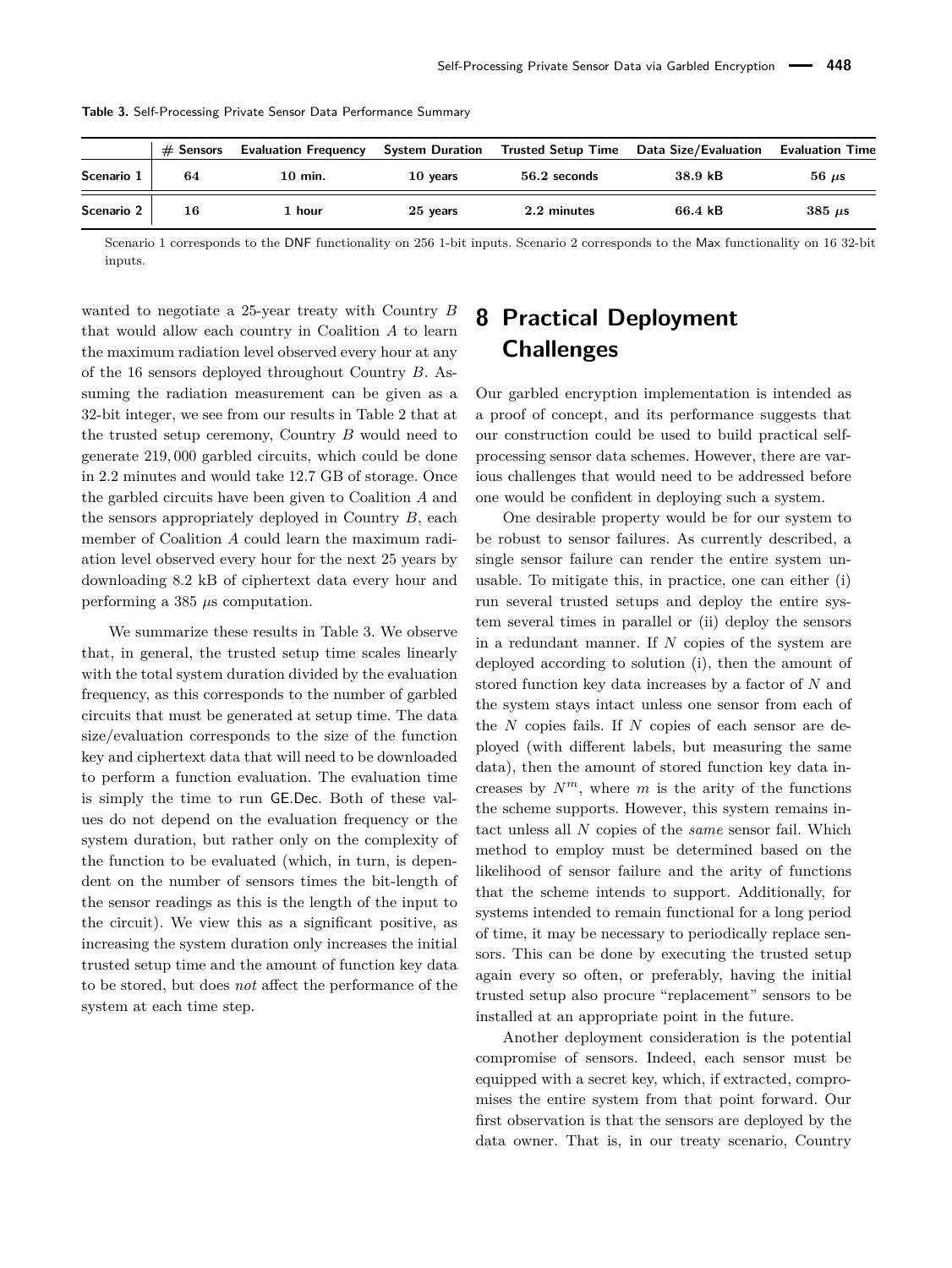**Table 3.** Self-Processing Private Sensor Data Performance Summary

| | # Sensors | Evaluation Frequency | System Duration | Trusted Setup Time | Data Size/Evaluation | Evaluation Time |
|---|---|---|---|---|---|---|
| **Scenario 1** | **64** | **10 min.** | **10 years** | **56.2 seconds** | **38.9 kB** | **56 $\mu$s** |
| **Scenario 2** | **16** | **1 hour** | **25 years** | **2.2 minutes** | **66.4 kB** | **385 $\mu$s** |

Scenario 1 corresponds to the DNF functionality on 256 1-bit inputs. Scenario 2 corresponds to the Max functionality on 16 32-bit inputs.

wanted to negotiate a 25-year treaty with Country $B$ that would allow each country in Coalition $A$ to learn the maximum radiation level observed every hour at any of the 16 sensors deployed throughout Country $B$. Assuming the radiation measurement can be given as a 32-bit integer, we see from our results in Table 2 that at the trusted setup ceremony, Country $B$ would need to generate 219,000 garbled circuits, which could be done in 2.2 minutes and would take 12.7 GB of storage. Once the garbled circuits have been given to Coalition $A$ and the sensors appropriately deployed in Country $B$, each member of Coalition $A$ could learn the maximum radiation level observed every hour for the next 25 years by downloading 8.2 kB of ciphertext data every hour and performing a 385 $\mu$s computation.

We summarize these results in Table 3. We observe that, in general, the trusted setup time scales linearly with the total system duration divided by the evaluation frequency, as this corresponds to the number of garbled circuits that must be generated at setup time. The data size/evaluation corresponds to the size of the function key and ciphertext data that will need to be downloaded to perform a function evaluation. The evaluation time is simply the time to run GE.Dec. Both of these values do not depend on the evaluation frequency or the system duration, but rather only on the complexity of the function to be evaluated (which, in turn, is dependent on the number of sensors times the bit-length of the sensor readings as this is the length of the input to the circuit). We view this as a significant positive, as increasing the system duration only increases the initial trusted setup time and the amount of function key data to be stored, but does *not* affect the performance of the system at each time step.

# 8 Practical Deployment Challenges

Our garbled encryption implementation is intended as a proof of concept, and its performance suggests that our construction could be used to build practical self-processing sensor data schemes. However, there are various challenges that would need to be addressed before one would be confident in deploying such a system.

One desirable property would be for our system to be robust to sensor failures. As currently described, a single sensor failure can render the entire system unusable. To mitigate this, in practice, one can either (i) run several trusted setups and deploy the entire system several times in parallel or (ii) deploy the sensors in a redundant manner. If $N$ copies of the system are deployed according to solution (i), then the amount of stored function key data increases by a factor of $N$ and the system stays intact unless one sensor from each of the $N$ copies fails. If $N$ copies of each sensor are deployed (with different labels, but measuring the same data), then the amount of stored function key data increases by $N^m$, where $m$ is the arity of the functions the scheme supports. However, this system remains intact unless all $N$ copies of the *same* sensor fail. Which method to employ must be determined based on the likelihood of sensor failure and the arity of functions that the scheme intends to support. Additionally, for systems intended to remain functional for a long period of time, it may be necessary to periodically replace sensors. This can be done by executing the trusted setup again every so often, or preferably, having the initial trusted setup also procure "replacement" sensors to be installed at an appropriate point in the future.

Another deployment consideration is the potential compromise of sensors. Indeed, each sensor must be equipped with a secret key, which, if extracted, compromises the entire system from that point forward. Our first observation is that the sensors are deployed by the data owner. That is, in our treaty scenario, Country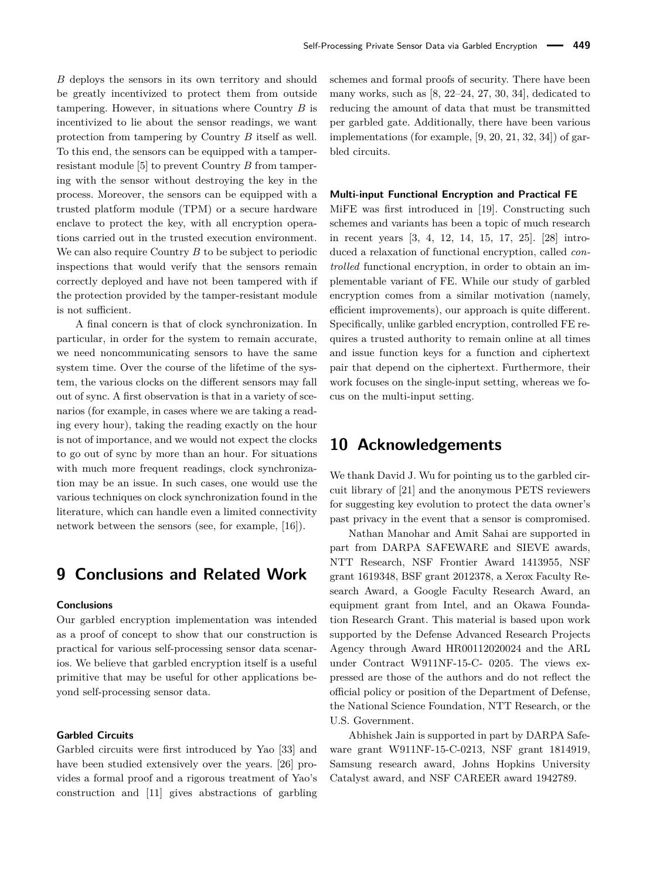$B$ deploys the sensors in its own territory and should be greatly incentivized to protect them from outside tampering. However, in situations where Country $B$ is incentivized to lie about the sensor readings, we want protection from tampering by Country $B$ itself as well. To this end, the sensors can be equipped with a tamper-resistant module [5] to prevent Country $B$ from tampering with the sensor without destroying the key in the process. Moreover, the sensors can be equipped with a trusted platform module (TPM) or a secure hardware enclave to protect the key, with all encryption operations carried out in the trusted execution environment. We can also require Country $B$ to be subject to periodic inspections that would verify that the sensors remain correctly deployed and have not been tampered with if the protection provided by the tamper-resistant module is not sufficient.

A final concern is that of clock synchronization. In particular, in order for the system to remain accurate, we need noncommunicating sensors to have the same system time. Over the course of the lifetime of the system, the various clocks on the different sensors may fall out of sync. A first observation is that in a variety of scenarios (for example, in cases where we are taking a reading every hour), taking the reading exactly on the hour is not of importance, and we would not expect the clocks to go out of sync by more than an hour. For situations with much more frequent readings, clock synchronization may be an issue. In such cases, one would use the various techniques on clock synchronization found in the literature, which can handle even a limited connectivity network between the sensors (see, for example, [16]).

# 9 Conclusions and Related Work

### Conclusions

Our garbled encryption implementation was intended as a proof of concept to show that our construction is practical for various self-processing sensor data scenarios. We believe that garbled encryption itself is a useful primitive that may be useful for other applications beyond self-processing sensor data.

### Garbled Circuits

Garbled circuits were first introduced by Yao [33] and have been studied extensively over the years. [26] provides a formal proof and a rigorous treatment of Yao's construction and [11] gives abstractions of garbling schemes and formal proofs of security. There have been many works, such as [8, 22–24, 27, 30, 34], dedicated to reducing the amount of data that must be transmitted per garbled gate. Additionally, there have been various implementations (for example, [9, 20, 21, 32, 34]) of garbled circuits.

### Multi-input Functional Encryption and Practical FE

MiFE was first introduced in [19]. Constructing such schemes and variants has been a topic of much research in recent years [3, 4, 12, 14, 15, 17, 25]. [28] introduced a relaxation of functional encryption, called *controlled* functional encryption, in order to obtain an implementable variant of FE. While our study of garbled encryption comes from a similar motivation (namely, efficient improvements), our approach is quite different. Specifically, unlike garbled encryption, controlled FE requires a trusted authority to remain online at all times and issue function keys for a function and ciphertext pair that depend on the ciphertext. Furthermore, their work focuses on the single-input setting, whereas we focus on the multi-input setting.

# 10 Acknowledgements

We thank David J. Wu for pointing us to the garbled circuit library of [21] and the anonymous PETS reviewers for suggesting key evolution to protect the data owner's past privacy in the event that a sensor is compromised.

Nathan Manohar and Amit Sahai are supported in part from DARPA SAFEWARE and SIEVE awards, NTT Research, NSF Frontier Award 1413955, NSF grant 1619348, BSF grant 2012378, a Xerox Faculty Research Award, a Google Faculty Research Award, an equipment grant from Intel, and an Okawa Foundation Research Grant. This material is based upon work supported by the Defense Advanced Research Projects Agency through Award HR00112020024 and the ARL under Contract W911NF-15-C- 0205. The views expressed are those of the authors and do not reflect the official policy or position of the Department of Defense, the National Science Foundation, NTT Research, or the U.S. Government.

Abhishek Jain is supported in part by DARPA Safeware grant W911NF-15-C-0213, NSF grant 1814919, Samsung research award, Johns Hopkins University Catalyst award, and NSF CAREER award 1942789.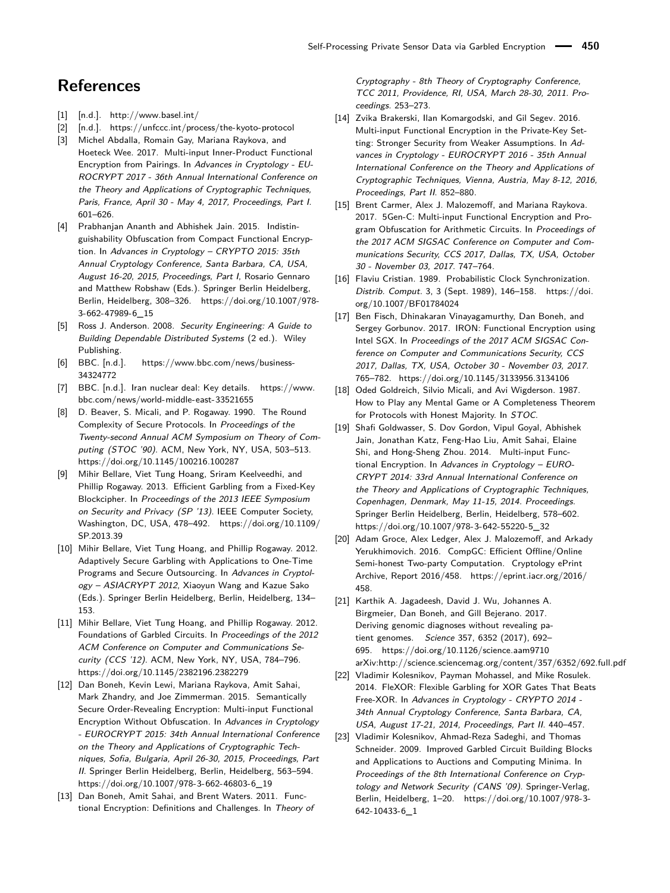# References

[1] [n.d.]. http://www.basel.int/

[2] [n.d.]. https://unfccc.int/process/the-kyoto-protocol

[3] Michel Abdalla, Romain Gay, Mariana Raykova, and Hoeteck Wee. 2017. Multi-input Inner-Product Functional Encryption from Pairings. In *Advances in Cryptology - EUROCRYPT 2017 - 36th Annual International Conference on the Theory and Applications of Cryptographic Techniques, Paris, France, April 30 - May 4, 2017, Proceedings, Part I*. 601–626.

[4] Prabhanjan Ananth and Abhishek Jain. 2015. Indistinguishability Obfuscation from Compact Functional Encryption. In *Advances in Cryptology – CRYPTO 2015: 35th Annual Cryptology Conference, Santa Barbara, CA, USA, August 16-20, 2015, Proceedings, Part I*, Rosario Gennaro and Matthew Robshaw (Eds.). Springer Berlin Heidelberg, Berlin, Heidelberg, 308–326. https://doi.org/10.1007/978-3-662-47989-6_15

[5] Ross J. Anderson. 2008. *Security Engineering: A Guide to Building Dependable Distributed Systems* (2 ed.). Wiley Publishing.

[6] BBC. [n.d.]. https://www.bbc.com/news/business-34324772

[7] BBC. [n.d.]. Iran nuclear deal: Key details. https://www.bbc.com/news/world-middle-east-33521655

[8] D. Beaver, S. Micali, and P. Rogaway. 1990. The Round Complexity of Secure Protocols. In *Proceedings of the Twenty-second Annual ACM Symposium on Theory of Computing (STOC '90)*. ACM, New York, NY, USA, 503–513. https://doi.org/10.1145/100216.100287

[9] Mihir Bellare, Viet Tung Hoang, Sriram Keelveedhi, and Phillip Rogaway. 2013. Efficient Garbling from a Fixed-Key Blockcipher. In *Proceedings of the 2013 IEEE Symposium on Security and Privacy (SP '13)*. IEEE Computer Society, Washington, DC, USA, 478–492. https://doi.org/10.1109/SP.2013.39

[10] Mihir Bellare, Viet Tung Hoang, and Phillip Rogaway. 2012. Adaptively Secure Garbling with Applications to One-Time Programs and Secure Outsourcing. In *Advances in Cryptology – ASIACRYPT 2012*, Xiaoyun Wang and Kazue Sako (Eds.). Springer Berlin Heidelberg, Berlin, Heidelberg, 134–153.

[11] Mihir Bellare, Viet Tung Hoang, and Phillip Rogaway. 2012. Foundations of Garbled Circuits. In *Proceedings of the 2012 ACM Conference on Computer and Communications Security (CCS '12)*. ACM, New York, NY, USA, 784–796. https://doi.org/10.1145/2382196.2382279

[12] Dan Boneh, Kevin Lewi, Mariana Raykova, Amit Sahai, Mark Zhandry, and Joe Zimmerman. 2015. Semantically Secure Order-Revealing Encryption: Multi-input Functional Encryption Without Obfuscation. In *Advances in Cryptology - EUROCRYPT 2015: 34th Annual International Conference on the Theory and Applications of Cryptographic Techniques, Sofia, Bulgaria, April 26-30, 2015, Proceedings, Part II*. Springer Berlin Heidelberg, Berlin, Heidelberg, 563–594. https://doi.org/10.1007/978-3-662-46803-6_19

[13] Dan Boneh, Amit Sahai, and Brent Waters. 2011. Functional Encryption: Definitions and Challenges. In *Theory of Cryptography - 8th Theory of Cryptography Conference, TCC 2011, Providence, RI, USA, March 28-30, 2011. Proceedings*. 253–273.

[14] Zvika Brakerski, Ilan Komargodski, and Gil Segev. 2016. Multi-input Functional Encryption in the Private-Key Setting: Stronger Security from Weaker Assumptions. In *Advances in Cryptology - EUROCRYPT 2016 - 35th Annual International Conference on the Theory and Applications of Cryptographic Techniques, Vienna, Austria, May 8-12, 2016, Proceedings, Part II*. 852–880.

[15] Brent Carmer, Alex J. Malozemoff, and Mariana Raykova. 2017. 5Gen-C: Multi-input Functional Encryption and Program Obfuscation for Arithmetic Circuits. In *Proceedings of the 2017 ACM SIGSAC Conference on Computer and Communications Security, CCS 2017, Dallas, TX, USA, October 30 - November 03, 2017*. 747–764.

[16] Flaviu Cristian. 1989. Probabilistic Clock Synchronization. *Distrib. Comput.* 3, 3 (Sept. 1989), 146–158. https://doi.org/10.1007/BF01784024

[17] Ben Fisch, Dhinakaran Vinayagamurthy, Dan Boneh, and Sergey Gorbunov. 2017. IRON: Functional Encryption using Intel SGX. In *Proceedings of the 2017 ACM SIGSAC Conference on Computer and Communications Security, CCS 2017, Dallas, TX, USA, October 30 - November 03, 2017*. 765–782. https://doi.org/10.1145/3133956.3134106

[18] Oded Goldreich, Silvio Micali, and Avi Wigderson. 1987. How to Play any Mental Game or A Completeness Theorem for Protocols with Honest Majority. In *STOC*.

[19] Shafi Goldwasser, S. Dov Gordon, Vipul Goyal, Abhishek Jain, Jonathan Katz, Feng-Hao Liu, Amit Sahai, Elaine Shi, and Hong-Sheng Zhou. 2014. Multi-input Functional Encryption. In *Advances in Cryptology – EUROCRYPT 2014: 33rd Annual International Conference on the Theory and Applications of Cryptographic Techniques, Copenhagen, Denmark, May 11-15, 2014. Proceedings*. Springer Berlin Heidelberg, Berlin, Heidelberg, 578–602. https://doi.org/10.1007/978-3-642-55220-5_32

[20] Adam Groce, Alex Ledger, Alex J. Malozemoff, and Arkady Yerukhimovich. 2016. CompGC: Efficient Offline/Online Semi-honest Two-party Computation. Cryptology ePrint Archive, Report 2016/458. https://eprint.iacr.org/2016/458.

[21] Karthik A. Jagadeesh, David J. Wu, Johannes A. Birgmeier, Dan Boneh, and Gill Bejerano. 2017. Deriving genomic diagnoses without revealing patient genomes. *Science* 357, 6352 (2017), 692–695. https://doi.org/10.1126/science.aam9710 arXiv:http://science.sciencemag.org/content/357/6352/692.full.pdf

[22] Vladimir Kolesnikov, Payman Mohassel, and Mike Rosulek. 2014. FleXOR: Flexible Garbling for XOR Gates That Beats Free-XOR. In *Advances in Cryptology - CRYPTO 2014 - 34th Annual Cryptology Conference, Santa Barbara, CA, USA, August 17-21, 2014, Proceedings, Part II*. 440–457.

[23] Vladimir Kolesnikov, Ahmad-Reza Sadeghi, and Thomas Schneider. 2009. Improved Garbled Circuit Building Blocks and Applications to Auctions and Computing Minima. In *Proceedings of the 8th International Conference on Cryptology and Network Security (CANS '09)*. Springer-Verlag, Berlin, Heidelberg, 1–20. https://doi.org/10.1007/978-3-642-10433-6_1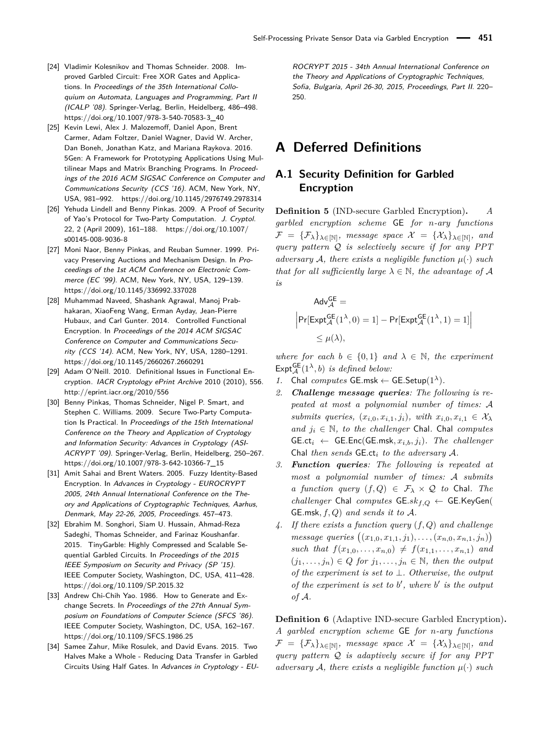[24] Vladimir Kolesnikov and Thomas Schneider. 2008. Improved Garbled Circuit: Free XOR Gates and Applications. In *Proceedings of the 35th International Colloquium on Automata, Languages and Programming, Part II (ICALP '08)*. Springer-Verlag, Berlin, Heidelberg, 486–498. https://doi.org/10.1007/978-3-540-70583-3_40

[25] Kevin Lewi, Alex J. Malozemoff, Daniel Apon, Brent Carmer, Adam Foltzer, Daniel Wagner, David W. Archer, Dan Boneh, Jonathan Katz, and Mariana Raykova. 2016. 5Gen: A Framework for Prototyping Applications Using Multilinear Maps and Matrix Branching Programs. In *Proceedings of the 2016 ACM SIGSAC Conference on Computer and Communications Security (CCS '16)*. ACM, New York, NY, USA, 981–992. https://doi.org/10.1145/2976749.2978314

[26] Yehuda Lindell and Benny Pinkas. 2009. A Proof of Security of Yao's Protocol for Two-Party Computation. *J. Cryptol.* 22, 2 (April 2009), 161–188. https://doi.org/10.1007/s00145-008-9036-8

[27] Moni Naor, Benny Pinkas, and Reuban Sumner. 1999. Privacy Preserving Auctions and Mechanism Design. In *Proceedings of the 1st ACM Conference on Electronic Commerce (EC '99)*. ACM, New York, NY, USA, 129–139. https://doi.org/10.1145/336992.337028

[28] Muhammad Naveed, Shashank Agrawal, Manoj Prabhakaran, XiaoFeng Wang, Erman Ayday, Jean-Pierre Hubaux, and Carl Gunter. 2014. Controlled Functional Encryption. In *Proceedings of the 2014 ACM SIGSAC Conference on Computer and Communications Security (CCS '14)*. ACM, New York, NY, USA, 1280–1291. https://doi.org/10.1145/2660267.2660291

[29] Adam O'Neill. 2010. Definitional Issues in Functional Encryption. *IACR Cryptology ePrint Archive* 2010 (2010), 556. http://eprint.iacr.org/2010/556

[30] Benny Pinkas, Thomas Schneider, Nigel P. Smart, and Stephen C. Williams. 2009. Secure Two-Party Computation Is Practical. In *Proceedings of the 15th International Conference on the Theory and Application of Cryptology and Information Security: Advances in Cryptology (ASIACRYPT '09)*. Springer-Verlag, Berlin, Heidelberg, 250–267. https://doi.org/10.1007/978-3-642-10366-7_15

[31] Amit Sahai and Brent Waters. 2005. Fuzzy Identity-Based Encryption. In *Advances in Cryptology - EUROCRYPT 2005, 24th Annual International Conference on the Theory and Applications of Cryptographic Techniques, Aarhus, Denmark, May 22-26, 2005, Proceedings*. 457–473.

[32] Ebrahim M. Songhori, Siam U. Hussain, Ahmad-Reza Sadeghi, Thomas Schneider, and Farinaz Koushanfar. 2015. TinyGarble: Highly Compressed and Scalable Sequential Garbled Circuits. In *Proceedings of the 2015 IEEE Symposium on Security and Privacy (SP '15)*. IEEE Computer Society, Washington, DC, USA, 411–428. https://doi.org/10.1109/SP.2015.32

[33] Andrew Chi-Chih Yao. 1986. How to Generate and Exchange Secrets. In *Proceedings of the 27th Annual Symposium on Foundations of Computer Science (SFCS '86)*. IEEE Computer Society, Washington, DC, USA, 162–167. https://doi.org/10.1109/SFCS.1986.25

[34] Samee Zahur, Mike Rosulek, and David Evans. 2015. Two Halves Make a Whole - Reducing Data Transfer in Garbled Circuits Using Half Gates. In *Advances in Cryptology - EUROCRYPT 2015 - 34th Annual International Conference on the Theory and Applications of Cryptographic Techniques, Sofia, Bulgaria, April 26-30, 2015, Proceedings, Part II*. 220–250.

# A Deferred Definitions

## A.1 Security Definition for Garbled Encryption

**Definition 5** (IND-secure Garbled Encryption)**.** *A garbled encryption scheme* $\mathsf{GE}$ *for n-ary functions* $\mathcal{F} = \{\mathcal{F}_\lambda\}_{\lambda \in [\mathbb{N}]}$*, message space* $\mathcal{X} = \{\mathcal{X}_\lambda\}_{\lambda \in [\mathbb{N}]}$*, and query pattern* $\mathcal{Q}$ *is selectively secure if for any PPT adversary* $\mathcal{A}$*, there exists a negligible function* $\mu(\cdot)$ *such that for all sufficiently large* $\lambda \in \mathbb{N}$*, the advantage of* $\mathcal{A}$ *is*

$$\mathsf{Adv}_{\mathcal{A}}^{\mathsf{GE}} = \left|\Pr[\mathsf{Expt}_{\mathcal{A}}^{\mathsf{GE}}(1^\lambda, 0) = 1] - \Pr[\mathsf{Expt}_{\mathcal{A}}^{\mathsf{GE}}(1^\lambda, 1) = 1]\right| \leq \mu(\lambda),$$

*where for each* $b \in \{0,1\}$ *and* $\lambda \in \mathbb{N}$*, the experiment* $\mathsf{Expt}_{\mathcal{A}}^{\mathsf{GE}}(1^\lambda, b)$ *is defined below:*

1. $\mathsf{Chal}$ *computes* $\mathsf{GE.msk} \leftarrow \mathsf{GE.Setup}(1^\lambda)$.
2. ***Challenge message queries****: The following is repeated at most a polynomial number of times:* $\mathcal{A}$ *submits queries,* $(x_{i,0}, x_{i,1}, j_i)$*, with* $x_{i,0}, x_{i,1} \in \mathcal{X}_\lambda$ *and* $j_i \in \mathbb{N}$*, to the challenger* $\mathsf{Chal}$*.* $\mathsf{Chal}$ *computes* $\mathsf{GE.ct}_i \leftarrow \mathsf{GE.Enc}(\mathsf{GE.msk}, x_{i,b}, j_i)$*. The challenger* $\mathsf{Chal}$ *then sends* $\mathsf{GE.ct}_i$ *to the adversary* $\mathcal{A}$*.*
3. ***Function queries****: The following is repeated at most a polynomial number of times:* $\mathcal{A}$ *submits a function query* $(f, Q) \in \mathcal{F}_\lambda \times \mathcal{Q}$ *to* $\mathsf{Chal}$*. The challenger* $\mathsf{Chal}$ *computes* $\mathsf{GE}.sk_{f,Q} \leftarrow \mathsf{GE.KeyGen}(\mathsf{GE.msk}, f, Q)$ *and sends it to* $\mathcal{A}$*.*
4. *If there exists a function query* $(f, Q)$ *and challenge message queries* $\big((x_{1,0}, x_{1,1}, j_1), \ldots, (x_{n,0}, x_{n,1}, j_n)\big)$ *such that* $f(x_{1,0}, \ldots, x_{n,0}) \neq f(x_{1,1}, \ldots, x_{n,1})$ *and* $(j_1, \ldots, j_n) \in Q$ *for* $j_1, \ldots, j_n \in \mathbb{N}$*, then the output of the experiment is set to* $\perp$*. Otherwise, the output of the experiment is set to* $b'$*, where* $b'$ *is the output of* $\mathcal{A}$*.*

**Definition 6** (Adaptive IND-secure Garbled Encryption)**.** *A garbled encryption scheme* $\mathsf{GE}$ *for n-ary functions* $\mathcal{F} = \{\mathcal{F}_\lambda\}_{\lambda \in [\mathbb{N}]}$*, message space* $\mathcal{X} = \{\mathcal{X}_\lambda\}_{\lambda \in [\mathbb{N}]}$*, and query pattern* $\mathcal{Q}$ *is adaptively secure if for any PPT adversary* $\mathcal{A}$*, there exists a negligible function* $\mu(\cdot)$ *such*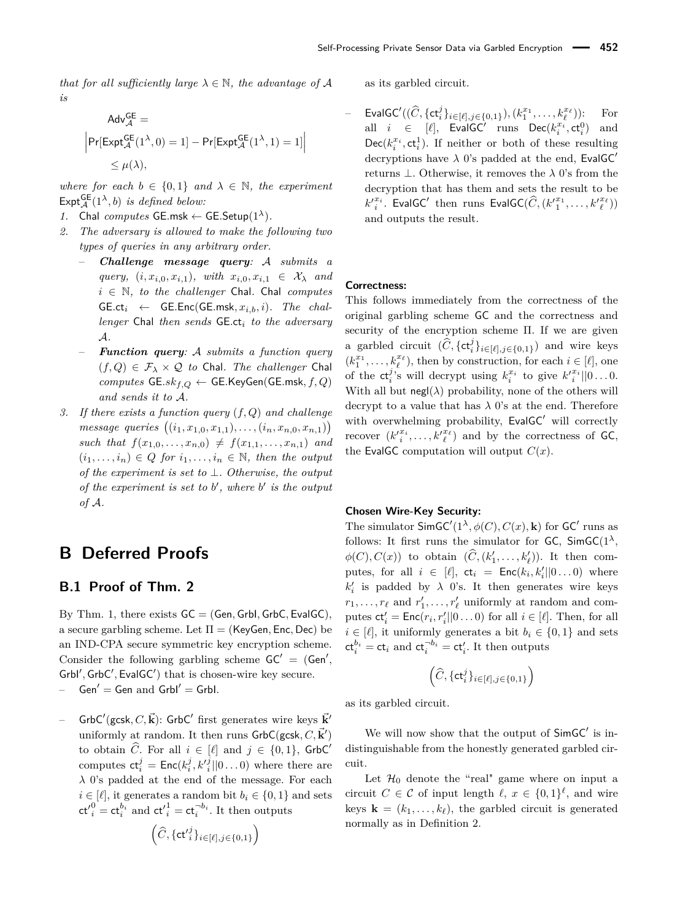*that for all sufficiently large $\lambda \in \mathbb{N}$, the advantage of $\mathcal{A}$ is*

$$\mathsf{Adv}^{\mathsf{GE}}_{\mathcal{A}} = \left|\Pr[\mathsf{Expt}^{\mathsf{GE}}_{\mathcal{A}}(1^\lambda, 0) = 1] - \Pr[\mathsf{Expt}^{\mathsf{GE}}_{\mathcal{A}}(1^\lambda, 1) = 1]\right| \leq \mu(\lambda),$$

*where for each $b \in \{0,1\}$ and $\lambda \in \mathbb{N}$, the experiment $\mathsf{Expt}^{\mathsf{GE}}_{\mathcal{A}}(1^\lambda, b)$ is defined below:*

1. $\mathsf{Chal}$ *computes* $\mathsf{GE.msk} \leftarrow \mathsf{GE.Setup}(1^\lambda)$.
2. *The adversary is allowed to make the following two types of queries in any arbitrary order.*
   - ***Challenge message query**: $\mathcal{A}$ submits a query, $(i, x_{i,0}, x_{i,1})$, with $x_{i,0}, x_{i,1} \in \mathcal{X}_\lambda$ and $i \in \mathbb{N}$, to the challenger* $\mathsf{Chal}$. $\mathsf{Chal}$ *computes* $\mathsf{GE.ct}_i \leftarrow \mathsf{GE.Enc}(\mathsf{GE.msk}, x_{i,b}, i)$. *The challenger* $\mathsf{Chal}$ *then sends* $\mathsf{GE.ct}_i$ *to the adversary* $\mathcal{A}$.
   - ***Function query**: $\mathcal{A}$ submits a function query $(f, Q) \in \mathcal{F}_\lambda \times \mathcal{Q}$ to* $\mathsf{Chal}$. *The challenger* $\mathsf{Chal}$ *computes* $\mathsf{GE}.sk_{f,Q} \leftarrow \mathsf{GE.KeyGen}(\mathsf{GE.msk}, f, Q)$ *and sends it to $\mathcal{A}$.*
3. *If there exists a function query $(f, Q)$ and challenge message queries $((i_1, x_{1,0}, x_{1,1}), \ldots, (i_n, x_{n,0}, x_{n,1}))$ such that $f(x_{1,0}, \ldots, x_{n,0}) \neq f(x_{1,1}, \ldots, x_{n,1})$ and $(i_1, \ldots, i_n) \in Q$ for $i_1, \ldots, i_n \in \mathbb{N}$, then the output of the experiment is set to $\perp$. Otherwise, the output of the experiment is set to $b'$, where $b'$ is the output of $\mathcal{A}$.*

# B Deferred Proofs

## B.1 Proof of Thm. 2

By Thm. 1, there exists $\mathsf{GC} = (\mathsf{Gen}, \mathsf{Grbl}, \mathsf{GrbC}, \mathsf{EvalGC})$, a secure garbling scheme. Let $\Pi = (\mathsf{KeyGen}, \mathsf{Enc}, \mathsf{Dec})$ be an IND-CPA secure symmetric key encryption scheme. Consider the following garbling scheme $\mathsf{GC}' = (\mathsf{Gen}', \mathsf{Grbl}', \mathsf{GrbC}', \mathsf{EvalGC}')$ that is chosen-wire key secure.

- $\mathsf{Gen}' = \mathsf{Gen}$ and $\mathsf{Grbl}' = \mathsf{Grbl}$.
- $\mathsf{GrbC}'(\mathsf{gcsk}, C, \vec{\mathbf{k}})$: $\mathsf{GrbC}'$ first generates wire keys $\vec{\mathbf{k}}'$ uniformly at random. It then runs $\mathsf{GrbC}(\mathsf{gcsk}, C, \vec{\mathbf{k}}')$ to obtain $\widehat{C}$. For all $i \in [\ell]$ and $j \in \{0,1\}$, $\mathsf{GrbC}'$ computes $\mathsf{ct}_i^j = \mathsf{Enc}(k_i^j, {k'}_i^j || 0 \ldots 0)$ where there are $\lambda$ 0's padded at the end of the message. For each $i \in [\ell]$, it generates a random bit $b_i \in \{0,1\}$ and sets ${\mathsf{ct}'}_i^0 = \mathsf{ct}_i^{b_i}$ and ${\mathsf{ct}'}_i^1 = \mathsf{ct}_i^{\neg b_i}$. It then outputs
$$\left(\widehat{C}, \{{\mathsf{ct}'}_i^j\}_{i \in [\ell], j \in \{0,1\}}\right)$$
as its garbled circuit.
- $\mathsf{EvalGC}'((\widehat{C}, \{\mathsf{ct}_i^j\}_{i \in [\ell], j \in \{0,1\}}), (k_1^{x_1}, \ldots, k_\ell^{x_\ell}))$: For all $i \in [\ell]$, $\mathsf{EvalGC}'$ runs $\mathsf{Dec}(k_i^{x_i}, \mathsf{ct}_i^0)$ and $\mathsf{Dec}(k_i^{x_i}, \mathsf{ct}_i^1)$. If neither or both of these resulting decryptions have $\lambda$ 0's padded at the end, $\mathsf{EvalGC}'$ returns $\perp$. Otherwise, it removes the $\lambda$ 0's from the decryption that has them and sets the result to be ${k'}_i^{x_i}$. $\mathsf{EvalGC}'$ then runs $\mathsf{EvalGC}(\widehat{C}, ({k'}_1^{x_1}, \ldots, {k'}_\ell^{x_\ell}))$ and outputs the result.

**Correctness:**

This follows immediately from the correctness of the original garbling scheme $\mathsf{GC}$ and the correctness and security of the encryption scheme $\Pi$. If we are given a garbled circuit $(\widehat{C}, \{\mathsf{ct}_i^j\}_{i \in [\ell], j \in \{0,1\}})$ and wire keys $(k_1^{x_1}, \ldots, k_\ell^{x_\ell})$, then by construction, for each $i \in [\ell]$, one of the $\mathsf{ct}_i^j$'s will decrypt using $k_i^{x_i}$ to give ${k'}_i^{x_i} || 0 \ldots 0$. With all but $\mathsf{negl}(\lambda)$ probability, none of the others will decrypt to a value that has $\lambda$ 0's at the end. Therefore with overwhelming probability, $\mathsf{EvalGC}'$ will correctly recover $({k'}_i^{x_i}, \ldots, {k'}_\ell^{x_\ell})$ and by the correctness of $\mathsf{GC}$, the $\mathsf{EvalGC}$ computation will output $C(x)$.

**Chosen Wire-Key Security:**

The simulator $\mathsf{SimGC}'(1^\lambda, \phi(C), C(x), \mathbf{k})$ for $\mathsf{GC}'$ runs as follows: It first runs the simulator for $\mathsf{GC}$, $\mathsf{SimGC}(1^\lambda, \phi(C), C(x))$ to obtain $(\widehat{C}, (k'_1, \ldots, k'_\ell))$. It then computes, for all $i \in [\ell]$, $\mathsf{ct}_i = \mathsf{Enc}(k_i, k'_i || 0 \ldots 0)$ where $k'_i$ is padded by $\lambda$ 0's. It then generates wire keys $r_1, \ldots, r_\ell$ and $r'_1, \ldots, r'_\ell$ uniformly at random and computes $\mathsf{ct}'_i = \mathsf{Enc}(r_i, r'_i || 0 \ldots 0)$ for all $i \in [\ell]$. Then, for all $i \in [\ell]$, it uniformly generates a bit $b_i \in \{0,1\}$ and sets $\mathsf{ct}_i^{b_i} = \mathsf{ct}_i$ and $\mathsf{ct}_i^{\neg b_i} = \mathsf{ct}'_i$. It then outputs
$$\left(\widehat{C}, \{\mathsf{ct}_i^j\}_{i \in [\ell], j \in \{0,1\}}\right)$$
as its garbled circuit.

We will now show that the output of $\mathsf{SimGC}'$ is indistinguishable from the honestly generated garbled circuit.

Let $\mathcal{H}_0$ denote the "real" game where on input a circuit $C \in \mathcal{C}$ of input length $\ell$, $x \in \{0,1\}^\ell$, and wire keys $\mathbf{k} = (k_1, \ldots, k_\ell)$, the garbled circuit is generated normally as in Definition 2.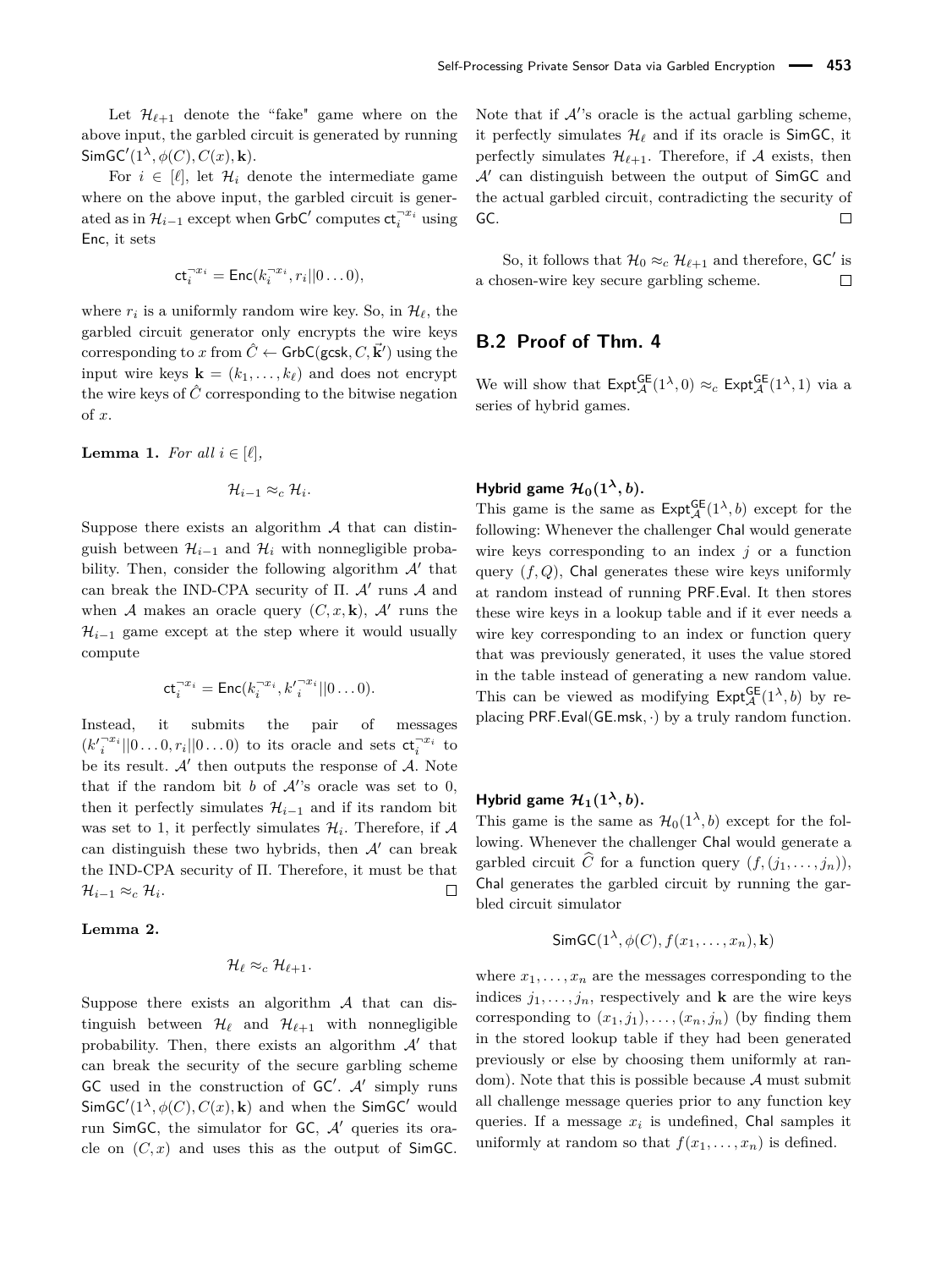Let $\mathcal{H}_{\ell+1}$ denote the "fake" game where on the above input, the garbled circuit is generated by running $\mathsf{SimGC}'(1^\lambda, \phi(C), C(x), \mathbf{k})$.

For $i \in [\ell]$, let $\mathcal{H}_i$ denote the intermediate game where on the above input, the garbled circuit is generated as in $\mathcal{H}_{i-1}$ except when $\mathsf{GrbC}'$ computes $\mathsf{ct}_i^{\neg x_i}$ using $\mathsf{Enc}$, it sets

$$\mathsf{ct}_i^{\neg x_i} = \mathsf{Enc}(k_i^{\neg x_i}, r_i || 0 \ldots 0),$$

where $r_i$ is a uniformly random wire key. So, in $\mathcal{H}_\ell$, the garbled circuit generator only encrypts the wire keys corresponding to $x$ from $\hat{C} \leftarrow \mathsf{GrbC}(\mathsf{gcsk}, C, \vec{\mathbf{k}}')$ using the input wire keys $\mathbf{k} = (k_1, \ldots, k_\ell)$ and does not encrypt the wire keys of $\hat{C}$ corresponding to the bitwise negation of $x$.

**Lemma 1.** *For all $i \in [\ell]$,*

$$\mathcal{H}_{i-1} \approx_c \mathcal{H}_i.$$

Suppose there exists an algorithm $\mathcal{A}$ that can distinguish between $\mathcal{H}_{i-1}$ and $\mathcal{H}_i$ with nonnegligible probability. Then, consider the following algorithm $\mathcal{A}'$ that can break the IND-CPA security of $\Pi$. $\mathcal{A}'$ runs $\mathcal{A}$ and when $\mathcal{A}$ makes an oracle query $(C, x, \mathbf{k})$, $\mathcal{A}'$ runs the $\mathcal{H}_{i-1}$ game except at the step where it would usually compute

$$\mathsf{ct}_i^{\neg x_i} = \mathsf{Enc}(k_i^{\neg x_i}, {k'}_i^{\neg x_i} || 0 \ldots 0).$$

Instead, it submits the pair of messages $({k'}_i^{\neg x_i} || 0 \ldots 0, r_i || 0 \ldots 0)$ to its oracle and sets $\mathsf{ct}_i^{\neg x_i}$ to be its result. $\mathcal{A}'$ then outputs the response of $\mathcal{A}$. Note that if the random bit $b$ of $\mathcal{A}'$'s oracle was set to 0, then it perfectly simulates $\mathcal{H}_{i-1}$ and if its random bit was set to 1, it perfectly simulates $\mathcal{H}_i$. Therefore, if $\mathcal{A}$ can distinguish these two hybrids, then $\mathcal{A}'$ can break the IND-CPA security of $\Pi$. Therefore, it must be that $\mathcal{H}_{i-1} \approx_c \mathcal{H}_i$. $\square$

**Lemma 2.**

$$\mathcal{H}_\ell \approx_c \mathcal{H}_{\ell+1}.$$

Suppose there exists an algorithm $\mathcal{A}$ that can distinguish between $\mathcal{H}_\ell$ and $\mathcal{H}_{\ell+1}$ with nonnegligible probability. Then, there exists an algorithm $\mathcal{A}'$ that can break the security of the secure garbling scheme $\mathsf{GC}$ used in the construction of $\mathsf{GC}'$. $\mathcal{A}'$ simply runs $\mathsf{SimGC}'(1^\lambda, \phi(C), C(x), \mathbf{k})$ and when the $\mathsf{SimGC}'$ would run $\mathsf{SimGC}$, the simulator for $\mathsf{GC}$, $\mathcal{A}'$ queries its oracle on $(C, x)$ and uses this as the output of $\mathsf{SimGC}$. Note that if $\mathcal{A}'$'s oracle is the actual garbling scheme, it perfectly simulates $\mathcal{H}_\ell$ and if its oracle is $\mathsf{SimGC}$, it perfectly simulates $\mathcal{H}_{\ell+1}$. Therefore, if $\mathcal{A}$ exists, then $\mathcal{A}'$ can distinguish between the output of $\mathsf{SimGC}$ and the actual garbled circuit, contradicting the security of $\mathsf{GC}$. $\square$

So, it follows that $\mathcal{H}_0 \approx_c \mathcal{H}_{\ell+1}$ and therefore, $\mathsf{GC}'$ is a chosen-wire key secure garbling scheme. $\square$

## B.2 Proof of Thm. 4

We will show that $\mathsf{Expt}_{\mathcal{A}}^{\mathsf{GE}}(1^\lambda, 0) \approx_c \mathsf{Expt}_{\mathcal{A}}^{\mathsf{GE}}(1^\lambda, 1)$ via a series of hybrid games.

#### Hybrid game $\mathcal{H}_0(1^\lambda, b)$.

This game is the same as $\mathsf{Expt}_{\mathcal{A}}^{\mathsf{GE}}(1^\lambda, b)$ except for the following: Whenever the challenger $\mathsf{Chal}$ would generate wire keys corresponding to an index $j$ or a function query $(f, Q)$, $\mathsf{Chal}$ generates these wire keys uniformly at random instead of running $\mathsf{PRF.Eval}$. It then stores these wire keys in a lookup table and if it ever needs a wire key corresponding to an index or function query that was previously generated, it uses the value stored in the table instead of generating a new random value. This can be viewed as modifying $\mathsf{Expt}_{\mathcal{A}}^{\mathsf{GE}}(1^\lambda, b)$ by replacing $\mathsf{PRF.Eval}(\mathsf{GE.msk}, \cdot)$ by a truly random function.

#### Hybrid game $\mathcal{H}_1(1^\lambda, b)$.

This game is the same as $\mathcal{H}_0(1^\lambda, b)$ except for the following. Whenever the challenger $\mathsf{Chal}$ would generate a garbled circuit $\widehat{C}$ for a function query $(f, (j_1, \ldots, j_n))$, $\mathsf{Chal}$ generates the garbled circuit by running the garbled circuit simulator

$$\mathsf{SimGC}(1^\lambda, \phi(C), f(x_1, \ldots, x_n), \mathbf{k})$$

where $x_1, \ldots, x_n$ are the messages corresponding to the indices $j_1, \ldots, j_n$, respectively and $\mathbf{k}$ are the wire keys corresponding to $(x_1, j_1), \ldots, (x_n, j_n)$ (by finding them in the stored lookup table if they had been generated previously or else by choosing them uniformly at random). Note that this is possible because $\mathcal{A}$ must submit all challenge message queries prior to any function key queries. If a message $x_i$ is undefined, $\mathsf{Chal}$ samples it uniformly at random so that $f(x_1, \ldots, x_n)$ is defined.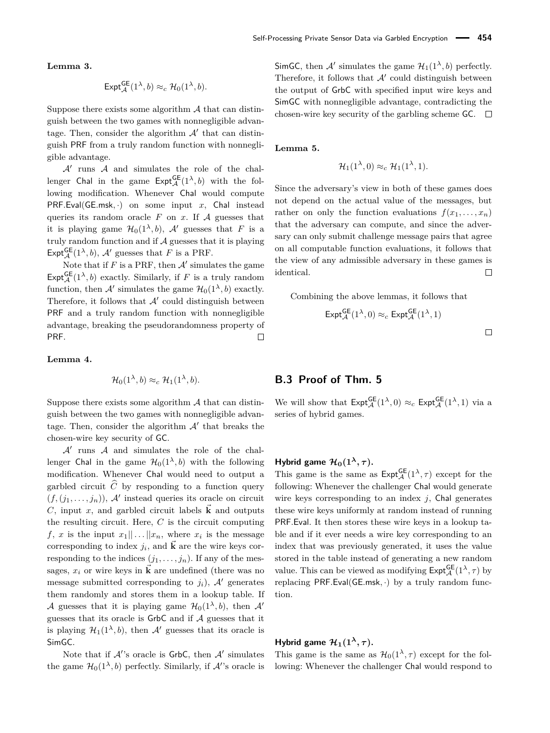**Lemma 3.**

$$\mathsf{Expt}^{\mathsf{GE}}_{\mathcal{A}}(1^\lambda, b) \approx_c \mathcal{H}_0(1^\lambda, b).$$

Suppose there exists some algorithm $\mathcal{A}$ that can distinguish between the two games with nonnegligible advantage. Then, consider the algorithm $\mathcal{A}'$ that can distinguish PRF from a truly random function with nonnegligible advantage.

$\mathcal{A}'$ runs $\mathcal{A}$ and simulates the role of the challenger Chal in the game $\mathsf{Expt}^{\mathsf{GE}}_{\mathcal{A}}(1^\lambda, b)$ with the following modification. Whenever Chal would compute $\mathsf{PRF.Eval}(\mathsf{GE.msk}, \cdot)$ on some input $x$, Chal instead queries its random oracle $F$ on $x$. If $\mathcal{A}$ guesses that it is playing game $\mathcal{H}_0(1^\lambda, b)$, $\mathcal{A}'$ guesses that $F$ is a truly random function and if $\mathcal{A}$ guesses that it is playing $\mathsf{Expt}^{\mathsf{GE}}_{\mathcal{A}}(1^\lambda, b)$, $\mathcal{A}'$ guesses that $F$ is a PRF.

Note that if $F$ is a PRF, then $\mathcal{A}'$ simulates the game $\mathsf{Expt}^{\mathsf{GE}}_{\mathcal{A}}(1^\lambda, b)$ exactly. Similarly, if $F$ is a truly random function, then $\mathcal{A}'$ simulates the game $\mathcal{H}_0(1^\lambda, b)$ exactly. Therefore, it follows that $\mathcal{A}'$ could distinguish between PRF and a truly random function with nonnegligible advantage, breaking the pseudorandomness property of PRF. □

**Lemma 4.**

$$\mathcal{H}_0(1^\lambda, b) \approx_c \mathcal{H}_1(1^\lambda, b).$$

Suppose there exists some algorithm $\mathcal{A}$ that can distinguish between the two games with nonnegligible advantage. Then, consider the algorithm $\mathcal{A}'$ that breaks the chosen-wire key security of GC.

$\mathcal{A}'$ runs $\mathcal{A}$ and simulates the role of the challenger Chal in the game $\mathcal{H}_0(1^\lambda, b)$ with the following modification. Whenever Chal would need to output a garbled circuit $\widehat{C}$ by responding to a function query $(f, (j_1, \ldots, j_n))$, $\mathcal{A}'$ instead queries its oracle on circuit $C$, input $x$, and garbled circuit labels $\vec{\mathbf{k}}$ and outputs the resulting circuit. Here, $C$ is the circuit computing $f$, $x$ is the input $x_1 || \ldots || x_n$, where $x_i$ is the message corresponding to index $j_i$, and $\vec{\mathbf{k}}$ are the wire keys corresponding to the indices $(j_1, \ldots, j_n)$. If any of the messages, $x_i$ or wire keys in $\vec{\mathbf{k}}$ are undefined (there was no message submitted corresponding to $j_i$), $\mathcal{A}'$ generates them randomly and stores them in a lookup table. If $\mathcal{A}$ guesses that it is playing game $\mathcal{H}_0(1^\lambda, b)$, then $\mathcal{A}'$ guesses that its oracle is GrbC and if $\mathcal{A}$ guesses that it is playing $\mathcal{H}_1(1^\lambda, b)$, then $\mathcal{A}'$ guesses that its oracle is SimGC.

Note that if $\mathcal{A}'$'s oracle is GrbC, then $\mathcal{A}'$ simulates the game $\mathcal{H}_0(1^\lambda, b)$ perfectly. Similarly, if $\mathcal{A}'$'s oracle is SimGC, then $\mathcal{A}'$ simulates the game $\mathcal{H}_1(1^\lambda, b)$ perfectly. Therefore, it follows that $\mathcal{A}'$ could distinguish between the output of GrbC with specified input wire keys and SimGC with nonnegligible advantage, contradicting the chosen-wire key security of the garbling scheme GC. □

**Lemma 5.**

$$\mathcal{H}_1(1^\lambda, 0) \approx_c \mathcal{H}_1(1^\lambda, 1).$$

Since the adversary's view in both of these games does not depend on the actual value of the messages, but rather on only the function evaluations $f(x_1, \ldots, x_n)$ that the adversary can compute, and since the adversary can only submit challenge message pairs that agree on all computable function evaluations, it follows that the view of any admissible adversary in these games is identical. □

Combining the above lemmas, it follows that

$$\mathsf{Expt}^{\mathsf{GE}}_{\mathcal{A}}(1^\lambda, 0) \approx_c \mathsf{Expt}^{\mathsf{GE}}_{\mathcal{A}}(1^\lambda, 1)$$

□

## B.3 Proof of Thm. 5

We will show that $\mathsf{Expt}^{\mathsf{GE}}_{\mathcal{A}}(1^\lambda, 0) \approx_c \mathsf{Expt}^{\mathsf{GE}}_{\mathcal{A}}(1^\lambda, 1)$ via a series of hybrid games.

**Hybrid game $\mathcal{H}_0(1^\lambda, \tau)$.**
This game is the same as $\mathsf{Expt}^{\mathsf{GE}}_{\mathcal{A}}(1^\lambda, \tau)$ except for the following: Whenever the challenger Chal would generate wire keys corresponding to an index $j$, Chal generates these wire keys uniformly at random instead of running PRF.Eval. It then stores these wire keys in a lookup table and if it ever needs a wire key corresponding to an index that was previously generated, it uses the value stored in the table instead of generating a new random value. This can be viewed as modifying $\mathsf{Expt}^{\mathsf{GE}}_{\mathcal{A}}(1^\lambda, \tau)$ by replacing $\mathsf{PRF.Eval}(\mathsf{GE.msk}, \cdot)$ by a truly random function.

**Hybrid game $\mathcal{H}_1(1^\lambda, \tau)$.**
This game is the same as $\mathcal{H}_0(1^\lambda, \tau)$ except for the following: Whenever the challenger Chal would respond to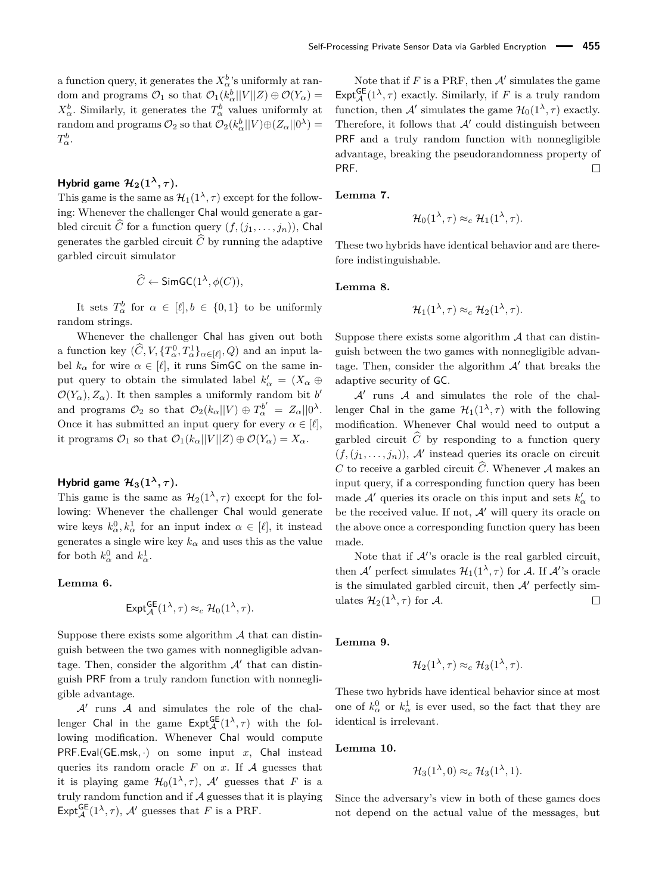a function query, it generates the $X_\alpha^b$'s uniformly at random and programs $\mathcal{O}_1$ so that $\mathcal{O}_1(k_\alpha^b||V||Z) \oplus \mathcal{O}(Y_\alpha) = X_\alpha^b$. Similarly, it generates the $T_\alpha^b$ values uniformly at random and programs $\mathcal{O}_2$ so that $\mathcal{O}_2(k_\alpha^b||V) \oplus (Z_\alpha||0^\lambda) = T_\alpha^b$.

**Hybrid game $\mathcal{H}_2(1^\lambda, \tau)$.**

This game is the same as $\mathcal{H}_1(1^\lambda, \tau)$ except for the following: Whenever the challenger $\mathsf{Chal}$ would generate a garbled circuit $\widehat{C}$ for a function query $(f, (j_1, \ldots, j_n))$, $\mathsf{Chal}$ generates the garbled circuit $\widehat{C}$ by running the adaptive garbled circuit simulator

$$\widehat{C} \leftarrow \mathsf{SimGC}(1^\lambda, \phi(C)),$$

It sets $T_\alpha^b$ for $\alpha \in [\ell], b \in \{0, 1\}$ to be uniformly random strings.

Whenever the challenger $\mathsf{Chal}$ has given out both a function key $(\widehat{C}, V, \{T_\alpha^0, T_\alpha^1\}_{\alpha \in [\ell]}, Q)$ and an input label $k_\alpha$ for wire $\alpha \in [\ell]$, it runs $\mathsf{SimGC}$ on the same input query to obtain the simulated label $k'_\alpha = (X_\alpha \oplus \mathcal{O}(Y_\alpha), Z_\alpha)$. It then samples a uniformly random bit $b'$ and programs $\mathcal{O}_2$ so that $\mathcal{O}_2(k_\alpha||V) \oplus T_\alpha^{b'} = Z_\alpha||0^\lambda$. Once it has submitted an input query for every $\alpha \in [\ell]$, it programs $\mathcal{O}_1$ so that $\mathcal{O}_1(k_\alpha||V||Z) \oplus \mathcal{O}(Y_\alpha) = X_\alpha$.

**Hybrid game $\mathcal{H}_3(1^\lambda, \tau)$.**

This game is the same as $\mathcal{H}_2(1^\lambda, \tau)$ except for the following: Whenever the challenger $\mathsf{Chal}$ would generate wire keys $k_\alpha^0, k_\alpha^1$ for an input index $\alpha \in [\ell]$, it instead generates a single wire key $k_\alpha$ and uses this as the value for both $k_\alpha^0$ and $k_\alpha^1$.

**Lemma 6.**

$$\mathsf{Expt}_{\mathcal{A}}^{\mathsf{GE}}(1^\lambda, \tau) \approx_c \mathcal{H}_0(1^\lambda, \tau).$$

Suppose there exists some algorithm $\mathcal{A}$ that can distinguish between the two games with nonnegligible advantage. Then, consider the algorithm $\mathcal{A}'$ that can distinguish $\mathsf{PRF}$ from a truly random function with nonnegligible advantage.

$\mathcal{A}'$ runs $\mathcal{A}$ and simulates the role of the challenger $\mathsf{Chal}$ in the game $\mathsf{Expt}_{\mathcal{A}}^{\mathsf{GE}}(1^\lambda, \tau)$ with the following modification. Whenever $\mathsf{Chal}$ would compute $\mathsf{PRF.Eval}(\mathsf{GE.msk}, \cdot)$ on some input $x$, $\mathsf{Chal}$ instead queries its random oracle $F$ on $x$. If $\mathcal{A}$ guesses that it is playing game $\mathcal{H}_0(1^\lambda, \tau)$, $\mathcal{A}'$ guesses that $F$ is a truly random function and if $\mathcal{A}$ guesses that it is playing $\mathsf{Expt}_{\mathcal{A}}^{\mathsf{GE}}(1^\lambda, \tau)$, $\mathcal{A}'$ guesses that $F$ is a PRF.

Note that if $F$ is a PRF, then $\mathcal{A}'$ simulates the game $\mathsf{Expt}_{\mathcal{A}}^{\mathsf{GE}}(1^\lambda, \tau)$ exactly. Similarly, if $F$ is a truly random function, then $\mathcal{A}'$ simulates the game $\mathcal{H}_0(1^\lambda, \tau)$ exactly. Therefore, it follows that $\mathcal{A}'$ could distinguish between $\mathsf{PRF}$ and a truly random function with nonnegligible advantage, breaking the pseudorandomness property of $\mathsf{PRF}$. □

**Lemma 7.**

$$\mathcal{H}_0(1^\lambda, \tau) \approx_c \mathcal{H}_1(1^\lambda, \tau).$$

These two hybrids have identical behavior and are therefore indistinguishable.

**Lemma 8.**

$$\mathcal{H}_1(1^\lambda, \tau) \approx_c \mathcal{H}_2(1^\lambda, \tau).$$

Suppose there exists some algorithm $\mathcal{A}$ that can distinguish between the two games with nonnegligible advantage. Then, consider the algorithm $\mathcal{A}'$ that breaks the adaptive security of $\mathsf{GC}$.

$\mathcal{A}'$ runs $\mathcal{A}$ and simulates the role of the challenger $\mathsf{Chal}$ in the game $\mathcal{H}_1(1^\lambda, \tau)$ with the following modification. Whenever $\mathsf{Chal}$ would need to output a garbled circuit $\widehat{C}$ by responding to a function query $(f, (j_1, \ldots, j_n))$, $\mathcal{A}'$ instead queries its oracle on circuit $C$ to receive a garbled circuit $\widehat{C}$. Whenever $\mathcal{A}$ makes an input query, if a corresponding function query has been made $\mathcal{A}'$ queries its oracle on this input and sets $k'_\alpha$ to be the received value. If not, $\mathcal{A}'$ will query its oracle on the above once a corresponding function query has been made.

Note that if $\mathcal{A}'$'s oracle is the real garbled circuit, then $\mathcal{A}'$ perfect simulates $\mathcal{H}_1(1^\lambda, \tau)$ for $\mathcal{A}$. If $\mathcal{A}'$'s oracle is the simulated garbled circuit, then $\mathcal{A}'$ perfectly simulates $\mathcal{H}_2(1^\lambda, \tau)$ for $\mathcal{A}$. □

**Lemma 9.**

$$\mathcal{H}_2(1^\lambda, \tau) \approx_c \mathcal{H}_3(1^\lambda, \tau).$$

These two hybrids have identical behavior since at most one of $k_\alpha^0$ or $k_\alpha^1$ is ever used, so the fact that they are identical is irrelevant.

**Lemma 10.**

$$\mathcal{H}_3(1^\lambda, 0) \approx_c \mathcal{H}_3(1^\lambda, 1).$$

Since the adversary's view in both of these games does not depend on the actual value of the messages, but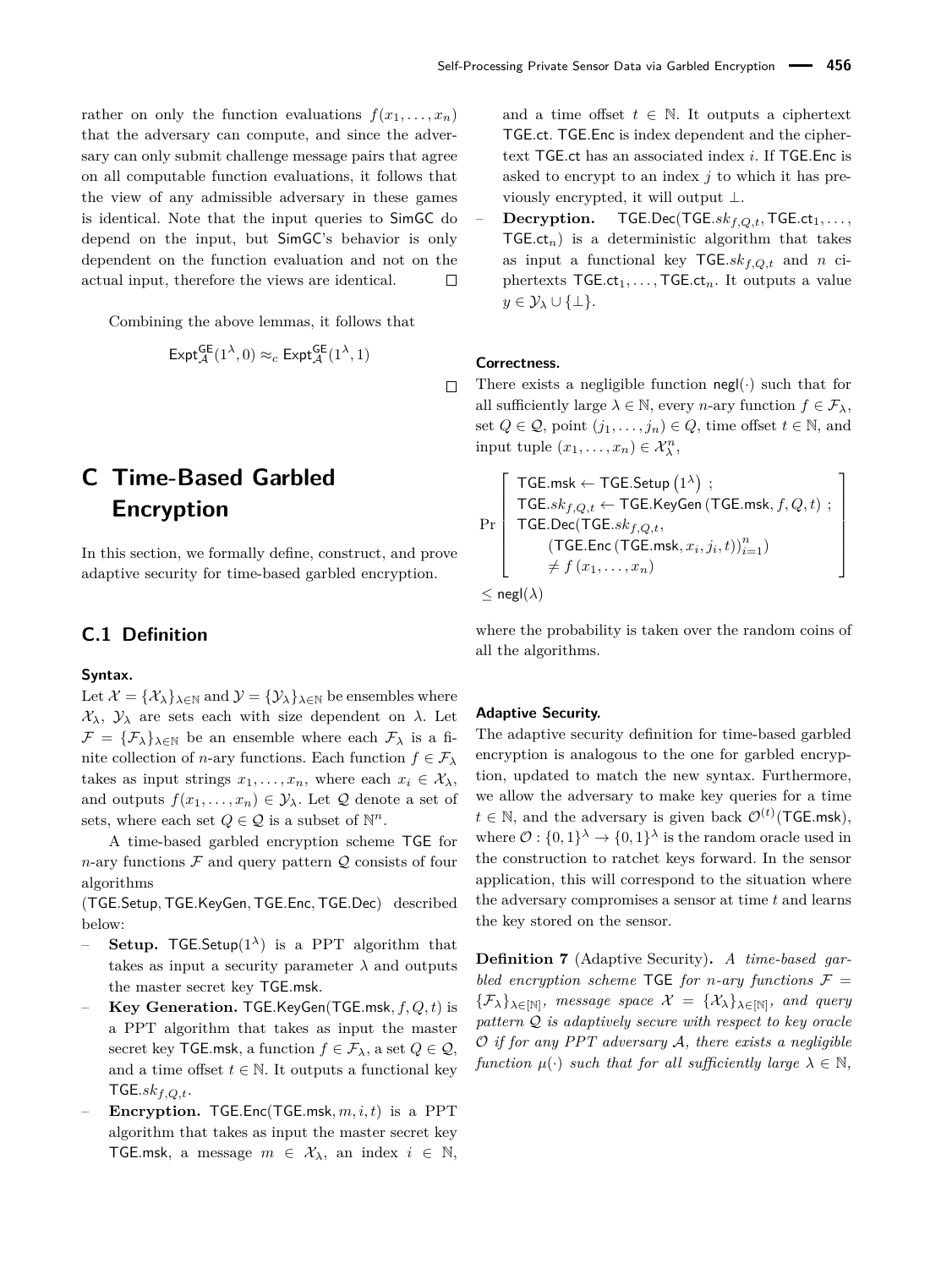rather on only the function evaluations $f(x_1, \ldots, x_n)$ that the adversary can compute, and since the adversary can only submit challenge message pairs that agree on all computable function evaluations, it follows that the view of any admissible adversary in these games is identical. Note that the input queries to $\mathsf{SimGC}$ do depend on the input, but $\mathsf{SimGC}$'s behavior is only dependent on the function evaluation and not on the actual input, therefore the views are identical. □

Combining the above lemmas, it follows that

$$\mathsf{Expt}^{\mathsf{GE}}_{\mathcal{A}}(1^\lambda, 0) \approx_c \mathsf{Expt}^{\mathsf{GE}}_{\mathcal{A}}(1^\lambda, 1)$$

□

# C Time-Based Garbled Encryption

In this section, we formally define, construct, and prove adaptive security for time-based garbled encryption.

## C.1 Definition

### Syntax.

Let $\mathcal{X} = \{\mathcal{X}_\lambda\}_{\lambda \in \mathbb{N}}$ and $\mathcal{Y} = \{\mathcal{Y}_\lambda\}_{\lambda \in \mathbb{N}}$ be ensembles where $\mathcal{X}_\lambda$, $\mathcal{Y}_\lambda$ are sets each with size dependent on $\lambda$. Let $\mathcal{F} = \{\mathcal{F}_\lambda\}_{\lambda \in \mathbb{N}}$ be an ensemble where each $\mathcal{F}_\lambda$ is a finite collection of $n$-ary functions. Each function $f \in \mathcal{F}_\lambda$ takes as input strings $x_1, \ldots, x_n$, where each $x_i \in \mathcal{X}_\lambda$, and outputs $f(x_1, \ldots, x_n) \in \mathcal{Y}_\lambda$. Let $\mathcal{Q}$ denote a set of sets, where each set $Q \in \mathcal{Q}$ is a subset of $\mathbb{N}^n$.

A time-based garbled encryption scheme $\mathsf{TGE}$ for $n$-ary functions $\mathcal{F}$ and query pattern $\mathcal{Q}$ consists of four algorithms $(\mathsf{TGE.Setup}, \mathsf{TGE.KeyGen}, \mathsf{TGE.Enc}, \mathsf{TGE.Dec})$ described below:

- **Setup.** $\mathsf{TGE.Setup}(1^\lambda)$ is a PPT algorithm that takes as input a security parameter $\lambda$ and outputs the master secret key $\mathsf{TGE.msk}$.
- **Key Generation.** $\mathsf{TGE.KeyGen}(\mathsf{TGE.msk}, f, Q, t)$ is a PPT algorithm that takes as input the master secret key $\mathsf{TGE.msk}$, a function $f \in \mathcal{F}_\lambda$, a set $Q \in \mathcal{Q}$, and a time offset $t \in \mathbb{N}$. It outputs a functional key $\mathsf{TGE}.sk_{f,Q,t}$.
- **Encryption.** $\mathsf{TGE.Enc}(\mathsf{TGE.msk}, m, i, t)$ is a PPT algorithm that takes as input the master secret key $\mathsf{TGE.msk}$, a message $m \in \mathcal{X}_\lambda$, an index $i \in \mathbb{N}$, and a time offset $t \in \mathbb{N}$. It outputs a ciphertext $\mathsf{TGE.ct}$. $\mathsf{TGE.Enc}$ is index dependent and the ciphertext $\mathsf{TGE.ct}$ has an associated index $i$. If $\mathsf{TGE.Enc}$ is asked to encrypt to an index $j$ to which it has previously encrypted, it will output $\perp$.
- **Decryption.** $\mathsf{TGE.Dec}(\mathsf{TGE}.sk_{f,Q,t}, \mathsf{TGE.ct}_1, \ldots, \mathsf{TGE.ct}_n)$ is a deterministic algorithm that takes as input a functional key $\mathsf{TGE}.sk_{f,Q,t}$ and $n$ ciphertexts $\mathsf{TGE.ct}_1, \ldots, \mathsf{TGE.ct}_n$. It outputs a value $y \in \mathcal{Y}_\lambda \cup \{\perp\}$.

### Correctness.

There exists a negligible function $\mathsf{negl}(\cdot)$ such that for all sufficiently large $\lambda \in \mathbb{N}$, every $n$-ary function $f \in \mathcal{F}_\lambda$, set $Q \in \mathcal{Q}$, point $(j_1, \ldots, j_n) \in Q$, time offset $t \in \mathbb{N}$, and input tuple $(x_1, \ldots, x_n) \in \mathcal{X}_\lambda^n$,

$$\Pr\left[\begin{array}{l} \mathsf{TGE.msk} \leftarrow \mathsf{TGE.Setup}\left(1^\lambda\right) ; \\ \mathsf{TGE}.sk_{f,Q,t} \leftarrow \mathsf{TGE.KeyGen}\left(\mathsf{TGE.msk}, f, Q, t\right) ; \\ \mathsf{TGE.Dec}(\mathsf{TGE}.sk_{f,Q,t}, \\ \quad (\mathsf{TGE.Enc}\left(\mathsf{TGE.msk}, x_i, j_i, t\right))_{i=1}^n) \\ \quad \neq f\left(x_1, \ldots, x_n\right) \end{array}\right]$$
$$\leq \mathsf{negl}(\lambda)$$

where the probability is taken over the random coins of all the algorithms.

### Adaptive Security.

The adaptive security definition for time-based garbled encryption is analogous to the one for garbled encryption, updated to match the new syntax. Furthermore, we allow the adversary to make key queries for a time $t \in \mathbb{N}$, and the adversary is given back $\mathcal{O}^{(t)}(\mathsf{TGE.msk})$, where $\mathcal{O} : \{0,1\}^\lambda \to \{0,1\}^\lambda$ is the random oracle used in the construction to ratchet keys forward. In the sensor application, this will correspond to the situation where the adversary compromises a sensor at time $t$ and learns the key stored on the sensor.

**Definition 7** (Adaptive Security)**.** *A time-based garbled encryption scheme* $\mathsf{TGE}$ *for $n$-ary functions* $\mathcal{F} = \{\mathcal{F}_\lambda\}_{\lambda \in [\mathbb{N}]}$*, message space* $\mathcal{X} = \{\mathcal{X}_\lambda\}_{\lambda \in [\mathbb{N}]}$*, and query pattern* $\mathcal{Q}$ *is adaptively secure with respect to key oracle* $\mathcal{O}$ *if for any PPT adversary* $\mathcal{A}$*, there exists a negligible function* $\mu(\cdot)$ *such that for all sufficiently large* $\lambda \in \mathbb{N}$*,*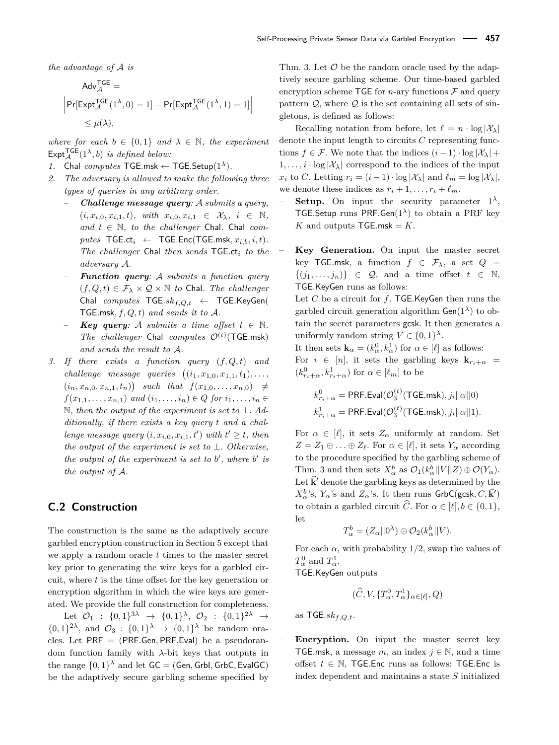*the advantage of $\mathcal{A}$ is*

$$\mathsf{Adv}_{\mathcal{A}}^{\mathsf{TGE}} = \left|\Pr[\mathsf{Expt}_{\mathcal{A}}^{\mathsf{TGE}}(1^\lambda, 0) = 1] - \Pr[\mathsf{Expt}_{\mathcal{A}}^{\mathsf{TGE}}(1^\lambda, 1) = 1]\right| \leq \mu(\lambda),$$

*where for each $b \in \{0,1\}$ and $\lambda \in \mathbb{N}$, the experiment $\mathsf{Expt}_{\mathcal{A}}^{\mathsf{TGE}}(1^\lambda, b)$ is defined below:*

1. *$\mathsf{Chal}$ computes $\mathsf{TGE.msk} \leftarrow \mathsf{TGE.Setup}(1^\lambda)$.*
2. *The adversary is allowed to make the following three types of queries in any arbitrary order.*
   - ***Challenge message query**: $\mathcal{A}$ submits a query, $(i, x_{i,0}, x_{i,1}, t)$, with $x_{i,0}, x_{i,1} \in \mathcal{X}_\lambda$, $i \in \mathbb{N}$, and $t \in \mathbb{N}$, to the challenger $\mathsf{Chal}$. $\mathsf{Chal}$ computes $\mathsf{TGE.ct}_i \leftarrow \mathsf{TGE.Enc}(\mathsf{TGE.msk}, x_{i,b}, i, t)$. The challenger $\mathsf{Chal}$ then sends $\mathsf{TGE.ct}_i$ to the adversary $\mathcal{A}$.*
   - ***Function query**: $\mathcal{A}$ submits a function query $(f, Q, t) \in \mathcal{F}_\lambda \times \mathcal{Q} \times \mathbb{N}$ to $\mathsf{Chal}$. The challenger $\mathsf{Chal}$ computes $\mathsf{TGE}.sk_{f,Q,t} \leftarrow \mathsf{TGE.KeyGen}(\mathsf{TGE.msk}, f, Q, t)$ and sends it to $\mathcal{A}$.*
   - ***Key query**: $\mathcal{A}$ submits a time offset $t \in \mathbb{N}$. The challenger $\mathsf{Chal}$ computes $\mathcal{O}^{(t)}(\mathsf{TGE.msk})$ and sends the result to $\mathcal{A}$.*
3. *If there exists a function query $(f, Q, t)$ and challenge message queries $\big((i_1, x_{1,0}, x_{1,1}, t_1), \ldots, (i_n, x_{n,0}, x_{n,1}, t_n)\big)$ such that $f(x_{1,0}, \ldots, x_{n,0}) \neq f(x_{1,1}, \ldots, x_{n,1})$ and $(i_1, \ldots, i_n) \in Q$ for $i_1, \ldots, i_n \in \mathbb{N}$, then the output of the experiment is set to $\perp$. Additionally, if there exists a key query $t$ and a challenge message query $(i, x_{i,0}, x_{i,1}, t')$ with $t' \geq t$, then the output of the experiment is set to $\perp$. Otherwise, the output of the experiment is set to $b'$, where $b'$ is the output of $\mathcal{A}$.*

## C.2 Construction

The construction is the same as the adaptively secure garbled encryption construction in Section 5 except that we apply a random oracle $t$ times to the master secret key prior to generating the wire keys for a garbled circuit, where $t$ is the time offset for the key generation or encryption algorithm in which the wire keys are generated. We provide the full construction for completeness.

Let $\mathcal{O}_1 : \{0,1\}^{3\lambda} \to \{0,1\}^\lambda$, $\mathcal{O}_2 : \{0,1\}^{2\lambda} \to \{0,1\}^{2\lambda}$, and $\mathcal{O}_3 : \{0,1\}^\lambda \to \{0,1\}^\lambda$ be random oracles. Let $\mathsf{PRF} = (\mathsf{PRF.Gen}, \mathsf{PRF.Eval})$ be a pseudorandom function family with $\lambda$-bit keys that outputs in the range $\{0,1\}^\lambda$ and let $\mathsf{GC} = (\mathsf{Gen}, \mathsf{Grbl}, \mathsf{GrbC}, \mathsf{EvalGC})$ be the adaptively secure garbling scheme specified by Thm. 3. Let $\mathcal{O}$ be the random oracle used by the adaptively secure garbling scheme. Our time-based garbled encryption scheme $\mathsf{TGE}$ for $n$-ary functions $\mathcal{F}$ and query pattern $\mathcal{Q}$, where $\mathcal{Q}$ is the set containing all sets of singletons, is defined as follows:

Recalling notation from before, let $\ell = n \cdot \log|\mathcal{X}_\lambda|$ denote the input length to circuits $C$ representing functions $f \in \mathcal{F}$. We note that the indices $(i-1) \cdot \log|\mathcal{X}_\lambda| + 1, \ldots, i \cdot \log|\mathcal{X}_\lambda|$ correspond to the indices of the input $x_i$ to $C$. Letting $r_i = (i-1) \cdot \log|\mathcal{X}_\lambda|$ and $\ell_m = \log|\mathcal{X}_\lambda|$, we denote these indices as $r_i + 1, \ldots, r_i + \ell_m$.

- **Setup.** On input the security parameter $1^\lambda$, $\mathsf{TGE.Setup}$ runs $\mathsf{PRF.Gen}(1^\lambda)$ to obtain a PRF key $K$ and outputs $\mathsf{TGE.msk} = K$.

- **Key Generation.** On input the master secret key $\mathsf{TGE.msk}$, a function $f \in \mathcal{F}_\lambda$, a set $Q = \{(j_1, \ldots, j_n)\} \in \mathcal{Q}$, and a time offset $t \in \mathbb{N}$, $\mathsf{TGE.KeyGen}$ runs as follows:

  Let $C$ be a circuit for $f$. $\mathsf{TGE.KeyGen}$ then runs the garbled circuit generation algorithm $\mathsf{Gen}(1^\lambda)$ to obtain the secret parameters $\mathsf{gcsk}$. It then generates a uniformly random string $V \in \{0,1\}^\lambda$.

  It then sets $\mathbf{k}_\alpha = (k_\alpha^0, k_\alpha^1)$ for $\alpha \in [\ell]$ as follows:
  For $i \in [n]$, it sets the garbling keys $\mathbf{k}_{r_i+\alpha} = (k_{r_i+\alpha}^0, k_{r_i+\alpha}^1)$ for $\alpha \in [\ell_m]$ to be

  $$k_{r_i+\alpha}^0 = \mathsf{PRF.Eval}(\mathcal{O}_3^{(t)}(\mathsf{TGE.msk}), j_i||\alpha||0)$$
  $$k_{r_i+\alpha}^1 = \mathsf{PRF.Eval}(\mathcal{O}_3^{(t)}(\mathsf{TGE.msk}), j_i||\alpha||1).$$

  For $\alpha \in [\ell]$, it sets $Z_\alpha$ uniformly at random. Set $Z = Z_1 \oplus \ldots \oplus Z_\ell$. For $\alpha \in [\ell]$, it sets $Y_\alpha$ according to the procedure specified by the garbling scheme of Thm. 3 and then sets $X_\alpha^b$ as $\mathcal{O}_1(k_\alpha^b||V||Z) \oplus \mathcal{O}(Y_\alpha)$. Let $\vec{\mathbf{k}}'$ denote the garbling keys as determined by the $X_\alpha^b$'s, $Y_\alpha$'s and $Z_\alpha$'s. It then runs $\mathsf{GrbC}(\mathsf{gcsk}, C, \vec{\mathbf{k}}')$ to obtain a garbled circuit $\widehat{C}$. For $\alpha \in [\ell], b \in \{0,1\}$, let

  $$T_\alpha^b = (Z_\alpha||0^\lambda) \oplus \mathcal{O}_2(k_\alpha^b||V).$$

  For each $\alpha$, with probability $1/2$, swap the values of $T_\alpha^0$ and $T_\alpha^1$.
  $\mathsf{TGE.KeyGen}$ outputs

  $$(\widehat{C}, V, \{T_\alpha^0, T_\alpha^1\}_{\alpha\in[\ell]}, Q)$$

  as $\mathsf{TGE}.sk_{f,Q,t}$.

- **Encryption.** On input the master secret key $\mathsf{TGE.msk}$, a message $m$, an index $j \in \mathbb{N}$, and a time offset $t \in \mathbb{N}$, $\mathsf{TGE.Enc}$ runs as follows: $\mathsf{TGE.Enc}$ is index dependent and maintains a state $S$ initialized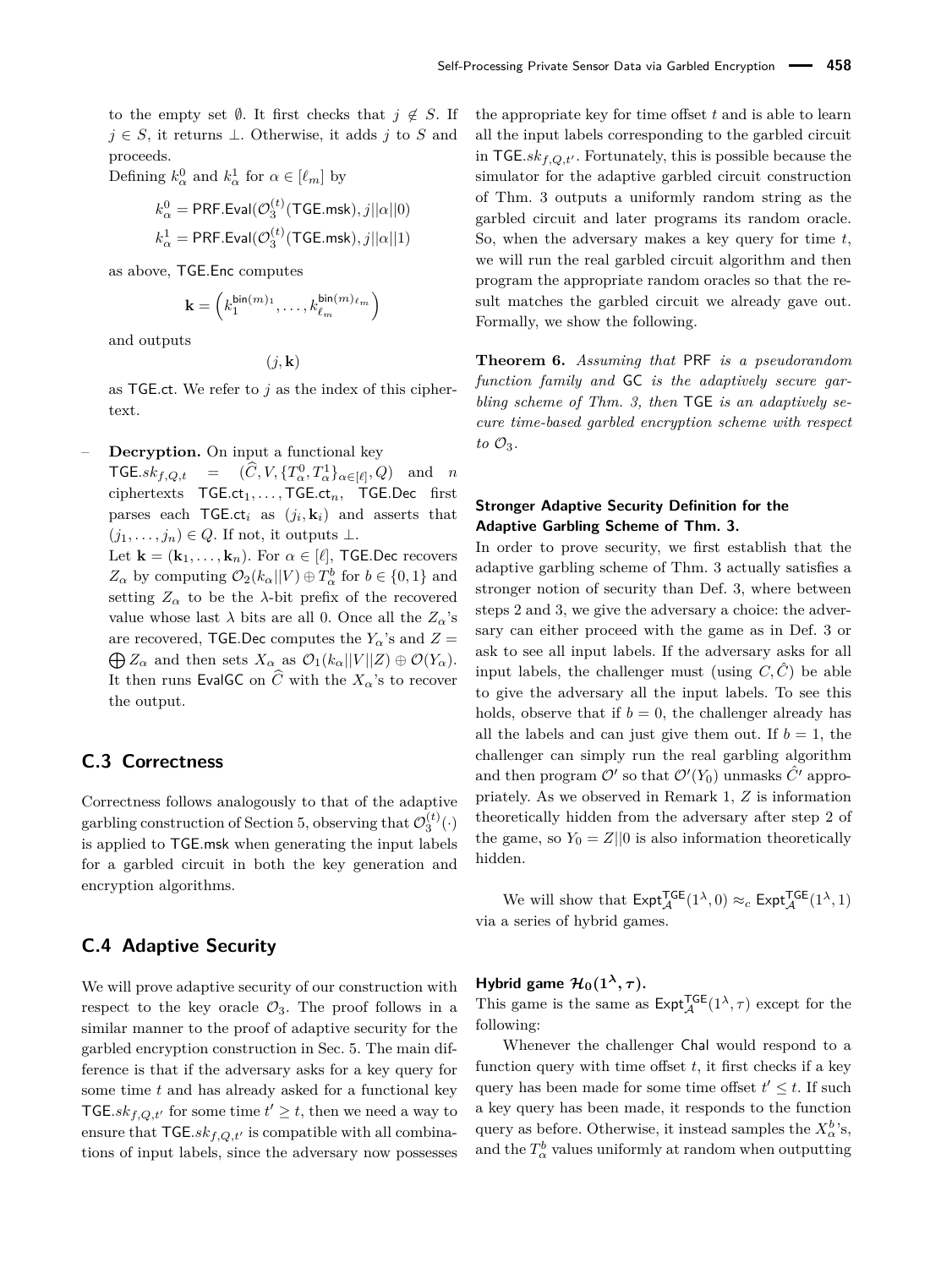to the empty set $\emptyset$. It first checks that $j \notin S$. If $j \in S$, it returns $\perp$. Otherwise, it adds $j$ to $S$ and proceeds.

Defining $k_\alpha^0$ and $k_\alpha^1$ for $\alpha \in [\ell_m]$ by

$$k_\alpha^0 = \mathsf{PRF.Eval}(\mathcal{O}_3^{(t)}(\mathsf{TGE.msk}), j||\alpha||0)$$
$$k_\alpha^1 = \mathsf{PRF.Eval}(\mathcal{O}_3^{(t)}(\mathsf{TGE.msk}), j||\alpha||1)$$

as above, $\mathsf{TGE.Enc}$ computes

$$\mathbf{k} = \left(k_1^{\mathsf{bin}(m)_1}, \ldots, k_{\ell_m}^{\mathsf{bin}(m)_{\ell_m}}\right)$$

and outputs

$$(j, \mathbf{k})$$

as $\mathsf{TGE.ct}$. We refer to $j$ as the index of this ciphertext.

– **Decryption.** On input a functional key $\mathsf{TGE}.sk_{f,Q,t} = (\widehat{C}, V, \{T_\alpha^0, T_\alpha^1\}_{\alpha\in[\ell]}, Q)$ and $n$ ciphertexts $\mathsf{TGE.ct}_1, \ldots, \mathsf{TGE.ct}_n$, $\mathsf{TGE.Dec}$ first parses each $\mathsf{TGE.ct}_i$ as $(j_i, \mathbf{k}_i)$ and asserts that $(j_1, \ldots, j_n) \in Q$. If not, it outputs $\perp$.

  Let $\mathbf{k} = (\mathbf{k}_1, \ldots, \mathbf{k}_n)$. For $\alpha \in [\ell]$, $\mathsf{TGE.Dec}$ recovers $Z_\alpha$ by computing $\mathcal{O}_2(k_\alpha||V) \oplus T_\alpha^b$ for $b \in \{0, 1\}$ and setting $Z_\alpha$ to be the $\lambda$-bit prefix of the recovered value whose last $\lambda$ bits are all 0. Once all the $Z_\alpha$'s are recovered, $\mathsf{TGE.Dec}$ computes the $Y_\alpha$'s and $Z = \bigoplus Z_\alpha$ and then sets $X_\alpha$ as $\mathcal{O}_1(k_\alpha||V||Z) \oplus \mathcal{O}(Y_\alpha)$. It then runs $\mathsf{EvalGC}$ on $\widehat{C}$ with the $X_\alpha$'s to recover the output.

## C.3 Correctness

Correctness follows analogously to that of the adaptive garbling construction of Section 5, observing that $\mathcal{O}_3^{(t)}(\cdot)$ is applied to $\mathsf{TGE.msk}$ when generating the input labels for a garbled circuit in both the key generation and encryption algorithms.

## C.4 Adaptive Security

We will prove adaptive security of our construction with respect to the key oracle $\mathcal{O}_3$. The proof follows in a similar manner to the proof of adaptive security for the garbled encryption construction in Sec. 5. The main difference is that if the adversary asks for a key query for some time $t$ and has already asked for a functional key $\mathsf{TGE}.sk_{f,Q,t'}$ for some time $t' \geq t$, then we need a way to ensure that $\mathsf{TGE}.sk_{f,Q,t'}$ is compatible with all combinations of input labels, since the adversary now possesses the appropriate key for time offset $t$ and is able to learn all the input labels corresponding to the garbled circuit in $\mathsf{TGE}.sk_{f,Q,t'}$. Fortunately, this is possible because the simulator for the adaptive garbled circuit construction of Thm. 3 outputs a uniformly random string as the garbled circuit and later programs its random oracle. So, when the adversary makes a key query for time $t$, we will run the real garbled circuit algorithm and then program the appropriate random oracles so that the result matches the garbled circuit we already gave out. Formally, we show the following.

**Theorem 6.** *Assuming that* PRF *is a pseudorandom function family and* GC *is the adaptively secure garbling scheme of Thm. 3, then* TGE *is an adaptively secure time-based garbled encryption scheme with respect to* $\mathcal{O}_3$.

#### Stronger Adaptive Security Definition for the Adaptive Garbling Scheme of Thm. 3.

In order to prove security, we first establish that the adaptive garbling scheme of Thm. 3 actually satisfies a stronger notion of security than Def. 3, where between steps 2 and 3, we give the adversary a choice: the adversary can either proceed with the game as in Def. 3 or ask to see all input labels. If the adversary asks for all input labels, the challenger must (using $C, \hat{C}$) be able to give the adversary all the input labels. To see this holds, observe that if $b = 0$, the challenger already has all the labels and can just give them out. If $b = 1$, the challenger can simply run the real garbling algorithm and then program $\mathcal{O}'$ so that $\mathcal{O}'(Y_0)$ unmasks $\hat{C}'$ appropriately. As we observed in Remark 1, $Z$ is information theoretically hidden from the adversary after step 2 of the game, so $Y_0 = Z||0$ is also information theoretically hidden.

We will show that $\mathsf{Expt}_{\mathcal{A}}^{\mathsf{TGE}}(1^\lambda, 0) \approx_c \mathsf{Expt}_{\mathcal{A}}^{\mathsf{TGE}}(1^\lambda, 1)$ via a series of hybrid games.

#### Hybrid game $\mathcal{H}_0(1^\lambda, \tau)$.

This game is the same as $\mathsf{Expt}_{\mathcal{A}}^{\mathsf{TGE}}(1^\lambda, \tau)$ except for the following:

Whenever the challenger $\mathsf{Chal}$ would respond to a function query with time offset $t$, it first checks if a key query has been made for some time offset $t' \leq t$. If such a key query has been made, it responds to the function query as before. Otherwise, it instead samples the $X_\alpha^b$'s, and the $T_\alpha^b$ values uniformly at random when outputting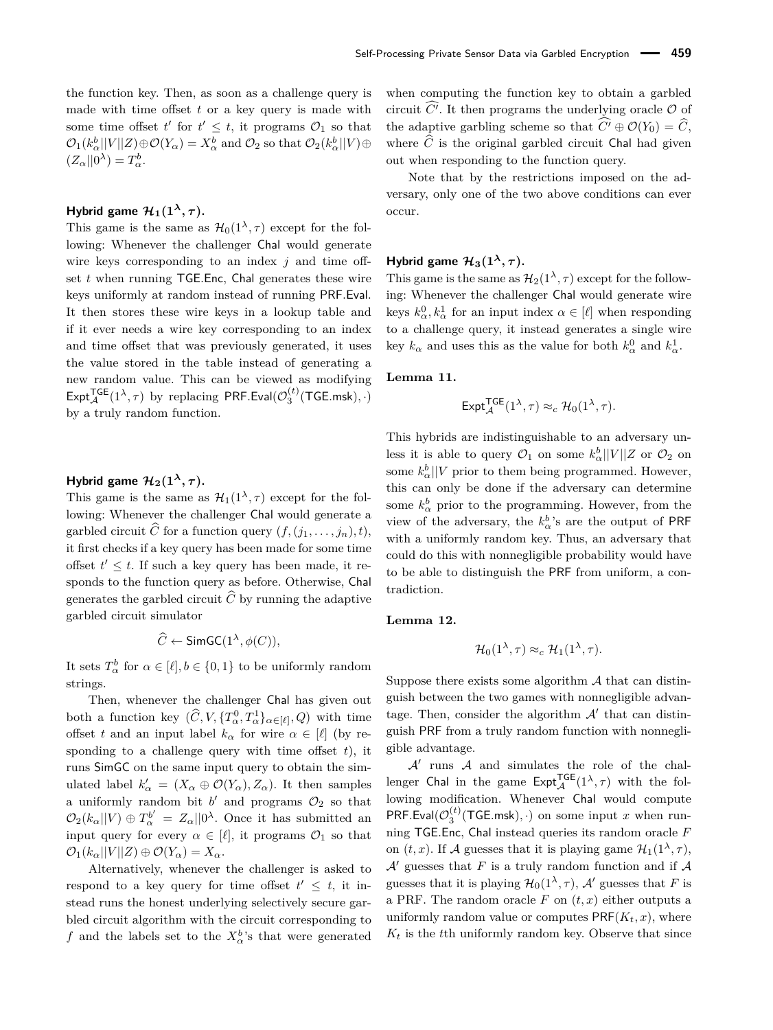the function key. Then, as soon as a challenge query is made with time offset $t$ or a key query is made with some time offset $t'$ for $t' \leq t$, it programs $\mathcal{O}_1$ so that $\mathcal{O}_1(k_\alpha^b||V||Z) \oplus \mathcal{O}(Y_\alpha) = X_\alpha^b$ and $\mathcal{O}_2$ so that $\mathcal{O}_2(k_\alpha^b||V) \oplus (Z_\alpha||0^\lambda) = T_\alpha^b$.

#### Hybrid game $\mathcal{H}_1(1^\lambda, \tau)$.

This game is the same as $\mathcal{H}_0(1^\lambda, \tau)$ except for the following: Whenever the challenger Chal would generate wire keys corresponding to an index $j$ and time offset $t$ when running TGE.Enc, Chal generates these wire keys uniformly at random instead of running PRF.Eval. It then stores these wire keys in a lookup table and if it ever needs a wire key corresponding to an index and time offset that was previously generated, it uses the value stored in the table instead of generating a new random value. This can be viewed as modifying $\mathsf{Expt}_{\mathcal{A}}^{\mathsf{TGE}}(1^\lambda, \tau)$ by replacing $\mathsf{PRF.Eval}(\mathcal{O}_3^{(t)}(\mathsf{TGE.msk}), \cdot)$ by a truly random function.

#### Hybrid game $\mathcal{H}_2(1^\lambda, \tau)$.

This game is the same as $\mathcal{H}_1(1^\lambda, \tau)$ except for the following: Whenever the challenger Chal would generate a garbled circuit $\widehat{C}$ for a function query $(f, (j_1, \ldots, j_n), t)$, it first checks if a key query has been made for some time offset $t' \leq t$. If such a key query has been made, it responds to the function query as before. Otherwise, Chal generates the garbled circuit $\widehat{C}$ by running the adaptive garbled circuit simulator

$$\widehat{C} \leftarrow \mathsf{SimGC}(1^\lambda, \phi(C)),$$

It sets $T_\alpha^b$ for $\alpha \in [\ell], b \in \{0, 1\}$ to be uniformly random strings.

Then, whenever the challenger Chal has given out both a function key $(\widehat{C}, V, \{T_\alpha^0, T_\alpha^1\}_{\alpha \in [\ell]}, Q)$ with time offset $t$ and an input label $k_\alpha$ for wire $\alpha \in [\ell]$ (by responding to a challenge query with time offset $t$), it runs SimGC on the same input query to obtain the simulated label $k'_\alpha = (X_\alpha \oplus \mathcal{O}(Y_\alpha), Z_\alpha)$. It then samples a uniformly random bit $b'$ and programs $\mathcal{O}_2$ so that $\mathcal{O}_2(k_\alpha||V) \oplus T_\alpha^{b'} = Z_\alpha||0^\lambda$. Once it has submitted an input query for every $\alpha \in [\ell]$, it programs $\mathcal{O}_1$ so that $\mathcal{O}_1(k_\alpha||V||Z) \oplus \mathcal{O}(Y_\alpha) = X_\alpha$.

Alternatively, whenever the challenger is asked to respond to a key query for time offset $t' \leq t$, it instead runs the honest underlying selectively secure garbled circuit algorithm with the circuit corresponding to $f$ and the labels set to the $X_\alpha^b$'s that were generated when computing the function key to obtain a garbled circuit $\widehat{C'}$. It then programs the underlying oracle $\mathcal{O}$ of the adaptive garbling scheme so that $\widehat{C'} \oplus \mathcal{O}(Y_0) = \widehat{C}$, where $\widehat{C}$ is the original garbled circuit Chal had given out when responding to the function query.

Note that by the restrictions imposed on the adversary, only one of the two above conditions can ever occur.

#### Hybrid game $\mathcal{H}_3(1^\lambda, \tau)$.

This game is the same as $\mathcal{H}_2(1^\lambda, \tau)$ except for the following: Whenever the challenger Chal would generate wire keys $k_\alpha^0, k_\alpha^1$ for an input index $\alpha \in [\ell]$ when responding to a challenge query, it instead generates a single wire key $k_\alpha$ and uses this as the value for both $k_\alpha^0$ and $k_\alpha^1$.

**Lemma 11.**

$$\mathsf{Expt}_{\mathcal{A}}^{\mathsf{TGE}}(1^\lambda, \tau) \approx_c \mathcal{H}_0(1^\lambda, \tau).$$

This hybrids are indistinguishable to an adversary unless it is able to query $\mathcal{O}_1$ on some $k_\alpha^b||V||Z$ or $\mathcal{O}_2$ on some $k_\alpha^b||V$ prior to them being programmed. However, this can only be done if the adversary can determine some $k_\alpha^b$ prior to the programming. However, from the view of the adversary, the $k_\alpha^b$'s are the output of PRF with a uniformly random key. Thus, an adversary that could do this with nonnegligible probability would have to be able to distinguish the PRF from uniform, a contradiction.

**Lemma 12.**

$$\mathcal{H}_0(1^\lambda, \tau) \approx_c \mathcal{H}_1(1^\lambda, \tau).$$

Suppose there exists some algorithm $\mathcal{A}$ that can distinguish between the two games with nonnegligible advantage. Then, consider the algorithm $\mathcal{A}'$ that can distinguish PRF from a truly random function with nonnegligible advantage.

$\mathcal{A}'$ runs $\mathcal{A}$ and simulates the role of the challenger Chal in the game $\mathsf{Expt}_{\mathcal{A}}^{\mathsf{TGE}}(1^\lambda, \tau)$ with the following modification. Whenever Chal would compute $\mathsf{PRF.Eval}(\mathcal{O}_3^{(t)}(\mathsf{TGE.msk}), \cdot)$ on some input $x$ when running TGE.Enc, Chal instead queries its random oracle $F$ on $(t, x)$. If $\mathcal{A}$ guesses that it is playing game $\mathcal{H}_1(1^\lambda, \tau)$, $\mathcal{A}'$ guesses that $F$ is a truly random function and if $\mathcal{A}$ guesses that it is playing $\mathcal{H}_0(1^\lambda, \tau)$, $\mathcal{A}'$ guesses that $F$ is a PRF. The random oracle $F$ on $(t, x)$ either outputs a uniformly random value or computes $\mathsf{PRF}(K_t, x)$, where $K_t$ is the $t$th uniformly random key. Observe that since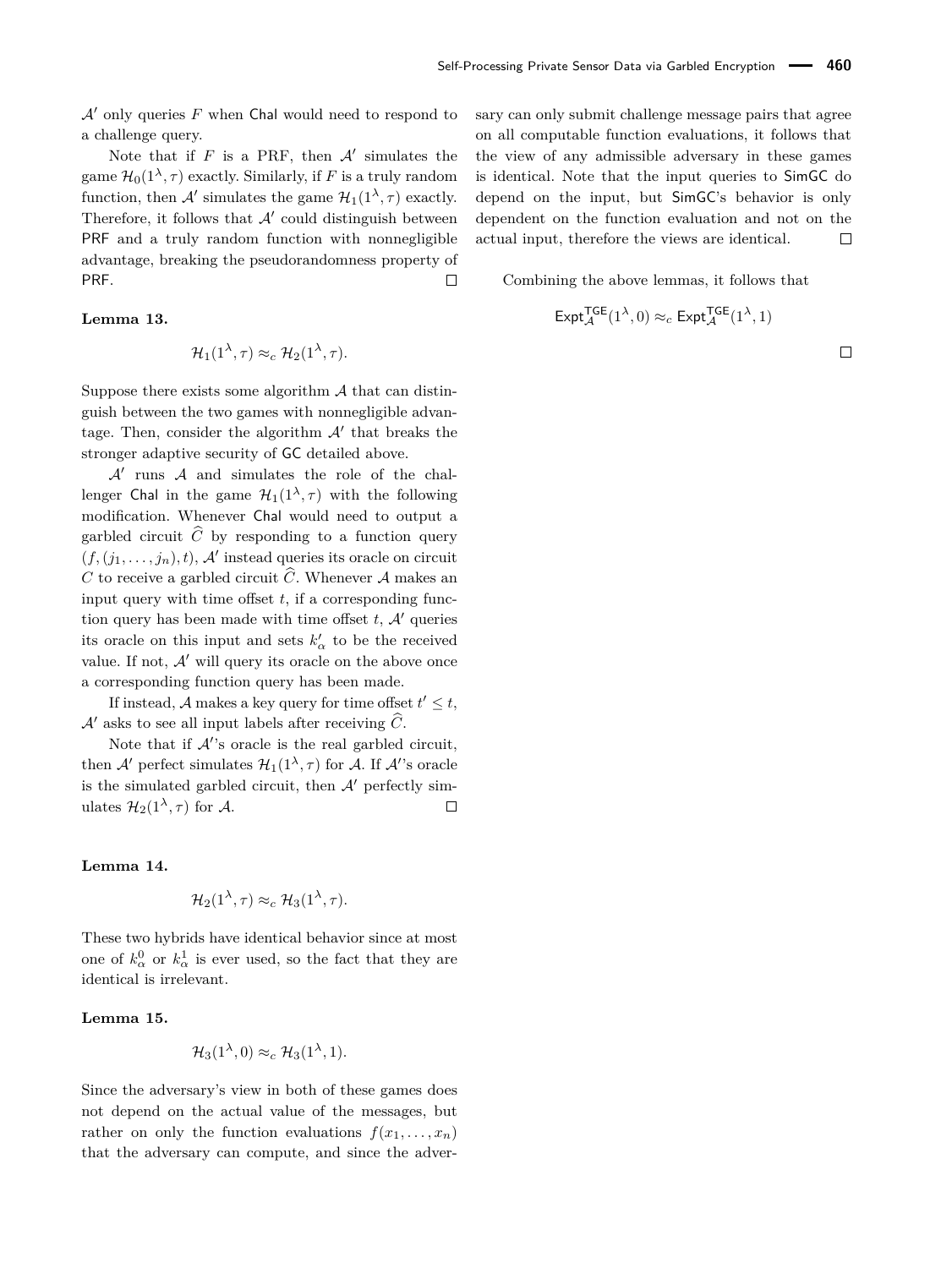$\mathcal{A}'$ only queries $F$ when $\mathsf{Chal}$ would need to respond to a challenge query.

Note that if $F$ is a PRF, then $\mathcal{A}'$ simulates the game $\mathcal{H}_0(1^\lambda, \tau)$ exactly. Similarly, if $F$ is a truly random function, then $\mathcal{A}'$ simulates the game $\mathcal{H}_1(1^\lambda, \tau)$ exactly. Therefore, it follows that $\mathcal{A}'$ could distinguish between $\mathsf{PRF}$ and a truly random function with nonnegligible advantage, breaking the pseudorandomness property of $\mathsf{PRF}$. ◻

**Lemma 13.**

$$\mathcal{H}_1(1^\lambda, \tau) \approx_c \mathcal{H}_2(1^\lambda, \tau).$$

Suppose there exists some algorithm $\mathcal{A}$ that can distinguish between the two games with nonnegligible advantage. Then, consider the algorithm $\mathcal{A}'$ that breaks the stronger adaptive security of $\mathsf{GC}$ detailed above.

$\mathcal{A}'$ runs $\mathcal{A}$ and simulates the role of the challenger $\mathsf{Chal}$ in the game $\mathcal{H}_1(1^\lambda, \tau)$ with the following modification. Whenever $\mathsf{Chal}$ would need to output a garbled circuit $\widehat{C}$ by responding to a function query $(f, (j_1, \ldots, j_n), t)$, $\mathcal{A}'$ instead queries its oracle on circuit $C$ to receive a garbled circuit $\widehat{C}$. Whenever $\mathcal{A}$ makes an input query with time offset $t$, if a corresponding function query has been made with time offset $t$, $\mathcal{A}'$ queries its oracle on this input and sets $k'_\alpha$ to be the received value. If not, $\mathcal{A}'$ will query its oracle on the above once a corresponding function query has been made.

If instead, $\mathcal{A}$ makes a key query for time offset $t' \leq t$, $\mathcal{A}'$ asks to see all input labels after receiving $\widehat{C}$.

Note that if $\mathcal{A}'$'s oracle is the real garbled circuit, then $\mathcal{A}'$ perfect simulates $\mathcal{H}_1(1^\lambda, \tau)$ for $\mathcal{A}$. If $\mathcal{A}'$'s oracle is the simulated garbled circuit, then $\mathcal{A}'$ perfectly simulates $\mathcal{H}_2(1^\lambda, \tau)$ for $\mathcal{A}$. ◻

**Lemma 14.**

$$\mathcal{H}_2(1^\lambda, \tau) \approx_c \mathcal{H}_3(1^\lambda, \tau).$$

These two hybrids have identical behavior since at most one of $k^0_\alpha$ or $k^1_\alpha$ is ever used, so the fact that they are identical is irrelevant.

**Lemma 15.**

$$\mathcal{H}_3(1^\lambda, 0) \approx_c \mathcal{H}_3(1^\lambda, 1).$$

Since the adversary's view in both of these games does not depend on the actual value of the messages, but rather on only the function evaluations $f(x_1, \ldots, x_n)$ that the adversary can compute, and since the adversary can only submit challenge message pairs that agree on all computable function evaluations, it follows that the view of any admissible adversary in these games is identical. Note that the input queries to $\mathsf{SimGC}$ do depend on the input, but $\mathsf{SimGC}$'s behavior is only dependent on the function evaluation and not on the actual input, therefore the views are identical. ◻

Combining the above lemmas, it follows that

$$\mathsf{Expt}^{\mathsf{TGE}}_{\mathcal{A}}(1^\lambda, 0) \approx_c \mathsf{Expt}^{\mathsf{TGE}}_{\mathcal{A}}(1^\lambda, 1)$$

◻